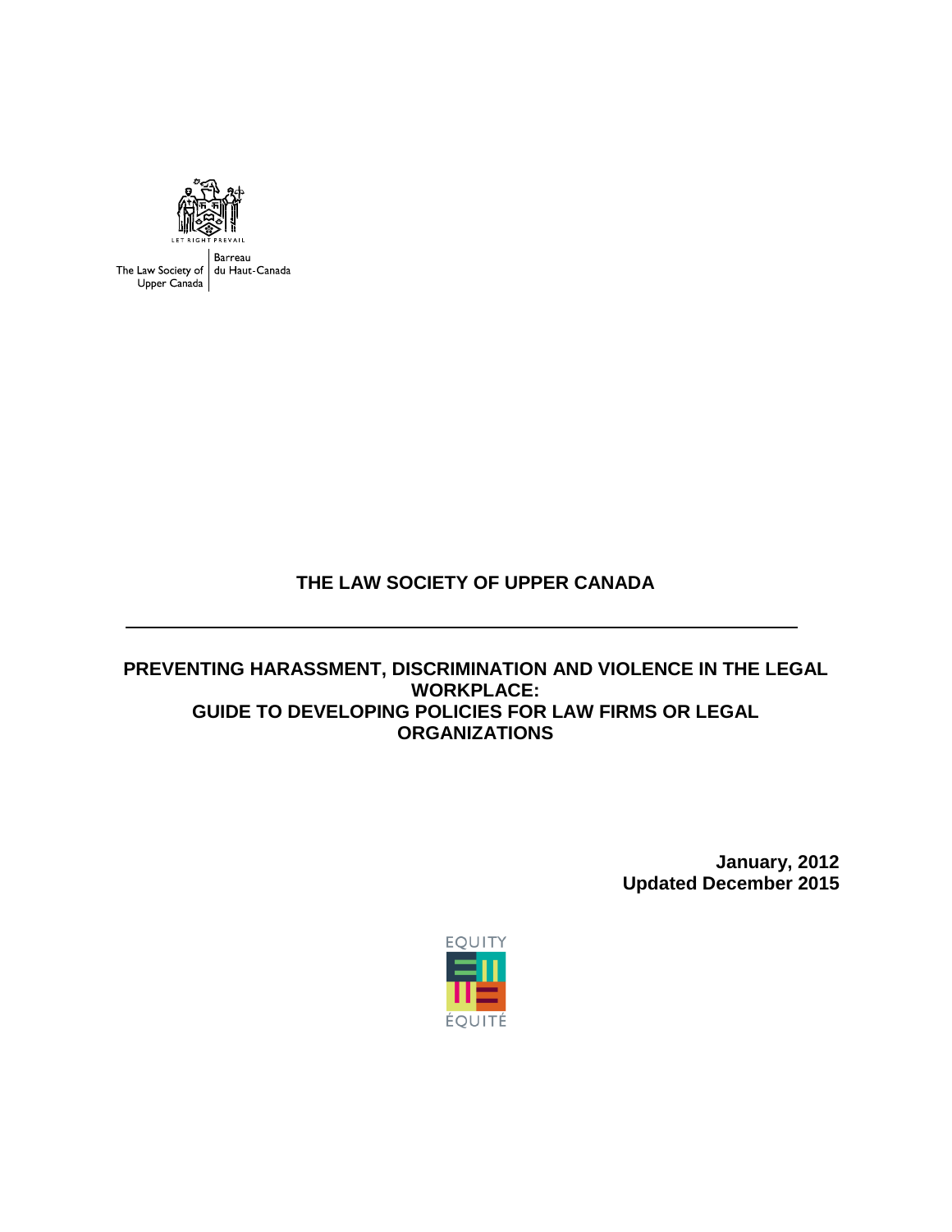LET RIGHT PREVAIL

The Law Society of Upper Canada | Barreau du Haut-Canada

# THE LAW SOCIETY OF UPPER CANADA

---

## PREVENTING HARASSMENT, DISCRIMINATION AND VIOLENCE IN THE LEGAL WORKPLACE:
## GUIDE TO DEVELOPING POLICIES FOR LAW FIRMS OR LEGAL ORGANIZATIONS

**January, 2012**
**Updated December 2015**

EQUITY
ÉQUITÉ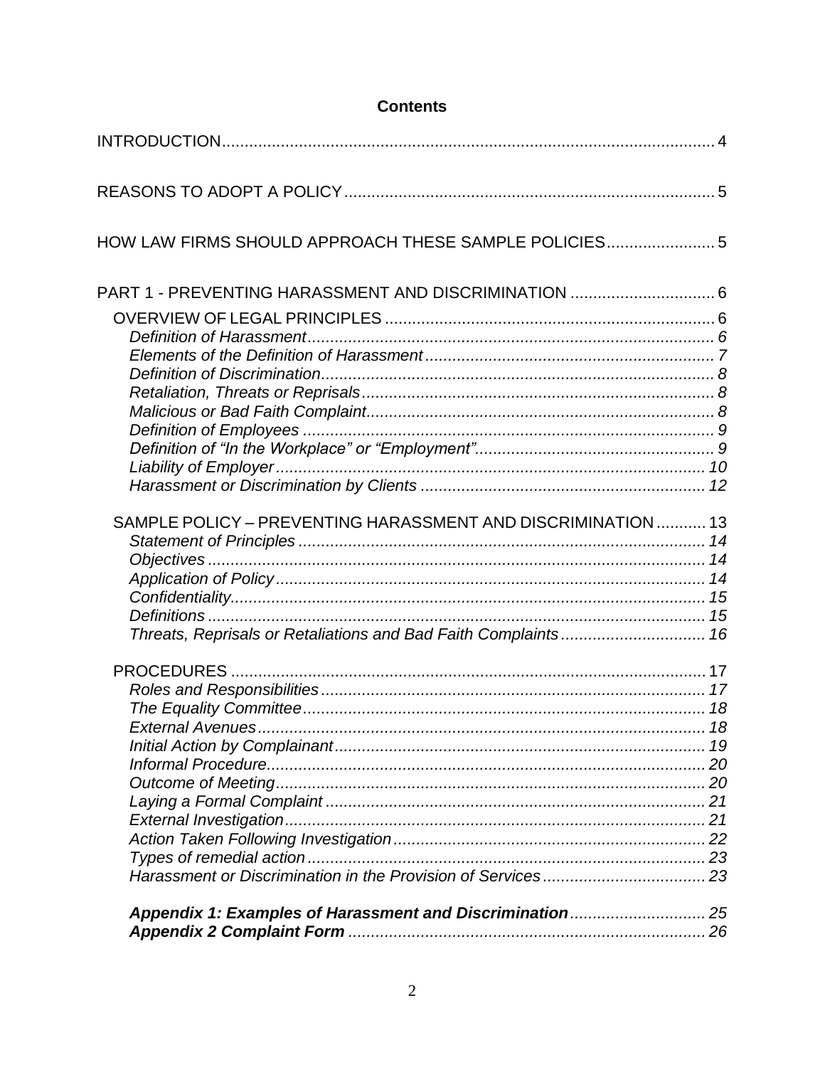# Contents

INTRODUCTION .......... 4

REASONS TO ADOPT A POLICY .......... 5

HOW LAW FIRMS SHOULD APPROACH THESE SAMPLE POLICIES .......... 5

PART 1 - PREVENTING HARASSMENT AND DISCRIMINATION .......... 6

- OVERVIEW OF LEGAL PRINCIPLES .......... 6
  - *Definition of Harassment* .......... 6
  - *Elements of the Definition of Harassment* .......... 7
  - *Definition of Discrimination* .......... 8
  - *Retaliation, Threats or Reprisals* .......... 8
  - *Malicious or Bad Faith Complaint* .......... 8
  - *Definition of Employees* .......... 9
  - *Definition of "In the Workplace" or "Employment"* .......... 9
  - *Liability of Employer* .......... 10
  - *Harassment or Discrimination by Clients* .......... 12
- SAMPLE POLICY – PREVENTING HARASSMENT AND DISCRIMINATION .......... 13
  - *Statement of Principles* .......... 14
  - *Objectives* .......... 14
  - *Application of Policy* .......... 14
  - *Confidentiality* .......... 15
  - *Definitions* .......... 15
  - *Threats, Reprisals or Retaliations and Bad Faith Complaints* .......... 16
- PROCEDURES .......... 17
  - *Roles and Responsibilities* .......... 17
  - *The Equality Committee* .......... 18
  - *External Avenues* .......... 18
  - *Initial Action by Complainant* .......... 19
  - *Informal Procedure* .......... 20
  - *Outcome of Meeting* .......... 20
  - *Laying a Formal Complaint* .......... 21
  - *External Investigation* .......... 21
  - *Action Taken Following Investigation* .......... 22
  - *Types of remedial action* .......... 23
  - *Harassment or Discrimination in the Provision of Services* .......... 23
  - ***Appendix 1: Examples of Harassment and Discrimination*** .......... 25
  - ***Appendix 2 Complaint Form*** .......... 26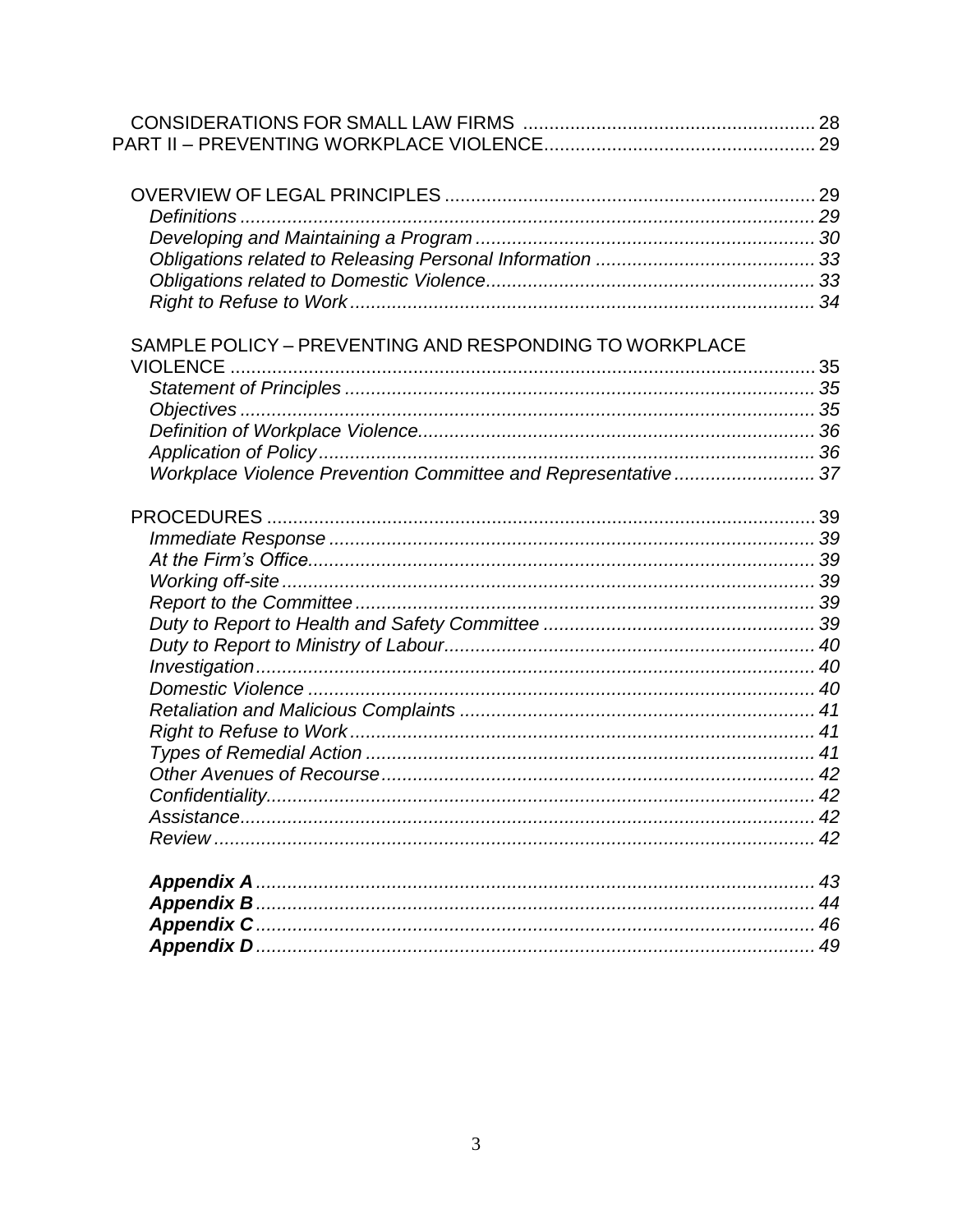CONSIDERATIONS FOR SMALL LAW FIRMS ....................................................... 28
PART II – PREVENTING WORKPLACE VIOLENCE................................................... 29

OVERVIEW OF LEGAL PRINCIPLES ...................................................................... 29
*Definitions ............................................................................................................ 29*
*Developing and Maintaining a Program ................................................................ 30*
*Obligations related to Releasing Personal Information .......................................... 33*
*Obligations related to Domestic Violence.............................................................. 33*
*Right to Refuse to Work ........................................................................................ 34*

SAMPLE POLICY – PREVENTING AND RESPONDING TO WORKPLACE VIOLENCE ................................................................................................................ 35
*Statement of Principles ......................................................................................... 35*
*Objectives ............................................................................................................. 35*
*Definition of Workplace Violence........................................................................... 36*
*Application of Policy.............................................................................................. 36*
*Workplace Violence Prevention Committee and Representative ........................... 37*

PROCEDURES ......................................................................................................... 39
*Immediate Response ............................................................................................ 39*
*At the Firm's Office................................................................................................ 39*
*Working off-site ..................................................................................................... 39*
*Report to the Committee ....................................................................................... 39*
*Duty to Report to Health and Safety Committee .................................................... 39*
*Duty to Report to Ministry of Labour...................................................................... 40*
*Investigation.......................................................................................................... 40*
*Domestic Violence ................................................................................................ 40*
*Retaliation and Malicious Complaints ................................................................... 41*
*Right to Refuse to Work ........................................................................................ 41*
*Types of Remedial Action ..................................................................................... 41*
*Other Avenues of Recourse.................................................................................. 42*
*Confidentiality........................................................................................................ 42*
*Assistance............................................................................................................. 42*
*Review .................................................................................................................. 42*

***Appendix A** .......................................................................................................... 43*
***Appendix B** .......................................................................................................... 44*
***Appendix C** .......................................................................................................... 46*
***Appendix D** .......................................................................................................... 49*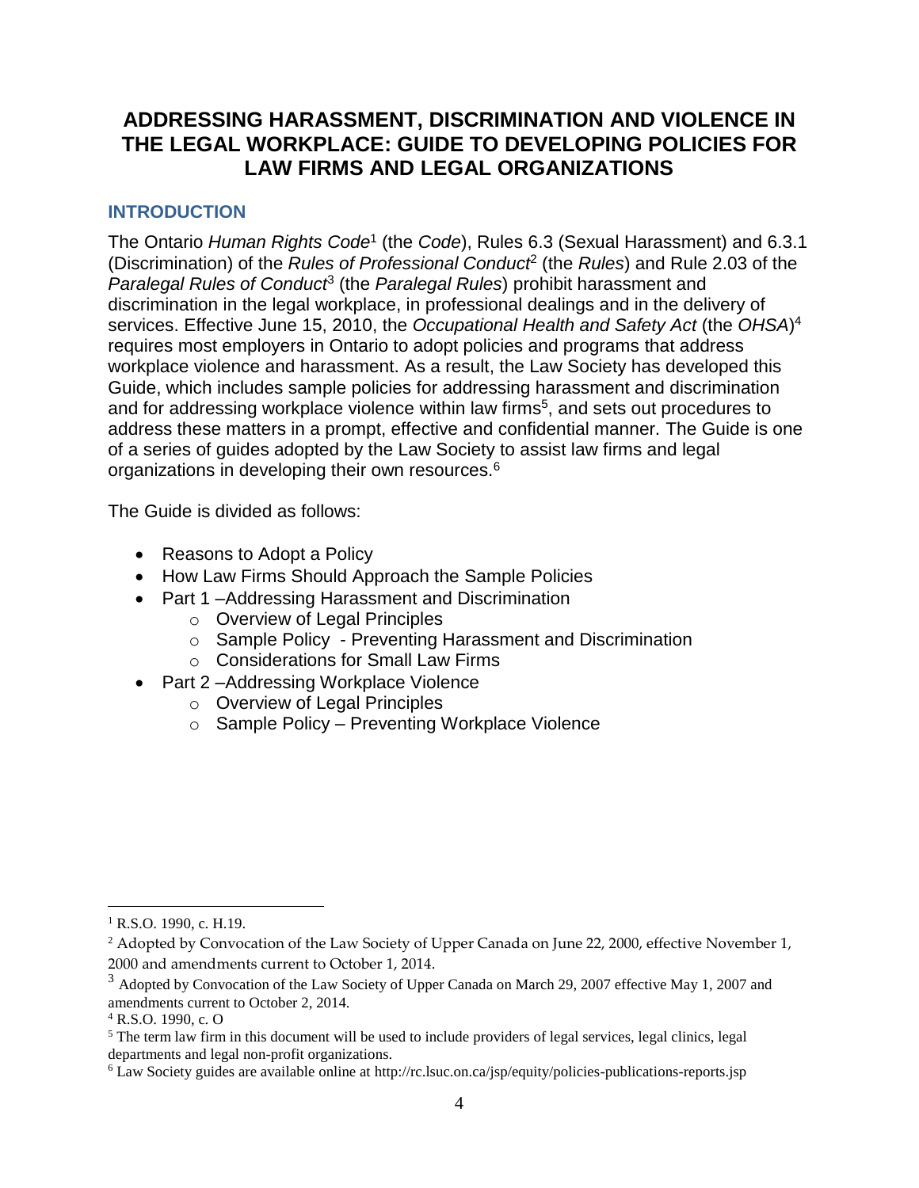# ADDRESSING HARASSMENT, DISCRIMINATION AND VIOLENCE IN THE LEGAL WORKPLACE: GUIDE TO DEVELOPING POLICIES FOR LAW FIRMS AND LEGAL ORGANIZATIONS

## INTRODUCTION

The Ontario *Human Rights Code*[1] (the *Code*), Rules 6.3 (Sexual Harassment) and 6.3.1 (Discrimination) of the *Rules of Professional Conduct*[2] (the *Rules*) and Rule 2.03 of the *Paralegal Rules of Conduct*[3] (the *Paralegal Rules*) prohibit harassment and discrimination in the legal workplace, in professional dealings and in the delivery of services. Effective June 15, 2010, the *Occupational Health and Safety Act* (the *OHSA*)[4] requires most employers in Ontario to adopt policies and programs that address workplace violence and harassment. As a result, the Law Society has developed this Guide, which includes sample policies for addressing harassment and discrimination and for addressing workplace violence within law firms[5], and sets out procedures to address these matters in a prompt, effective and confidential manner. The Guide is one of a series of guides adopted by the Law Society to assist law firms and legal organizations in developing their own resources.[6]

The Guide is divided as follows:

- Reasons to Adopt a Policy
- How Law Firms Should Approach the Sample Policies
- Part 1 –Addressing Harassment and Discrimination
  - Overview of Legal Principles
  - Sample Policy - Preventing Harassment and Discrimination
  - Considerations for Small Law Firms
- Part 2 –Addressing Workplace Violence
  - Overview of Legal Principles
  - Sample Policy – Preventing Workplace Violence

---

[1] R.S.O. 1990, c. H.19.

[2] Adopted by Convocation of the Law Society of Upper Canada on June 22, 2000, effective November 1, 2000 and amendments current to October 1, 2014.

[3] Adopted by Convocation of the Law Society of Upper Canada on March 29, 2007 effective May 1, 2007 and amendments current to October 2, 2014.

[4] R.S.O. 1990, c. O

[5] The term law firm in this document will be used to include providers of legal services, legal clinics, legal departments and legal non-profit organizations.

[6] Law Society guides are available online at http://rc.lsuc.on.ca/jsp/equity/policies-publications-reports.jsp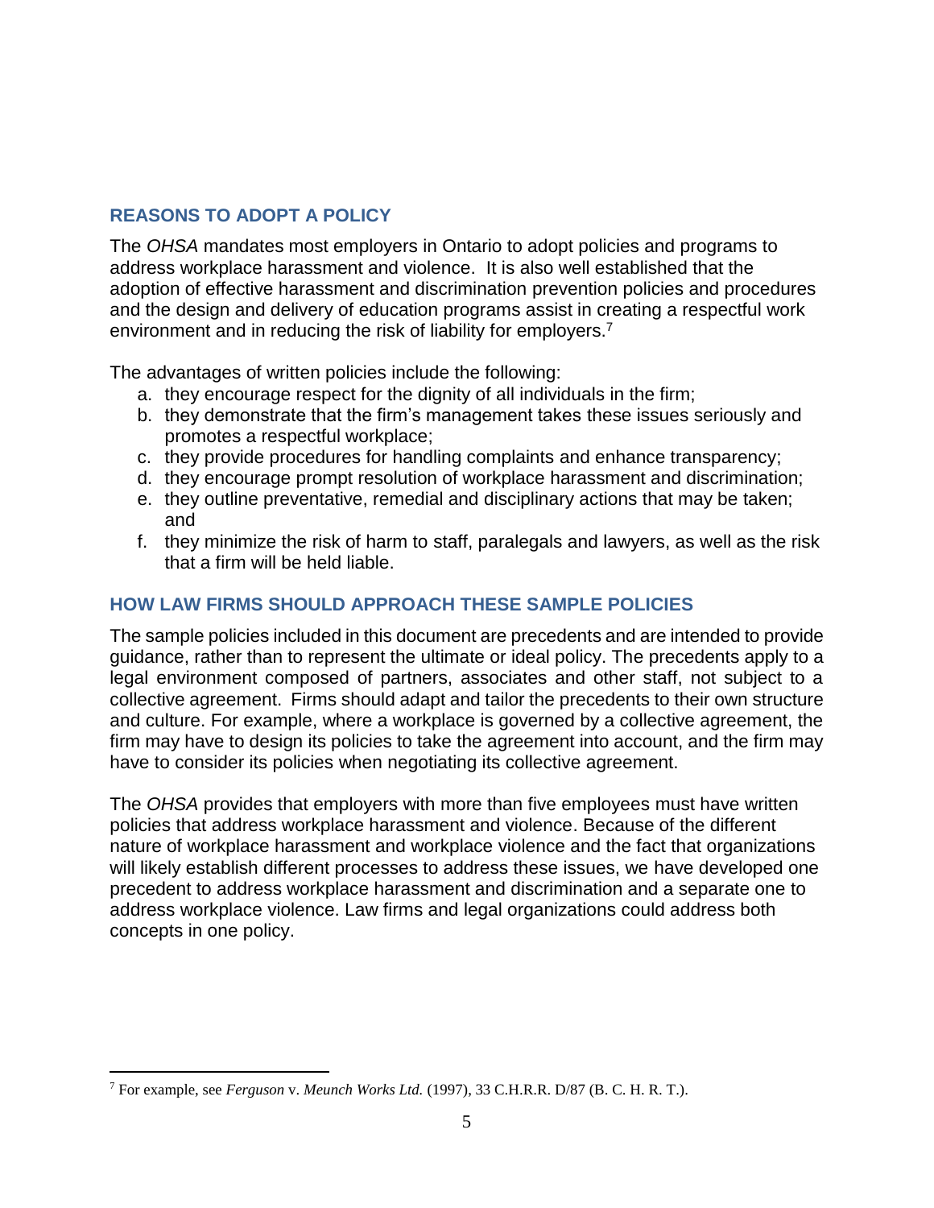## REASONS TO ADOPT A POLICY

The *OHSA* mandates most employers in Ontario to adopt policies and programs to address workplace harassment and violence. It is also well established that the adoption of effective harassment and discrimination prevention policies and procedures and the design and delivery of education programs assist in creating a respectful work environment and in reducing the risk of liability for employers.[7]

The advantages of written policies include the following:

a. they encourage respect for the dignity of all individuals in the firm;
b. they demonstrate that the firm's management takes these issues seriously and promotes a respectful workplace;
c. they provide procedures for handling complaints and enhance transparency;
d. they encourage prompt resolution of workplace harassment and discrimination;
e. they outline preventative, remedial and disciplinary actions that may be taken; and
f. they minimize the risk of harm to staff, paralegals and lawyers, as well as the risk that a firm will be held liable.

## HOW LAW FIRMS SHOULD APPROACH THESE SAMPLE POLICIES

The sample policies included in this document are precedents and are intended to provide guidance, rather than to represent the ultimate or ideal policy. The precedents apply to a legal environment composed of partners, associates and other staff, not subject to a collective agreement. Firms should adapt and tailor the precedents to their own structure and culture. For example, where a workplace is governed by a collective agreement, the firm may have to design its policies to take the agreement into account, and the firm may have to consider its policies when negotiating its collective agreement.

The *OHSA* provides that employers with more than five employees must have written policies that address workplace harassment and violence. Because of the different nature of workplace harassment and workplace violence and the fact that organizations will likely establish different processes to address these issues, we have developed one precedent to address workplace harassment and discrimination and a separate one to address workplace violence. Law firms and legal organizations could address both concepts in one policy.

---

[7] For example, see *Ferguson* v. *Meunch Works Ltd.* (1997), 33 C.H.R.R. D/87 (B. C. H. R. T.).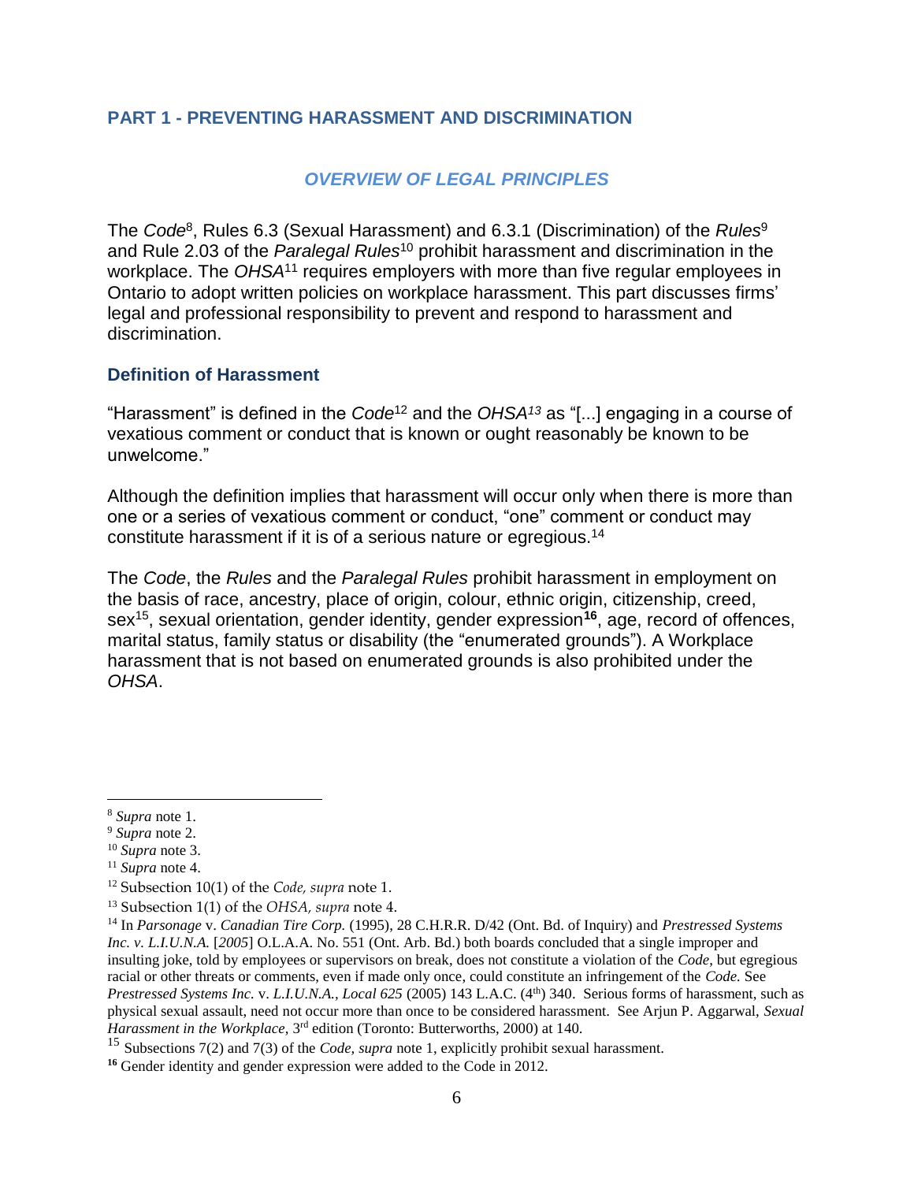## PART 1 - PREVENTING HARASSMENT AND DISCRIMINATION

### *OVERVIEW OF LEGAL PRINCIPLES*

The *Code*[8], Rules 6.3 (Sexual Harassment) and 6.3.1 (Discrimination) of the *Rules*[9] and Rule 2.03 of the *Paralegal Rules*[10] prohibit harassment and discrimination in the workplace. The *OHSA*[11] requires employers with more than five regular employees in Ontario to adopt written policies on workplace harassment. This part discusses firms' legal and professional responsibility to prevent and respond to harassment and discrimination.

### Definition of Harassment

"Harassment" is defined in the *Code*[12] and the *OHSA*[13] as "[...] engaging in a course of vexatious comment or conduct that is known or ought reasonably be known to be unwelcome."

Although the definition implies that harassment will occur only when there is more than one or a series of vexatious comment or conduct, "one" comment or conduct may constitute harassment if it is of a serious nature or egregious.[14]

The *Code*, the *Rules* and the *Paralegal Rules* prohibit harassment in employment on the basis of race, ancestry, place of origin, colour, ethnic origin, citizenship, creed, sex[15], sexual orientation, gender identity, gender expression[16], age, record of offences, marital status, family status or disability (the "enumerated grounds"). A Workplace harassment that is not based on enumerated grounds is also prohibited under the *OHSA*.

---

[8] *Supra* note 1.

[9] *Supra* note 2.

[10] *Supra* note 3.

[11] *Supra* note 4.

[12] Subsection 10(1) of the *Code, supra* note 1.

[13] Subsection 1(1) of the *OHSA, supra* note 4.

[14] In *Parsonage* v. *Canadian Tire Corp.* (1995), 28 C.H.R.R. D/42 (Ont. Bd. of Inquiry) and *Prestressed Systems Inc. v. L.I.U.N.A.* [*2005*] O.L.A.A. No. 551 (Ont. Arb. Bd.) both boards concluded that a single improper and insulting joke, told by employees or supervisors on break, does not constitute a violation of the *Code*, but egregious racial or other threats or comments, even if made only once, could constitute an infringement of the *Code.* See *Prestressed Systems Inc.* v. *L.I.U.N.A., Local 625* (2005) 143 L.A.C. (4th) 340. Serious forms of harassment, such as physical sexual assault, need not occur more than once to be considered harassment. See Arjun P. Aggarwal, *Sexual Harassment in the Workplace*, 3rd edition (Toronto: Butterworths, 2000) at 140.

[15] Subsections 7(2) and 7(3) of the *Code, supra* note 1, explicitly prohibit sexual harassment.

[16] Gender identity and gender expression were added to the Code in 2012.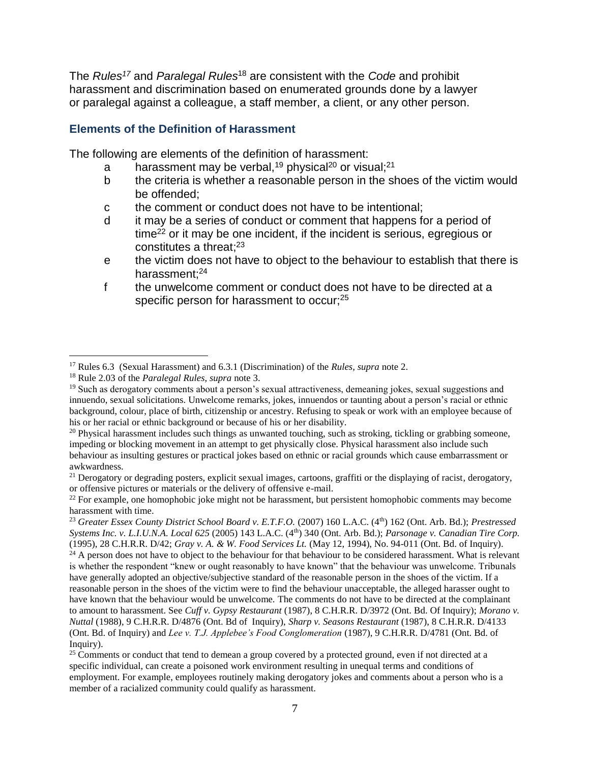The *Rules*[17] and *Paralegal Rules*[18] are consistent with the *Code* and prohibit harassment and discrimination based on enumerated grounds done by a lawyer or paralegal against a colleague, a staff member, a client, or any other person.

### Elements of the Definition of Harassment

The following are elements of the definition of harassment:

a harassment may be verbal,[19] physical[20] or visual;[21]

b the criteria is whether a reasonable person in the shoes of the victim would be offended;

c the comment or conduct does not have to be intentional;

d it may be a series of conduct or comment that happens for a period of time[22] or it may be one incident, if the incident is serious, egregious or constitutes a threat;[23]

e the victim does not have to object to the behaviour to establish that there is harassment;[24]

f the unwelcome comment or conduct does not have to be directed at a specific person for harassment to occur;[25]

---

[17] Rules 6.3 (Sexual Harassment) and 6.3.1 (Discrimination) of the *Rules, supra* note 2.

[18] Rule 2.03 of the *Paralegal Rules, supra* note 3.

[19] Such as derogatory comments about a person's sexual attractiveness, demeaning jokes, sexual suggestions and innuendo, sexual solicitations. Unwelcome remarks, jokes, innuendos or taunting about a person's racial or ethnic background, colour, place of birth, citizenship or ancestry. Refusing to speak or work with an employee because of his or her racial or ethnic background or because of his or her disability.

[20] Physical harassment includes such things as unwanted touching, such as stroking, tickling or grabbing someone, impeding or blocking movement in an attempt to get physically close. Physical harassment also include such behaviour as insulting gestures or practical jokes based on ethnic or racial grounds which cause embarrassment or awkwardness.

[21] Derogatory or degrading posters, explicit sexual images, cartoons, graffiti or the displaying of racist, derogatory, or offensive pictures or materials or the delivery of offensive e-mail.

[22] For example, one homophobic joke might not be harassment, but persistent homophobic comments may become harassment with time.

[23] *Greater Essex County District School Board v. E.T.F.O.* (2007) 160 L.A.C. (4th) 162 (Ont. Arb. Bd.); *Prestressed Systems Inc. v. L.I.U.N.A. Local 625* (2005) 143 L.A.C. (4th) 340 (Ont. Arb. Bd.); *Parsonage v. Canadian Tire Corp.* (1995), 28 C.H.R.R. D/42; *Gray v. A. & W. Food Services Lt.* (May 12, 1994), No. 94-011 (Ont. Bd. of Inquiry).

[24] A person does not have to object to the behaviour for that behaviour to be considered harassment. What is relevant is whether the respondent "knew or ought reasonably to have known" that the behaviour was unwelcome. Tribunals have generally adopted an objective/subjective standard of the reasonable person in the shoes of the victim. If a reasonable person in the shoes of the victim were to find the behaviour unacceptable, the alleged harasser ought to have known that the behaviour would be unwelcome. The comments do not have to be directed at the complainant to amount to harassment. See *Cuff v. Gypsy Restaurant* (1987), 8 C.H.R.R. D/3972 (Ont. Bd. Of Inquiry); *Morano v. Nuttal* (1988), 9 C.H.R.R. D/4876 (Ont. Bd of Inquiry), *Sharp v. Seasons Restaurant* (1987), 8 C.H.R.R. D/4133 (Ont. Bd. of Inquiry) and *Lee v. T.J. Applebee's Food Conglomeration* (1987), 9 C.H.R.R. D/4781 (Ont. Bd. of Inquiry).

[25] Comments or conduct that tend to demean a group covered by a protected ground, even if not directed at a specific individual, can create a poisoned work environment resulting in unequal terms and conditions of employment. For example, employees routinely making derogatory jokes and comments about a person who is a member of a racialized community could qualify as harassment.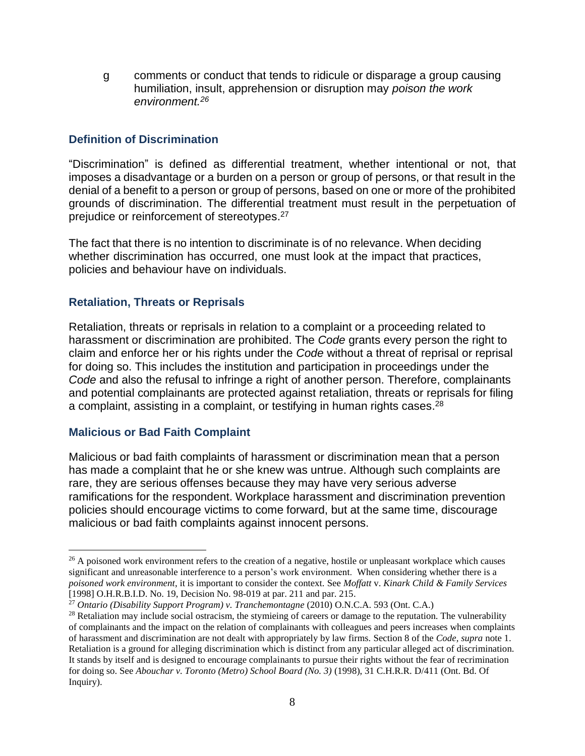g comments or conduct that tends to ridicule or disparage a group causing humiliation, insult, apprehension or disruption may *poison the work environment.*[26]

### Definition of Discrimination

"Discrimination" is defined as differential treatment, whether intentional or not, that imposes a disadvantage or a burden on a person or group of persons, or that result in the denial of a benefit to a person or group of persons, based on one or more of the prohibited grounds of discrimination. The differential treatment must result in the perpetuation of prejudice or reinforcement of stereotypes.[27]

The fact that there is no intention to discriminate is of no relevance. When deciding whether discrimination has occurred, one must look at the impact that practices, policies and behaviour have on individuals.

### Retaliation, Threats or Reprisals

Retaliation, threats or reprisals in relation to a complaint or a proceeding related to harassment or discrimination are prohibited. The *Code* grants every person the right to claim and enforce her or his rights under the *Code* without a threat of reprisal or reprisal for doing so. This includes the institution and participation in proceedings under the *Code* and also the refusal to infringe a right of another person. Therefore, complainants and potential complainants are protected against retaliation, threats or reprisals for filing a complaint, assisting in a complaint, or testifying in human rights cases.[28]

### Malicious or Bad Faith Complaint

Malicious or bad faith complaints of harassment or discrimination mean that a person has made a complaint that he or she knew was untrue. Although such complaints are rare, they are serious offenses because they may have very serious adverse ramifications for the respondent. Workplace harassment and discrimination prevention policies should encourage victims to come forward, but at the same time, discourage malicious or bad faith complaints against innocent persons.

---

[26] A poisoned work environment refers to the creation of a negative, hostile or unpleasant workplace which causes significant and unreasonable interference to a person's work environment. When considering whether there is a *poisoned work environment*, it is important to consider the context. See *Moffatt* v. *Kinark Child & Family Services* [1998] O.H.R.B.I.D. No. 19, Decision No. 98-019 at par. 211 and par. 215.

[27] *Ontario (Disability Support Program) v. Tranchemontagne* (2010) O.N.C.A. 593 (Ont. C.A.)

[28] Retaliation may include social ostracism, the stymieing of careers or damage to the reputation. The vulnerability of complainants and the impact on the relation of complainants with colleagues and peers increases when complaints of harassment and discrimination are not dealt with appropriately by law firms. Section 8 of the *Code, supra* note 1. Retaliation is a ground for alleging discrimination which is distinct from any particular alleged act of discrimination. It stands by itself and is designed to encourage complainants to pursue their rights without the fear of recrimination for doing so. See *Abouchar v. Toronto (Metro) School Board (No. 3)* (1998), 31 C.H.R.R. D/411 (Ont. Bd. Of Inquiry).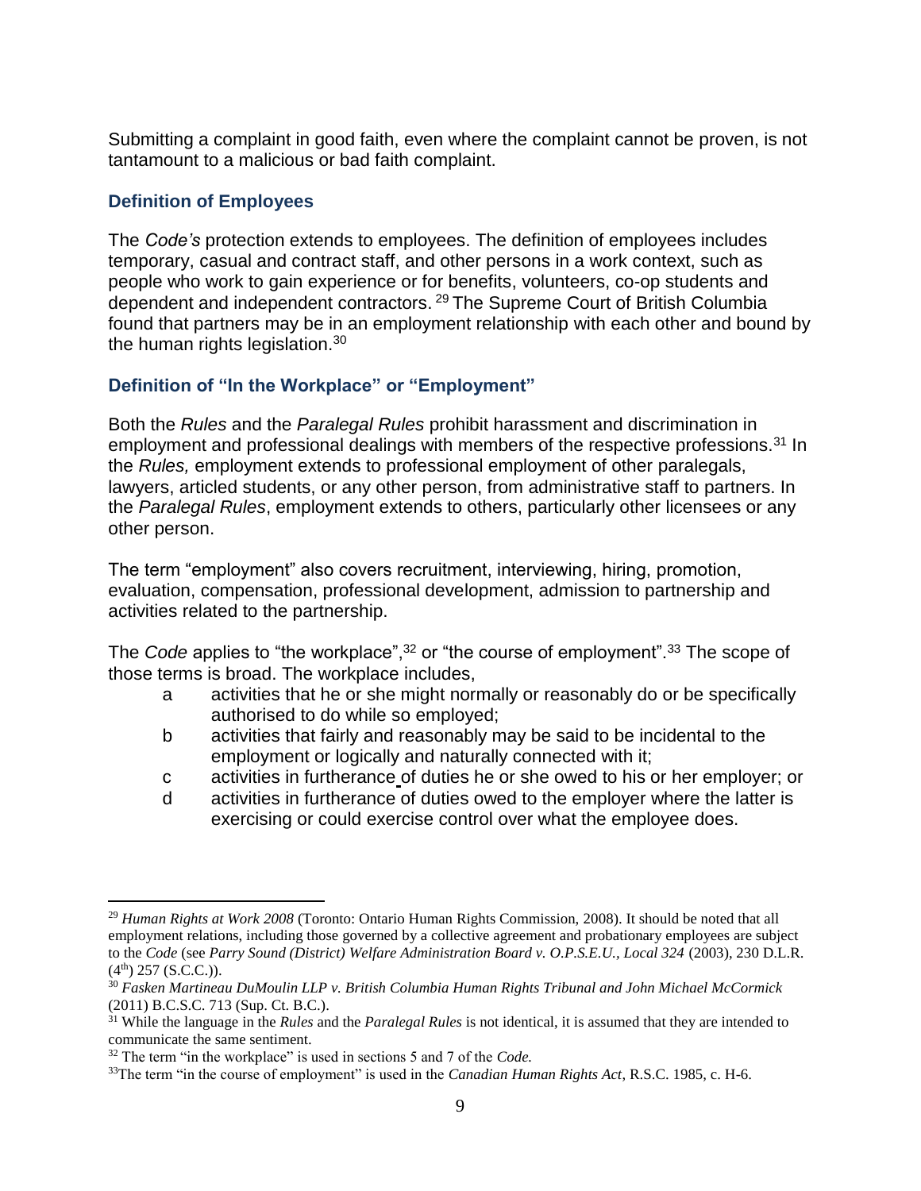Submitting a complaint in good faith, even where the complaint cannot be proven, is not tantamount to a malicious or bad faith complaint.

### Definition of Employees

The *Code's* protection extends to employees. The definition of employees includes temporary, casual and contract staff, and other persons in a work context, such as people who work to gain experience or for benefits, volunteers, co-op students and dependent and independent contractors.[29] The Supreme Court of British Columbia found that partners may be in an employment relationship with each other and bound by the human rights legislation.[30]

### Definition of "In the Workplace" or "Employment"

Both the *Rules* and the *Paralegal Rules* prohibit harassment and discrimination in employment and professional dealings with members of the respective professions.[31] In the *Rules,* employment extends to professional employment of other paralegals, lawyers, articled students, or any other person, from administrative staff to partners. In the *Paralegal Rules*, employment extends to others, particularly other licensees or any other person.

The term "employment" also covers recruitment, interviewing, hiring, promotion, evaluation, compensation, professional development, admission to partnership and activities related to the partnership.

The *Code* applies to "the workplace",[32] or "the course of employment".[33] The scope of those terms is broad. The workplace includes,

- a activities that he or she might normally or reasonably do or be specifically authorised to do while so employed;
- b activities that fairly and reasonably may be said to be incidental to the employment or logically and naturally connected with it;
- c activities in furtherance of duties he or she owed to his or her employer; or
- d activities in furtherance of duties owed to the employer where the latter is exercising or could exercise control over what the employee does.

---

[29] *Human Rights at Work 2008* (Toronto: Ontario Human Rights Commission, 2008). It should be noted that all employment relations, including those governed by a collective agreement and probationary employees are subject to the *Code* (see *Parry Sound (District) Welfare Administration Board v. O.P.S.E.U., Local 324* (2003), 230 D.L.R. (4th) 257 (S.C.C.)).

[30] *Fasken Martineau DuMoulin LLP v. British Columbia Human Rights Tribunal and John Michael McCormick* (2011) B.C.S.C. 713 (Sup. Ct. B.C.).

[31] While the language in the *Rules* and the *Paralegal Rules* is not identical, it is assumed that they are intended to communicate the same sentiment.

[32] The term "in the workplace" is used in sections 5 and 7 of the *Code.*

[33] The term "in the course of employment" is used in the *Canadian Human Rights Act*, R.S.C. 1985, c. H-6.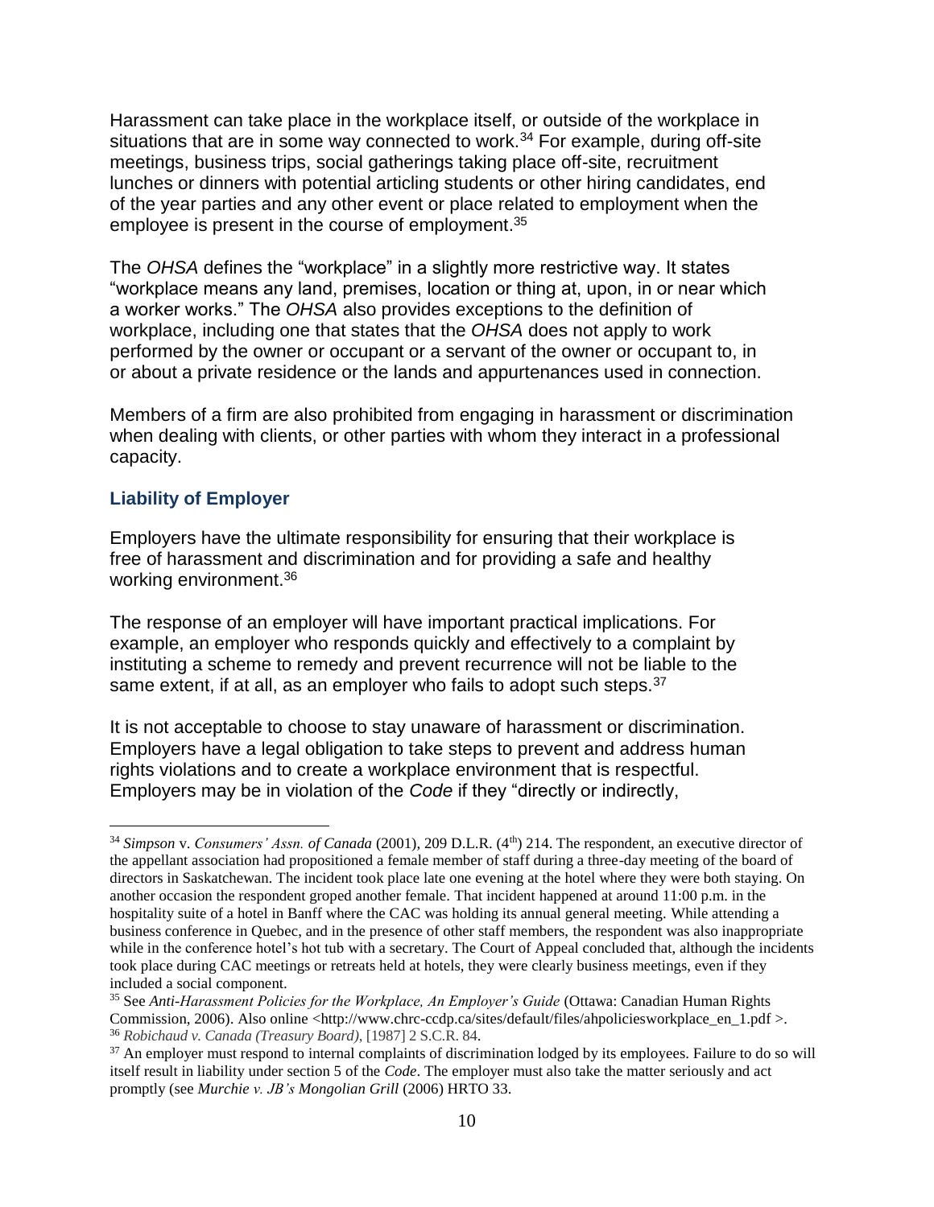Harassment can take place in the workplace itself, or outside of the workplace in situations that are in some way connected to work.[34] For example, during off-site meetings, business trips, social gatherings taking place off-site, recruitment lunches or dinners with potential articling students or other hiring candidates, end of the year parties and any other event or place related to employment when the employee is present in the course of employment.[35]

The *OHSA* defines the "workplace" in a slightly more restrictive way. It states "workplace means any land, premises, location or thing at, upon, in or near which a worker works." The *OHSA* also provides exceptions to the definition of workplace, including one that states that the *OHSA* does not apply to work performed by the owner or occupant or a servant of the owner or occupant to, in or about a private residence or the lands and appurtenances used in connection.

Members of a firm are also prohibited from engaging in harassment or discrimination when dealing with clients, or other parties with whom they interact in a professional capacity.

### Liability of Employer

Employers have the ultimate responsibility for ensuring that their workplace is free of harassment and discrimination and for providing a safe and healthy working environment.[36]

The response of an employer will have important practical implications. For example, an employer who responds quickly and effectively to a complaint by instituting a scheme to remedy and prevent recurrence will not be liable to the same extent, if at all, as an employer who fails to adopt such steps.[37]

It is not acceptable to choose to stay unaware of harassment or discrimination. Employers have a legal obligation to take steps to prevent and address human rights violations and to create a workplace environment that is respectful. Employers may be in violation of the *Code* if they "directly or indirectly,

---

[34] *Simpson* v. *Consumers' Assn. of Canada* (2001), 209 D.L.R. (4th) 214. The respondent, an executive director of the appellant association had propositioned a female member of staff during a three-day meeting of the board of directors in Saskatchewan. The incident took place late one evening at the hotel where they were both staying. On another occasion the respondent groped another female. That incident happened at around 11:00 p.m. in the hospitality suite of a hotel in Banff where the CAC was holding its annual general meeting. While attending a business conference in Quebec, and in the presence of other staff members, the respondent was also inappropriate while in the conference hotel's hot tub with a secretary. The Court of Appeal concluded that, although the incidents took place during CAC meetings or retreats held at hotels, they were clearly business meetings, even if they included a social component.

[35] See *Anti-Harassment Policies for the Workplace, An Employer's Guide* (Ottawa: Canadian Human Rights Commission, 2006). Also online <http://www.chrc-ccdp.ca/sites/default/files/ahpoliciesworkplace_en_1.pdf >.

[36] *Robichaud v. Canada (Treasury Board)*, [1987] 2 S.C.R. 84.

[37] An employer must respond to internal complaints of discrimination lodged by its employees. Failure to do so will itself result in liability under section 5 of the *Code*. The employer must also take the matter seriously and act promptly (see *Murchie v. JB's Mongolian Grill* (2006) HRTO 33.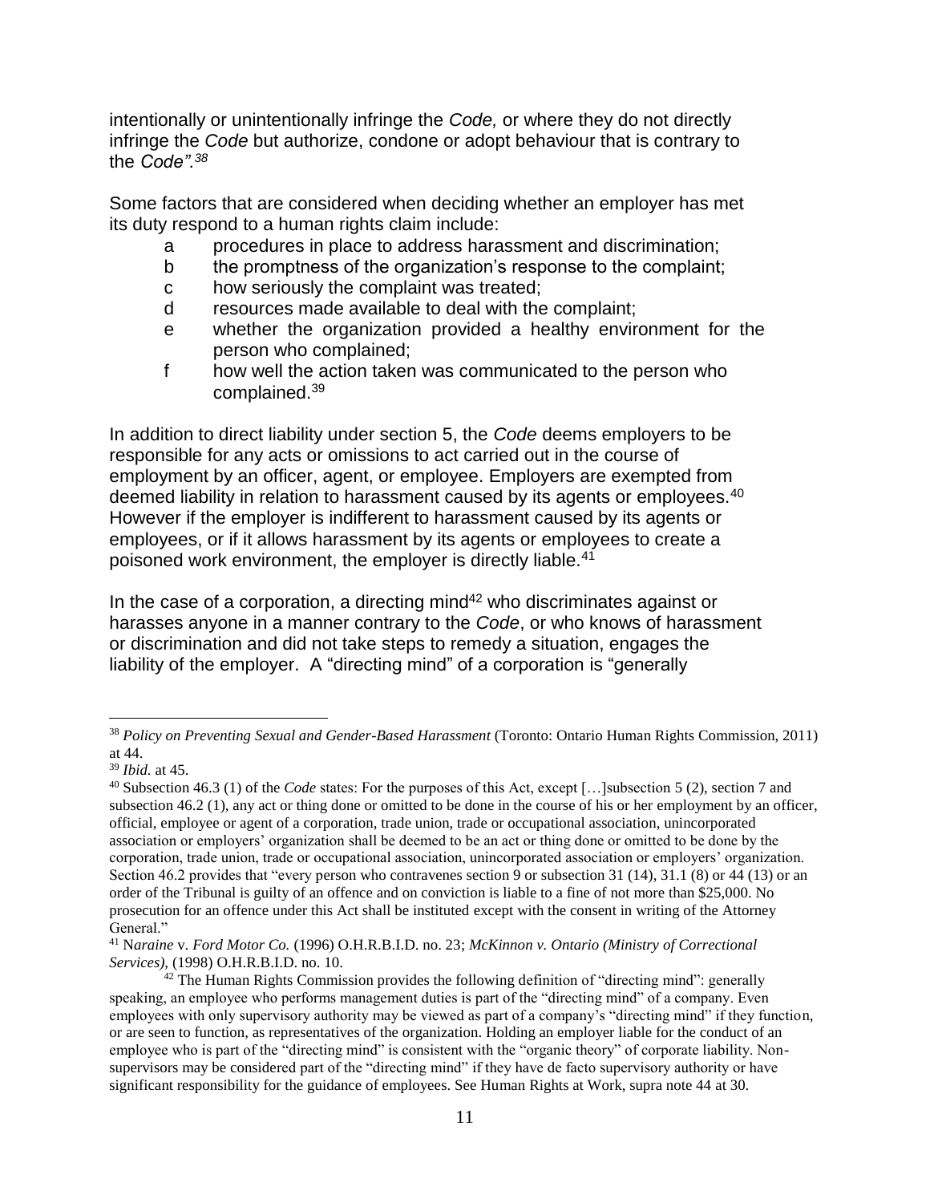intentionally or unintentionally infringe the *Code,* or where they do not directly infringe the *Code* but authorize, condone or adopt behaviour that is contrary to the *Code".*[38]

Some factors that are considered when deciding whether an employer has met its duty respond to a human rights claim include:

- a procedures in place to address harassment and discrimination;
- b the promptness of the organization's response to the complaint;
- c how seriously the complaint was treated;
- d resources made available to deal with the complaint;
- e whether the organization provided a healthy environment for the person who complained;
- f how well the action taken was communicated to the person who complained.[39]

In addition to direct liability under section 5, the *Code* deems employers to be responsible for any acts or omissions to act carried out in the course of employment by an officer, agent, or employee. Employers are exempted from deemed liability in relation to harassment caused by its agents or employees.[40] However if the employer is indifferent to harassment caused by its agents or employees, or if it allows harassment by its agents or employees to create a poisoned work environment, the employer is directly liable.[41]

In the case of a corporation, a directing mind[42] who discriminates against or harasses anyone in a manner contrary to the *Code*, or who knows of harassment or discrimination and did not take steps to remedy a situation, engages the liability of the employer. A "directing mind" of a corporation is "generally

---

[38] *Policy on Preventing Sexual and Gender-Based Harassment* (Toronto: Ontario Human Rights Commission, 2011) at 44.

[39] *Ibid.* at 45.

[40] Subsection 46.3 (1) of the *Code* states: For the purposes of this Act, except […]subsection 5 (2), section 7 and subsection 46.2 (1), any act or thing done or omitted to be done in the course of his or her employment by an officer, official, employee or agent of a corporation, trade union, trade or occupational association, unincorporated association or employers' organization shall be deemed to be an act or thing done or omitted to be done by the corporation, trade union, trade or occupational association, unincorporated association or employers' organization. Section 46.2 provides that "every person who contravenes section 9 or subsection 31 (14), 31.1 (8) or 44 (13) or an order of the Tribunal is guilty of an offence and on conviction is liable to a fine of not more than $25,000. No prosecution for an offence under this Act shall be instituted except with the consent in writing of the Attorney General."

[41] N*araine* v. *Ford Motor Co.* (1996) O.H.R.B.I.D. no. 23; *McKinnon v. Ontario (Ministry of Correctional Services),* (1998) O.H.R.B.I.D. no. 10.

[42] The Human Rights Commission provides the following definition of "directing mind": generally speaking, an employee who performs management duties is part of the "directing mind" of a company. Even employees with only supervisory authority may be viewed as part of a company's "directing mind" if they function, or are seen to function, as representatives of the organization. Holding an employer liable for the conduct of an employee who is part of the "directing mind" is consistent with the "organic theory" of corporate liability. Non-supervisors may be considered part of the "directing mind" if they have de facto supervisory authority or have significant responsibility for the guidance of employees. See Human Rights at Work, supra note 44 at 30.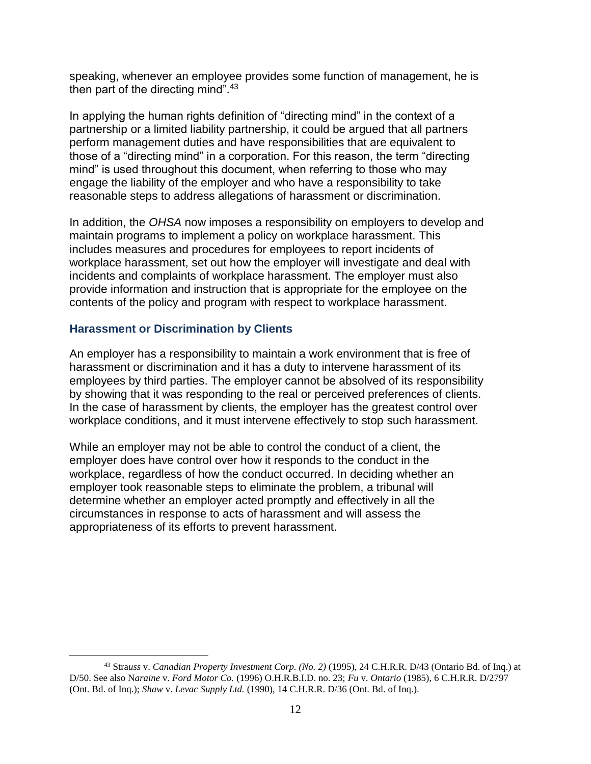speaking, whenever an employee provides some function of management, he is then part of the directing mind".[43]

In applying the human rights definition of "directing mind" in the context of a partnership or a limited liability partnership, it could be argued that all partners perform management duties and have responsibilities that are equivalent to those of a "directing mind" in a corporation. For this reason, the term "directing mind" is used throughout this document, when referring to those who may engage the liability of the employer and who have a responsibility to take reasonable steps to address allegations of harassment or discrimination.

In addition, the *OHSA* now imposes a responsibility on employers to develop and maintain programs to implement a policy on workplace harassment. This includes measures and procedures for employees to report incidents of workplace harassment, set out how the employer will investigate and deal with incidents and complaints of workplace harassment. The employer must also provide information and instruction that is appropriate for the employee on the contents of the policy and program with respect to workplace harassment.

### Harassment or Discrimination by Clients

An employer has a responsibility to maintain a work environment that is free of harassment or discrimination and it has a duty to intervene harassment of its employees by third parties. The employer cannot be absolved of its responsibility by showing that it was responding to the real or perceived preferences of clients. In the case of harassment by clients, the employer has the greatest control over workplace conditions, and it must intervene effectively to stop such harassment.

While an employer may not be able to control the conduct of a client, the employer does have control over how it responds to the conduct in the workplace, regardless of how the conduct occurred. In deciding whether an employer took reasonable steps to eliminate the problem, a tribunal will determine whether an employer acted promptly and effectively in all the circumstances in response to acts of harassment and will assess the appropriateness of its efforts to prevent harassment.

---

[43] Strauss v. *Canadian Property Investment Corp. (No. 2)* (1995), 24 C.H.R.R. D/43 (Ontario Bd. of Inq.) at D/50. See also N*araine* v. *Ford Motor Co.* (1996) O.H.R.B.I.D. no. 23; *Fu* v. *Ontario* (1985), 6 C.H.R.R. D/2797 (Ont. Bd. of Inq.); *Shaw* v. *Levac Supply Ltd.* (1990), 14 C.H.R.R. D/36 (Ont. Bd. of Inq.).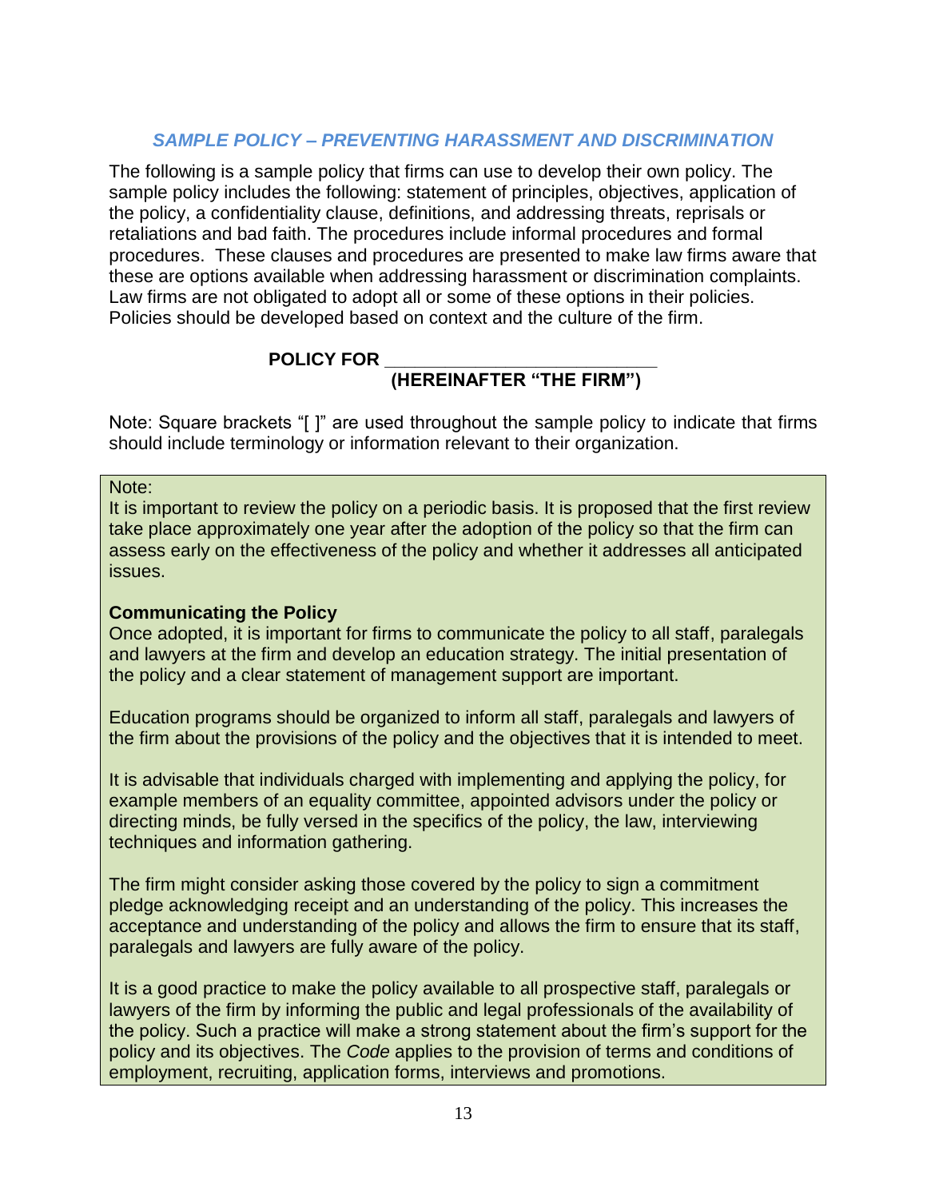## *SAMPLE POLICY – PREVENTING HARASSMENT AND DISCRIMINATION*

The following is a sample policy that firms can use to develop their own policy. The sample policy includes the following: statement of principles, objectives, application of the policy, a confidentiality clause, definitions, and addressing threats, reprisals or retaliations and bad faith. The procedures include informal procedures and formal procedures. These clauses and procedures are presented to make law firms aware that these are options available when addressing harassment or discrimination complaints. Law firms are not obligated to adopt all or some of these options in their policies. Policies should be developed based on context and the culture of the firm.

**POLICY FOR \_\_\_\_\_\_\_\_\_\_\_\_\_\_\_\_\_\_\_\_\_\_\_\_\_\_\_**
**(HEREINAFTER "THE FIRM")**

Note: Square brackets "[ ]" are used throughout the sample policy to indicate that firms should include terminology or information relevant to their organization.

> Note:
> It is important to review the policy on a periodic basis. It is proposed that the first review take place approximately one year after the adoption of the policy so that the firm can assess early on the effectiveness of the policy and whether it addresses all anticipated issues.
>
> **Communicating the Policy**
> Once adopted, it is important for firms to communicate the policy to all staff, paralegals and lawyers at the firm and develop an education strategy. The initial presentation of the policy and a clear statement of management support are important.
>
> Education programs should be organized to inform all staff, paralegals and lawyers of the firm about the provisions of the policy and the objectives that it is intended to meet.
>
> It is advisable that individuals charged with implementing and applying the policy, for example members of an equality committee, appointed advisors under the policy or directing minds, be fully versed in the specifics of the policy, the law, interviewing techniques and information gathering.
>
> The firm might consider asking those covered by the policy to sign a commitment pledge acknowledging receipt and an understanding of the policy. This increases the acceptance and understanding of the policy and allows the firm to ensure that its staff, paralegals and lawyers are fully aware of the policy.
>
> It is a good practice to make the policy available to all prospective staff, paralegals or lawyers of the firm by informing the public and legal professionals of the availability of the policy. Such a practice will make a strong statement about the firm's support for the policy and its objectives. The *Code* applies to the provision of terms and conditions of employment, recruiting, application forms, interviews and promotions.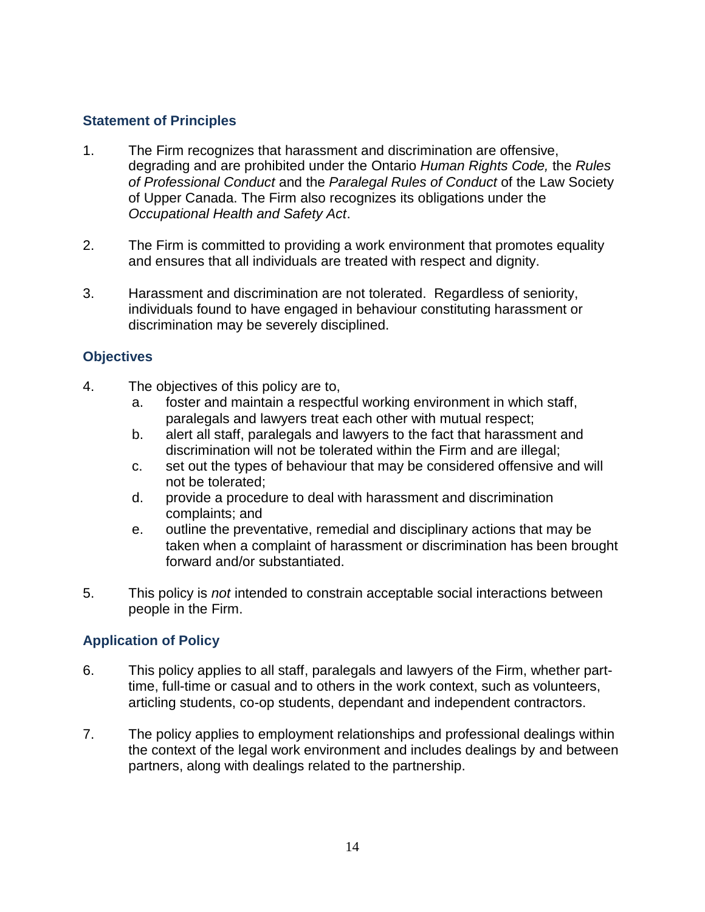### Statement of Principles

1. The Firm recognizes that harassment and discrimination are offensive, degrading and are prohibited under the Ontario *Human Rights Code,* the *Rules of Professional Conduct* and the *Paralegal Rules of Conduct* of the Law Society of Upper Canada. The Firm also recognizes its obligations under the *Occupational Health and Safety Act*.

2. The Firm is committed to providing a work environment that promotes equality and ensures that all individuals are treated with respect and dignity.

3. Harassment and discrimination are not tolerated. Regardless of seniority, individuals found to have engaged in behaviour constituting harassment or discrimination may be severely disciplined.

### Objectives

4. The objectives of this policy are to,
   a. foster and maintain a respectful working environment in which staff, paralegals and lawyers treat each other with mutual respect;
   b. alert all staff, paralegals and lawyers to the fact that harassment and discrimination will not be tolerated within the Firm and are illegal;
   c. set out the types of behaviour that may be considered offensive and will not be tolerated;
   d. provide a procedure to deal with harassment and discrimination complaints; and
   e. outline the preventative, remedial and disciplinary actions that may be taken when a complaint of harassment or discrimination has been brought forward and/or substantiated.

5. This policy is *not* intended to constrain acceptable social interactions between people in the Firm.

### Application of Policy

6. This policy applies to all staff, paralegals and lawyers of the Firm, whether part-time, full-time or casual and to others in the work context, such as volunteers, articling students, co-op students, dependant and independent contractors.

7. The policy applies to employment relationships and professional dealings within the context of the legal work environment and includes dealings by and between partners, along with dealings related to the partnership.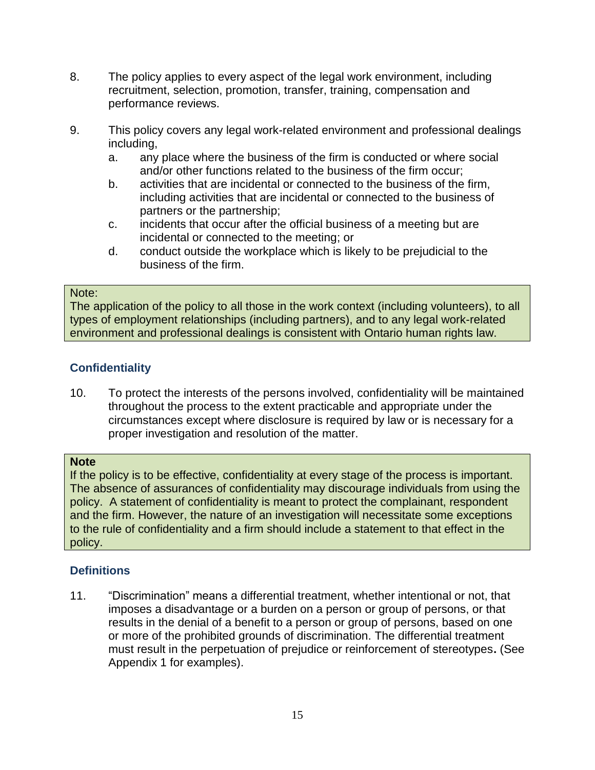8. The policy applies to every aspect of the legal work environment, including recruitment, selection, promotion, transfer, training, compensation and performance reviews.

9. This policy covers any legal work-related environment and professional dealings including,
   a. any place where the business of the firm is conducted or where social and/or other functions related to the business of the firm occur;
   b. activities that are incidental or connected to the business of the firm, including activities that are incidental or connected to the business of partners or the partnership;
   c. incidents that occur after the official business of a meeting but are incidental or connected to the meeting; or
   d. conduct outside the workplace which is likely to be prejudicial to the business of the firm.

> Note:
> The application of the policy to all those in the work context (including volunteers), to all types of employment relationships (including partners), and to any legal work-related environment and professional dealings is consistent with Ontario human rights law.

### Confidentiality

10. To protect the interests of the persons involved, confidentiality will be maintained throughout the process to the extent practicable and appropriate under the circumstances except where disclosure is required by law or is necessary for a proper investigation and resolution of the matter.

> **Note**
> If the policy is to be effective, confidentiality at every stage of the process is important. The absence of assurances of confidentiality may discourage individuals from using the policy. A statement of confidentiality is meant to protect the complainant, respondent and the firm. However, the nature of an investigation will necessitate some exceptions to the rule of confidentiality and a firm should include a statement to that effect in the policy.

### Definitions

11. "Discrimination" means a differential treatment, whether intentional or not, that imposes a disadvantage or a burden on a person or group of persons, or that results in the denial of a benefit to a person or group of persons, based on one or more of the prohibited grounds of discrimination. The differential treatment must result in the perpetuation of prejudice or reinforcement of stereotypes**.** (See Appendix 1 for examples).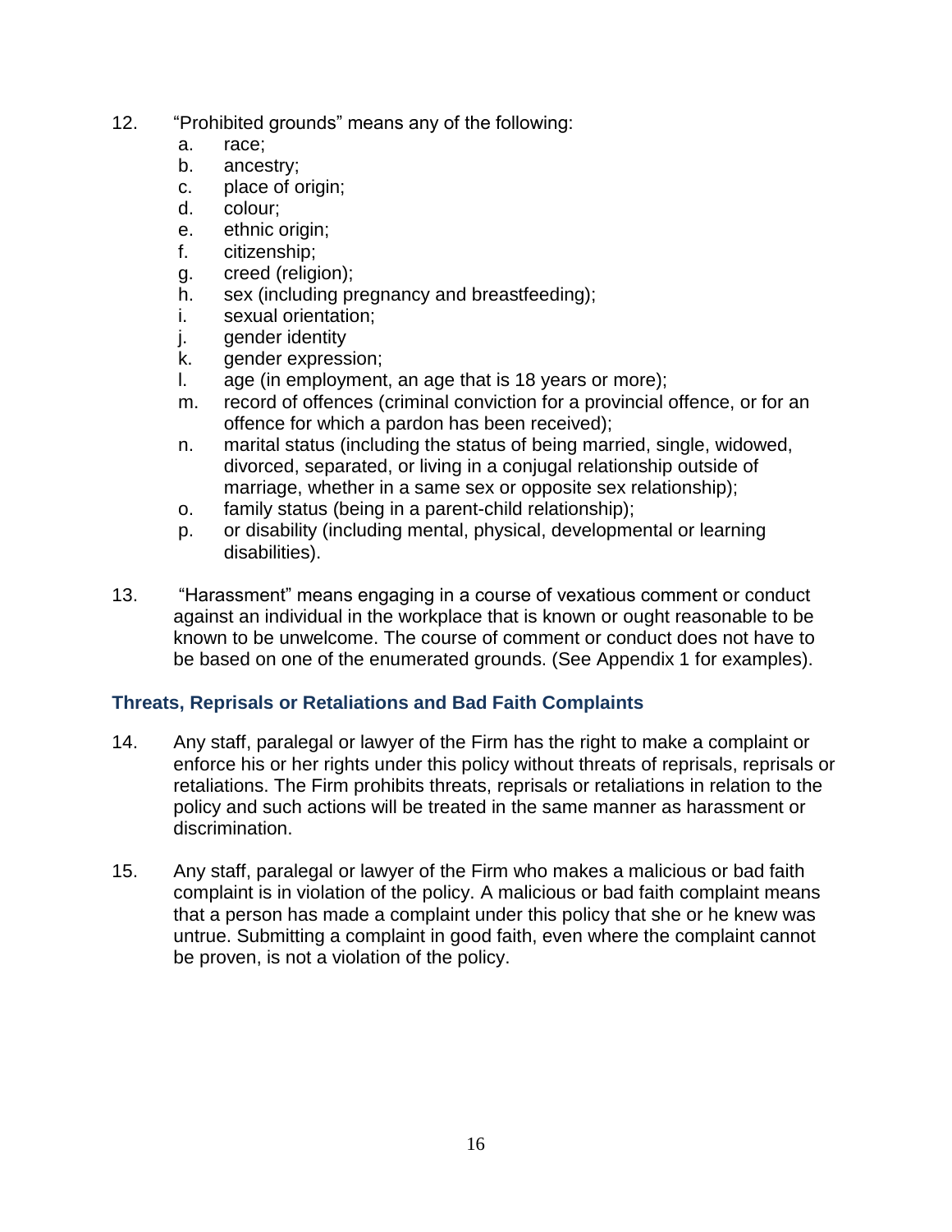12. “Prohibited grounds” means any of the following:
    a. race;
    b. ancestry;
    c. place of origin;
    d. colour;
    e. ethnic origin;
    f. citizenship;
    g. creed (religion);
    h. sex (including pregnancy and breastfeeding);
    i. sexual orientation;
    j. gender identity
    k. gender expression;
    l. age (in employment, an age that is 18 years or more);
    m. record of offences (criminal conviction for a provincial offence, or for an offence for which a pardon has been received);
    n. marital status (including the status of being married, single, widowed, divorced, separated, or living in a conjugal relationship outside of marriage, whether in a same sex or opposite sex relationship);
    o. family status (being in a parent-child relationship);
    p. or disability (including mental, physical, developmental or learning disabilities).

13. “Harassment” means engaging in a course of vexatious comment or conduct against an individual in the workplace that is known or ought reasonable to be known to be unwelcome. The course of comment or conduct does not have to be based on one of the enumerated grounds. (See Appendix 1 for examples).

### Threats, Reprisals or Retaliations and Bad Faith Complaints

14. Any staff, paralegal or lawyer of the Firm has the right to make a complaint or enforce his or her rights under this policy without threats of reprisals, reprisals or retaliations. The Firm prohibits threats, reprisals or retaliations in relation to the policy and such actions will be treated in the same manner as harassment or discrimination.

15. Any staff, paralegal or lawyer of the Firm who makes a malicious or bad faith complaint is in violation of the policy. A malicious or bad faith complaint means that a person has made a complaint under this policy that she or he knew was untrue. Submitting a complaint in good faith, even where the complaint cannot be proven, is not a violation of the policy.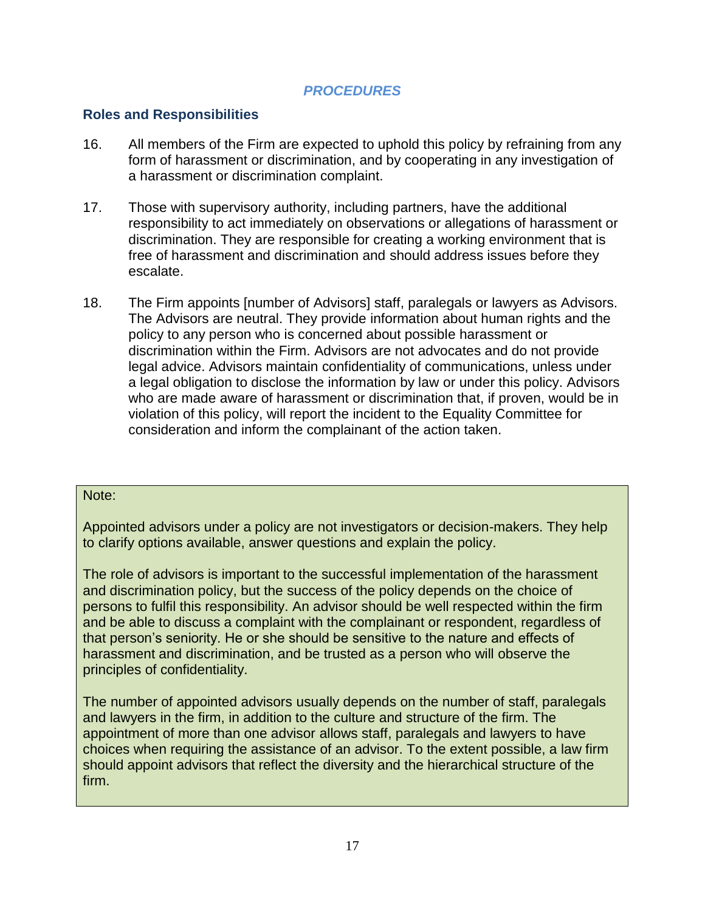## *PROCEDURES*

### Roles and Responsibilities

16. All members of the Firm are expected to uphold this policy by refraining from any form of harassment or discrimination, and by cooperating in any investigation of a harassment or discrimination complaint.

17. Those with supervisory authority, including partners, have the additional responsibility to act immediately on observations or allegations of harassment or discrimination. They are responsible for creating a working environment that is free of harassment and discrimination and should address issues before they escalate.

18. The Firm appoints [number of Advisors] staff, paralegals or lawyers as Advisors. The Advisors are neutral. They provide information about human rights and the policy to any person who is concerned about possible harassment or discrimination within the Firm. Advisors are not advocates and do not provide legal advice. Advisors maintain confidentiality of communications, unless under a legal obligation to disclose the information by law or under this policy. Advisors who are made aware of harassment or discrimination that, if proven, would be in violation of this policy, will report the incident to the Equality Committee for consideration and inform the complainant of the action taken.

> Note:
>
> Appointed advisors under a policy are not investigators or decision-makers. They help to clarify options available, answer questions and explain the policy.
>
> The role of advisors is important to the successful implementation of the harassment and discrimination policy, but the success of the policy depends on the choice of persons to fulfil this responsibility. An advisor should be well respected within the firm and be able to discuss a complaint with the complainant or respondent, regardless of that person's seniority. He or she should be sensitive to the nature and effects of harassment and discrimination, and be trusted as a person who will observe the principles of confidentiality.
>
> The number of appointed advisors usually depends on the number of staff, paralegals and lawyers in the firm, in addition to the culture and structure of the firm. The appointment of more than one advisor allows staff, paralegals and lawyers to have choices when requiring the assistance of an advisor. To the extent possible, a law firm should appoint advisors that reflect the diversity and the hierarchical structure of the firm.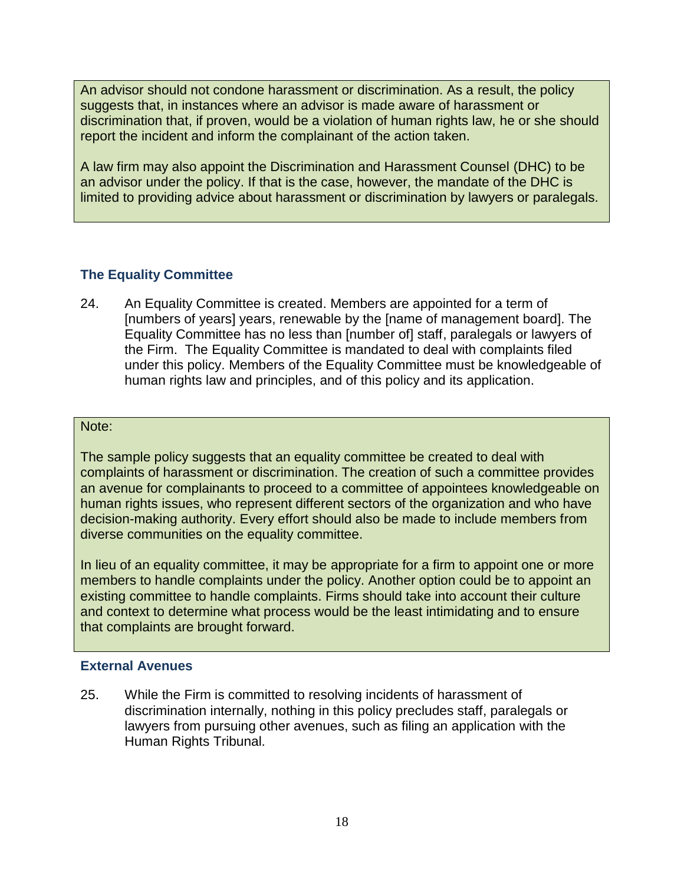An advisor should not condone harassment or discrimination. As a result, the policy suggests that, in instances where an advisor is made aware of harassment or discrimination that, if proven, would be a violation of human rights law, he or she should report the incident and inform the complainant of the action taken.

A law firm may also appoint the Discrimination and Harassment Counsel (DHC) to be an advisor under the policy. If that is the case, however, the mandate of the DHC is limited to providing advice about harassment or discrimination by lawyers or paralegals.

### The Equality Committee

24. An Equality Committee is created. Members are appointed for a term of [numbers of years] years, renewable by the [name of management board]. The Equality Committee has no less than [number of] staff, paralegals or lawyers of the Firm. The Equality Committee is mandated to deal with complaints filed under this policy. Members of the Equality Committee must be knowledgeable of human rights law and principles, and of this policy and its application.

Note:

The sample policy suggests that an equality committee be created to deal with complaints of harassment or discrimination. The creation of such a committee provides an avenue for complainants to proceed to a committee of appointees knowledgeable on human rights issues, who represent different sectors of the organization and who have decision-making authority. Every effort should also be made to include members from diverse communities on the equality committee.

In lieu of an equality committee, it may be appropriate for a firm to appoint one or more members to handle complaints under the policy. Another option could be to appoint an existing committee to handle complaints. Firms should take into account their culture and context to determine what process would be the least intimidating and to ensure that complaints are brought forward.

### External Avenues

25. While the Firm is committed to resolving incidents of harassment of discrimination internally, nothing in this policy precludes staff, paralegals or lawyers from pursuing other avenues, such as filing an application with the Human Rights Tribunal.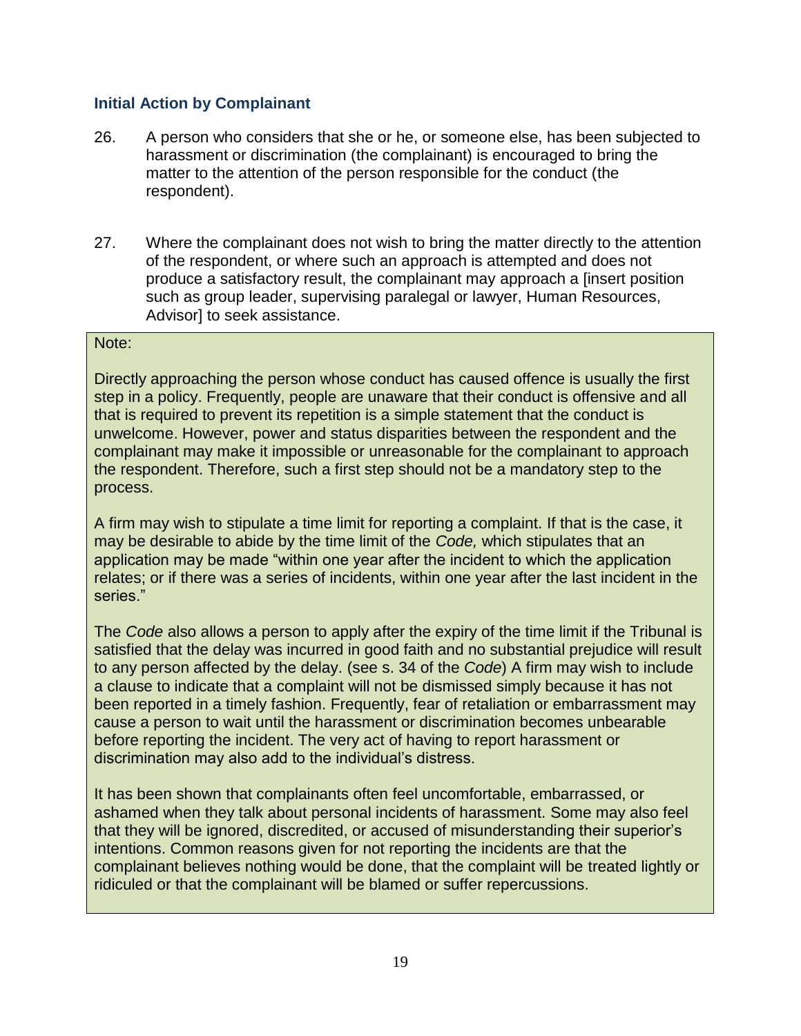### Initial Action by Complainant

26. A person who considers that she or he, or someone else, has been subjected to harassment or discrimination (the complainant) is encouraged to bring the matter to the attention of the person responsible for the conduct (the respondent).

27. Where the complainant does not wish to bring the matter directly to the attention of the respondent, or where such an approach is attempted and does not produce a satisfactory result, the complainant may approach a [insert position such as group leader, supervising paralegal or lawyer, Human Resources, Advisor] to seek assistance.

> Note:
>
> Directly approaching the person whose conduct has caused offence is usually the first step in a policy. Frequently, people are unaware that their conduct is offensive and all that is required to prevent its repetition is a simple statement that the conduct is unwelcome. However, power and status disparities between the respondent and the complainant may make it impossible or unreasonable for the complainant to approach the respondent. Therefore, such a first step should not be a mandatory step to the process.
>
> A firm may wish to stipulate a time limit for reporting a complaint. If that is the case, it may be desirable to abide by the time limit of the *Code,* which stipulates that an application may be made "within one year after the incident to which the application relates; or if there was a series of incidents, within one year after the last incident in the series."
>
> The *Code* also allows a person to apply after the expiry of the time limit if the Tribunal is satisfied that the delay was incurred in good faith and no substantial prejudice will result to any person affected by the delay. (see s. 34 of the *Code*) A firm may wish to include a clause to indicate that a complaint will not be dismissed simply because it has not been reported in a timely fashion. Frequently, fear of retaliation or embarrassment may cause a person to wait until the harassment or discrimination becomes unbearable before reporting the incident. The very act of having to report harassment or discrimination may also add to the individual's distress.
>
> It has been shown that complainants often feel uncomfortable, embarrassed, or ashamed when they talk about personal incidents of harassment. Some may also feel that they will be ignored, discredited, or accused of misunderstanding their superior's intentions. Common reasons given for not reporting the incidents are that the complainant believes nothing would be done, that the complaint will be treated lightly or ridiculed or that the complainant will be blamed or suffer repercussions.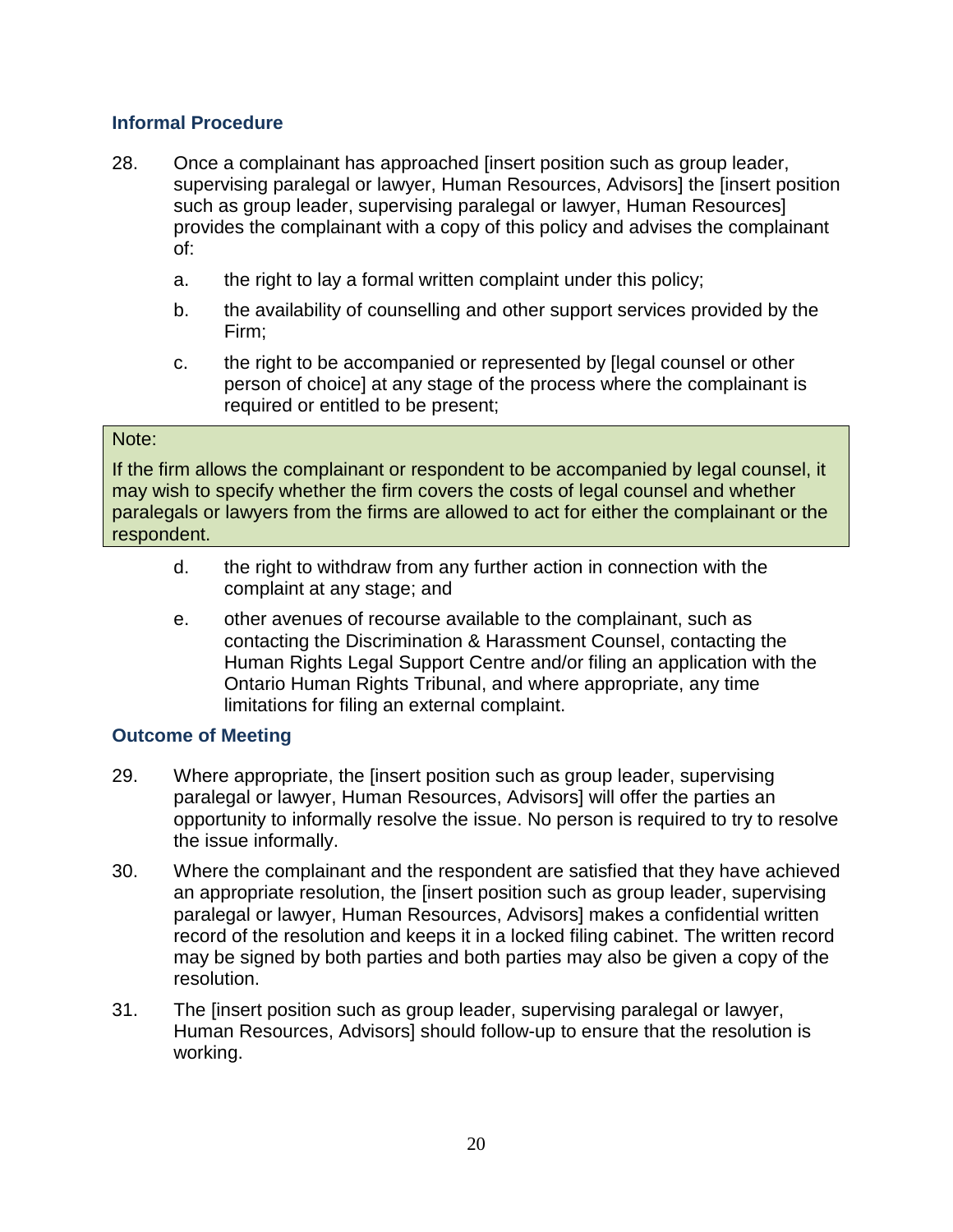### Informal Procedure

28. Once a complainant has approached [insert position such as group leader, supervising paralegal or lawyer, Human Resources, Advisors] the [insert position such as group leader, supervising paralegal or lawyer, Human Resources] provides the complainant with a copy of this policy and advises the complainant of:

    a. the right to lay a formal written complaint under this policy;

    b. the availability of counselling and other support services provided by the Firm;

    c. the right to be accompanied or represented by [legal counsel or other person of choice] at any stage of the process where the complainant is required or entitled to be present;

> Note:
>
> If the firm allows the complainant or respondent to be accompanied by legal counsel, it may wish to specify whether the firm covers the costs of legal counsel and whether paralegals or lawyers from the firms are allowed to act for either the complainant or the respondent.

    d. the right to withdraw from any further action in connection with the complaint at any stage; and

    e. other avenues of recourse available to the complainant, such as contacting the Discrimination & Harassment Counsel, contacting the Human Rights Legal Support Centre and/or filing an application with the Ontario Human Rights Tribunal, and where appropriate, any time limitations for filing an external complaint.

### Outcome of Meeting

29. Where appropriate, the [insert position such as group leader, supervising paralegal or lawyer, Human Resources, Advisors] will offer the parties an opportunity to informally resolve the issue. No person is required to try to resolve the issue informally.

30. Where the complainant and the respondent are satisfied that they have achieved an appropriate resolution, the [insert position such as group leader, supervising paralegal or lawyer, Human Resources, Advisors] makes a confidential written record of the resolution and keeps it in a locked filing cabinet. The written record may be signed by both parties and both parties may also be given a copy of the resolution.

31. The [insert position such as group leader, supervising paralegal or lawyer, Human Resources, Advisors] should follow-up to ensure that the resolution is working.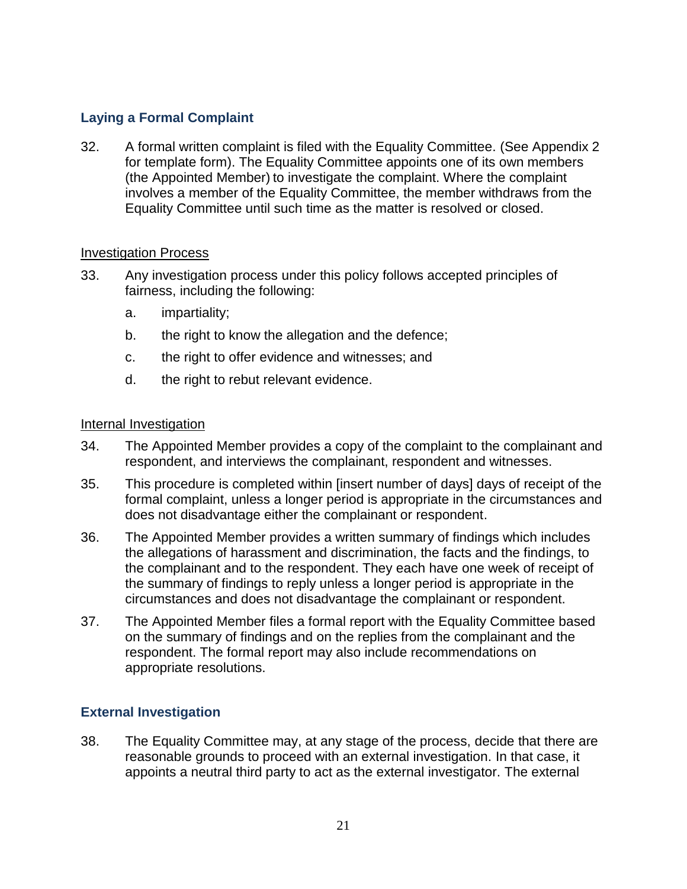### Laying a Formal Complaint

32. A formal written complaint is filed with the Equality Committee. (See Appendix 2 for template form). The Equality Committee appoints one of its own members (the Appointed Member) to investigate the complaint. Where the complaint involves a member of the Equality Committee, the member withdraws from the Equality Committee until such time as the matter is resolved or closed.

<u>Investigation Process</u>

33. Any investigation process under this policy follows accepted principles of fairness, including the following:

    a. impartiality;

    b. the right to know the allegation and the defence;

    c. the right to offer evidence and witnesses; and

    d. the right to rebut relevant evidence.

<u>Internal Investigation</u>

34. The Appointed Member provides a copy of the complaint to the complainant and respondent, and interviews the complainant, respondent and witnesses.

35. This procedure is completed within [insert number of days] days of receipt of the formal complaint, unless a longer period is appropriate in the circumstances and does not disadvantage either the complainant or respondent.

36. The Appointed Member provides a written summary of findings which includes the allegations of harassment and discrimination, the facts and the findings, to the complainant and to the respondent. They each have one week of receipt of the summary of findings to reply unless a longer period is appropriate in the circumstances and does not disadvantage the complainant or respondent.

37. The Appointed Member files a formal report with the Equality Committee based on the summary of findings and on the replies from the complainant and the respondent. The formal report may also include recommendations on appropriate resolutions.

### External Investigation

38. The Equality Committee may, at any stage of the process, decide that there are reasonable grounds to proceed with an external investigation. In that case, it appoints a neutral third party to act as the external investigator. The external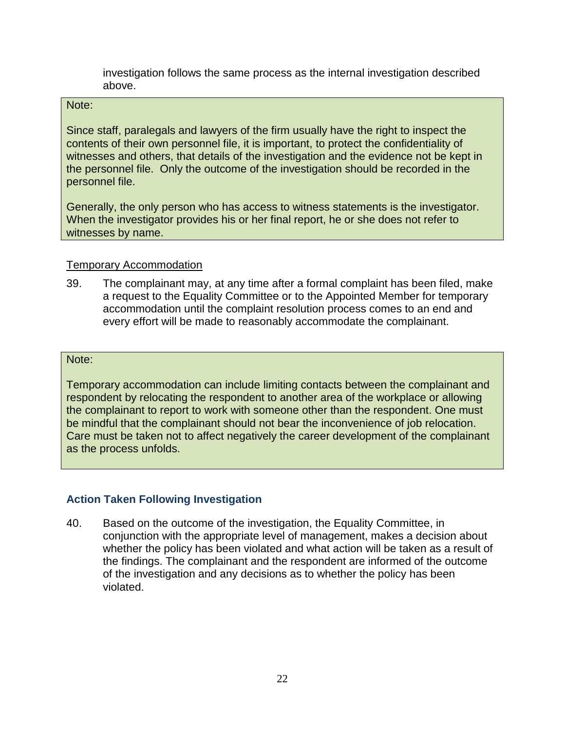investigation follows the same process as the internal investigation described above.

> Note:
>
> Since staff, paralegals and lawyers of the firm usually have the right to inspect the contents of their own personnel file, it is important, to protect the confidentiality of witnesses and others, that details of the investigation and the evidence not be kept in the personnel file. Only the outcome of the investigation should be recorded in the personnel file.
>
> Generally, the only person who has access to witness statements is the investigator. When the investigator provides his or her final report, he or she does not refer to witnesses by name.

<u>Temporary Accommodation</u>

39. The complainant may, at any time after a formal complaint has been filed, make a request to the Equality Committee or to the Appointed Member for temporary accommodation until the complaint resolution process comes to an end and every effort will be made to reasonably accommodate the complainant.

> Note:
>
> Temporary accommodation can include limiting contacts between the complainant and respondent by relocating the respondent to another area of the workplace or allowing the complainant to report to work with someone other than the respondent. One must be mindful that the complainant should not bear the inconvenience of job relocation. Care must be taken not to affect negatively the career development of the complainant as the process unfolds.

### Action Taken Following Investigation

40. Based on the outcome of the investigation, the Equality Committee, in conjunction with the appropriate level of management, makes a decision about whether the policy has been violated and what action will be taken as a result of the findings. The complainant and the respondent are informed of the outcome of the investigation and any decisions as to whether the policy has been violated.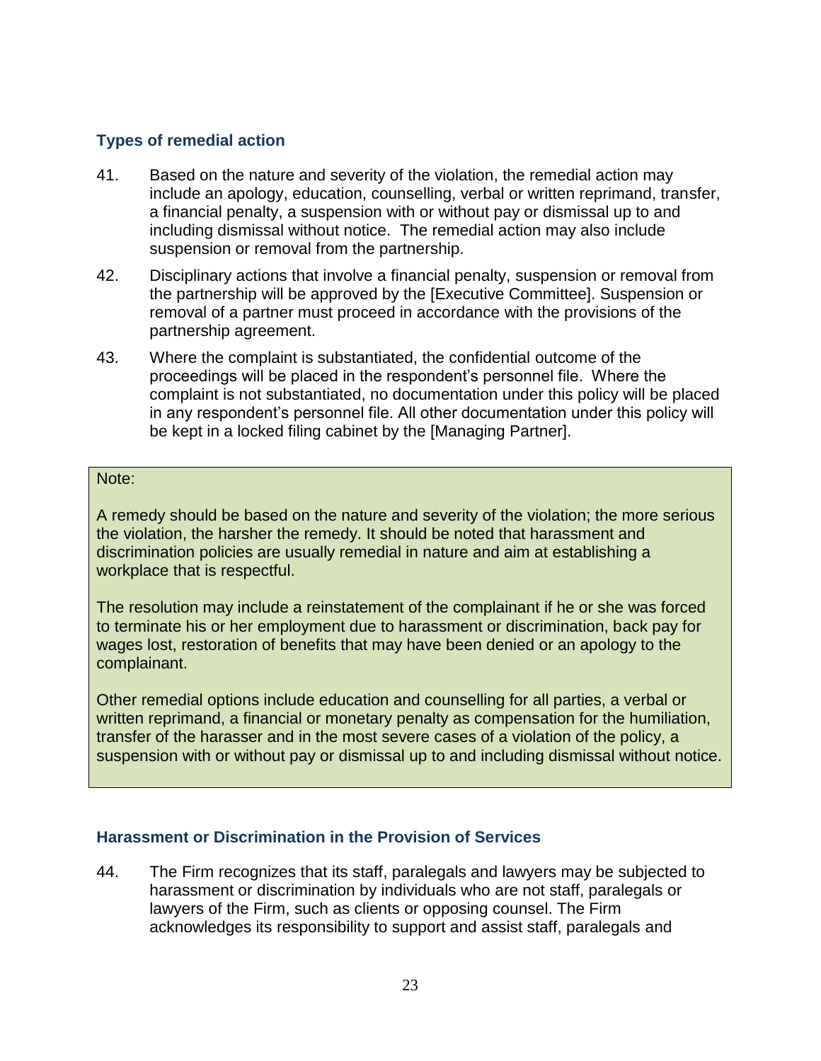### Types of remedial action

41. Based on the nature and severity of the violation, the remedial action may include an apology, education, counselling, verbal or written reprimand, transfer, a financial penalty, a suspension with or without pay or dismissal up to and including dismissal without notice. The remedial action may also include suspension or removal from the partnership.

42. Disciplinary actions that involve a financial penalty, suspension or removal from the partnership will be approved by the [Executive Committee]. Suspension or removal of a partner must proceed in accordance with the provisions of the partnership agreement.

43. Where the complaint is substantiated, the confidential outcome of the proceedings will be placed in the respondent's personnel file. Where the complaint is not substantiated, no documentation under this policy will be placed in any respondent's personnel file. All other documentation under this policy will be kept in a locked filing cabinet by the [Managing Partner].

> Note:
>
> A remedy should be based on the nature and severity of the violation; the more serious the violation, the harsher the remedy. It should be noted that harassment and discrimination policies are usually remedial in nature and aim at establishing a workplace that is respectful.
>
> The resolution may include a reinstatement of the complainant if he or she was forced to terminate his or her employment due to harassment or discrimination, back pay for wages lost, restoration of benefits that may have been denied or an apology to the complainant.
>
> Other remedial options include education and counselling for all parties, a verbal or written reprimand, a financial or monetary penalty as compensation for the humiliation, transfer of the harasser and in the most severe cases of a violation of the policy, a suspension with or without pay or dismissal up to and including dismissal without notice.

### Harassment or Discrimination in the Provision of Services

44. The Firm recognizes that its staff, paralegals and lawyers may be subjected to harassment or discrimination by individuals who are not staff, paralegals or lawyers of the Firm, such as clients or opposing counsel. The Firm acknowledges its responsibility to support and assist staff, paralegals and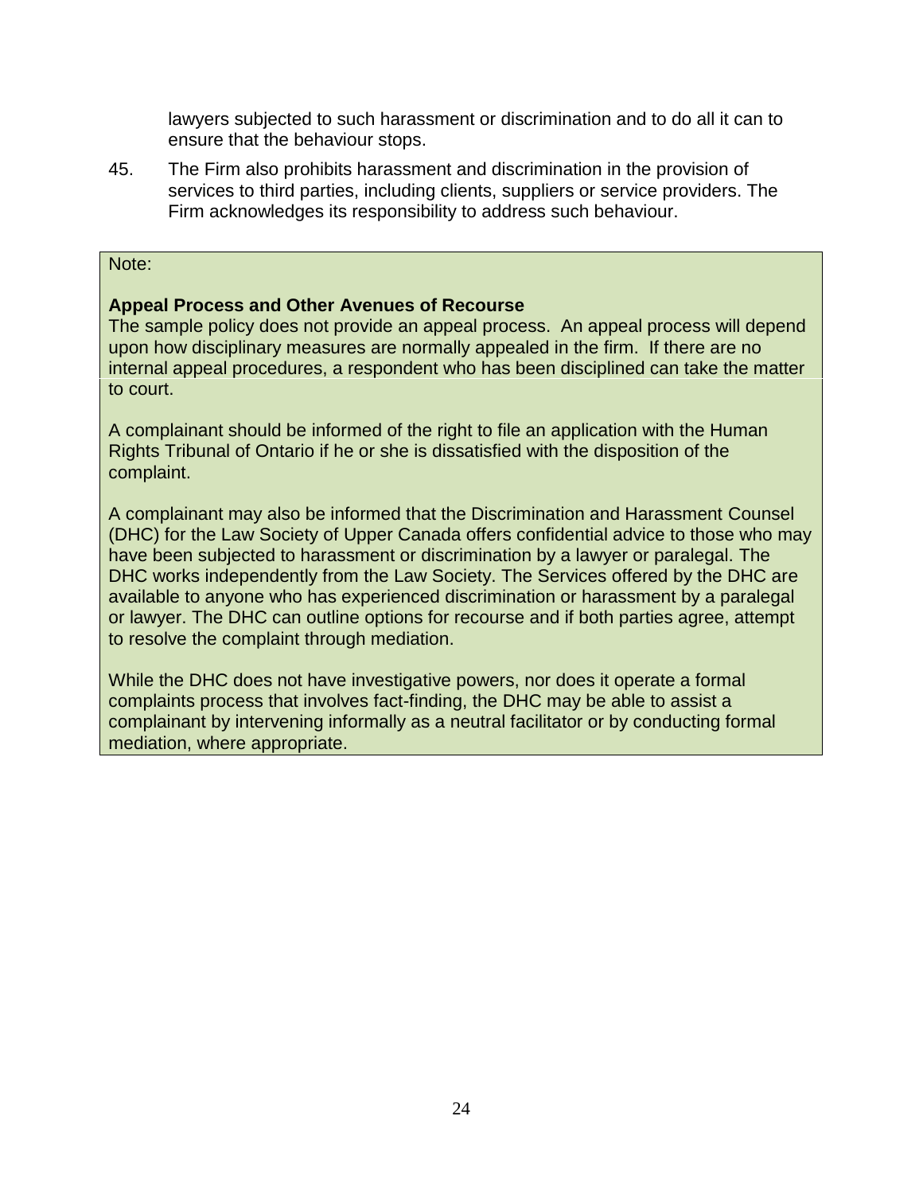lawyers subjected to such harassment or discrimination and to do all it can to ensure that the behaviour stops.

45. The Firm also prohibits harassment and discrimination in the provision of services to third parties, including clients, suppliers or service providers. The Firm acknowledges its responsibility to address such behaviour.

Note:

**Appeal Process and Other Avenues of Recourse**
The sample policy does not provide an appeal process. An appeal process will depend upon how disciplinary measures are normally appealed in the firm. If there are no internal appeal procedures, a respondent who has been disciplined can take the matter to court.

A complainant should be informed of the right to file an application with the Human Rights Tribunal of Ontario if he or she is dissatisfied with the disposition of the complaint.

A complainant may also be informed that the Discrimination and Harassment Counsel (DHC) for the Law Society of Upper Canada offers confidential advice to those who may have been subjected to harassment or discrimination by a lawyer or paralegal. The DHC works independently from the Law Society. The Services offered by the DHC are available to anyone who has experienced discrimination or harassment by a paralegal or lawyer. The DHC can outline options for recourse and if both parties agree, attempt to resolve the complaint through mediation.

While the DHC does not have investigative powers, nor does it operate a formal complaints process that involves fact-finding, the DHC may be able to assist a complainant by intervening informally as a neutral facilitator or by conducting formal mediation, where appropriate.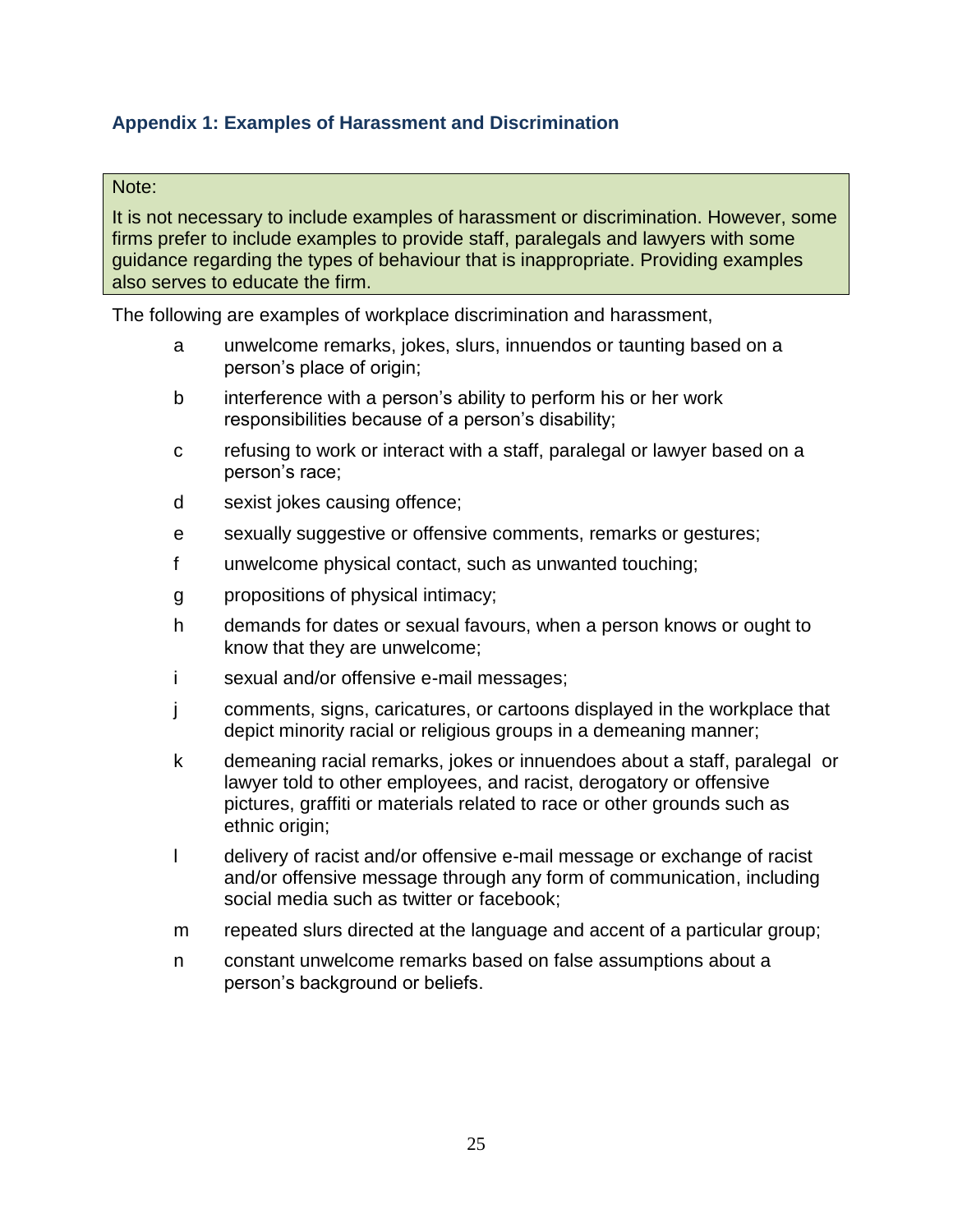### Appendix 1: Examples of Harassment and Discrimination

> Note:
>
> It is not necessary to include examples of harassment or discrimination. However, some firms prefer to include examples to provide staff, paralegals and lawyers with some guidance regarding the types of behaviour that is inappropriate. Providing examples also serves to educate the firm.

The following are examples of workplace discrimination and harassment,

- a unwelcome remarks, jokes, slurs, innuendos or taunting based on a person's place of origin;
- b interference with a person's ability to perform his or her work responsibilities because of a person's disability;
- c refusing to work or interact with a staff, paralegal or lawyer based on a person's race;
- d sexist jokes causing offence;
- e sexually suggestive or offensive comments, remarks or gestures;
- f unwelcome physical contact, such as unwanted touching;
- g propositions of physical intimacy;
- h demands for dates or sexual favours, when a person knows or ought to know that they are unwelcome;
- i sexual and/or offensive e-mail messages;
- j comments, signs, caricatures, or cartoons displayed in the workplace that depict minority racial or religious groups in a demeaning manner;
- k demeaning racial remarks, jokes or innuendoes about a staff, paralegal or lawyer told to other employees, and racist, derogatory or offensive pictures, graffiti or materials related to race or other grounds such as ethnic origin;
- l delivery of racist and/or offensive e-mail message or exchange of racist and/or offensive message through any form of communication, including social media such as twitter or facebook;
- m repeated slurs directed at the language and accent of a particular group;
- n constant unwelcome remarks based on false assumptions about a person's background or beliefs.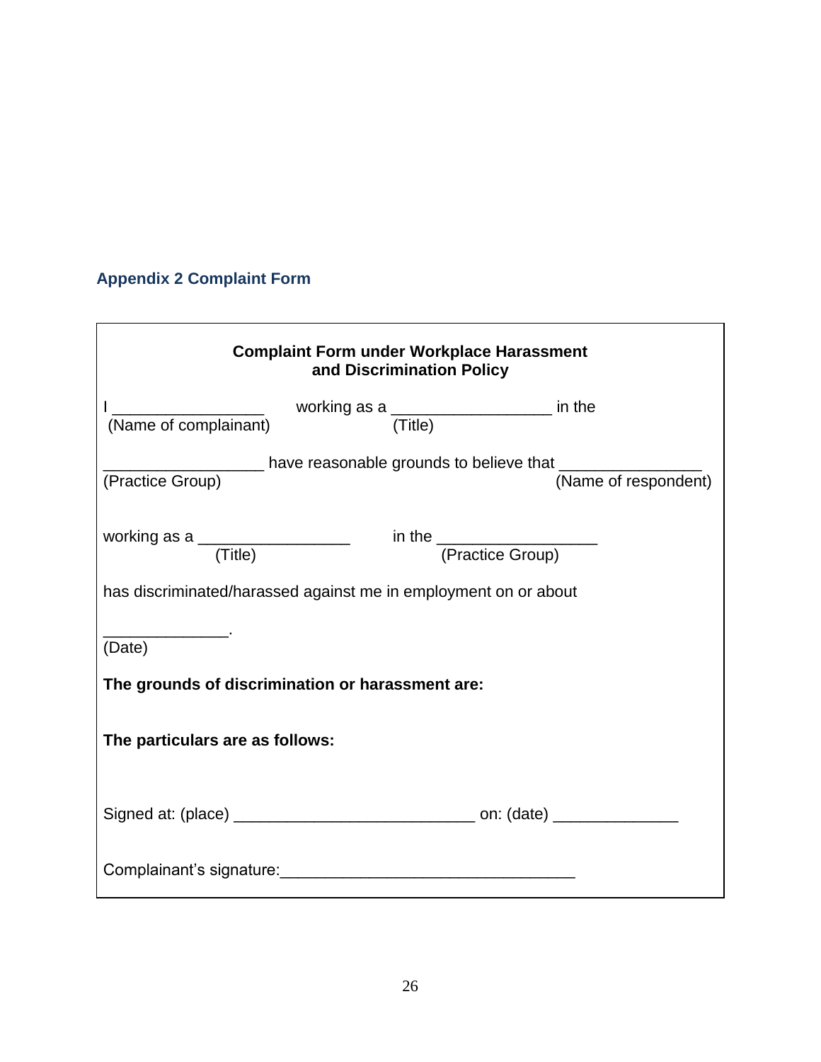## Appendix 2 Complaint Form

**Complaint Form under Workplace Harassment and Discrimination Policy**

I _________________ working as a __________________ in the
(Name of complainant) (Title)

__________________ have reasonable grounds to believe that ________________
(Practice Group) (Name of respondent)

working as a _________________ in the __________________
(Title) (Practice Group)

has discriminated/harassed against me in employment on or about

______________.
(Date)

**The grounds of discrimination or harassment are:**

**The particulars are as follows:**

Signed at: (place) ___________________________ on: (date) ______________

Complainant's signature:_________________________________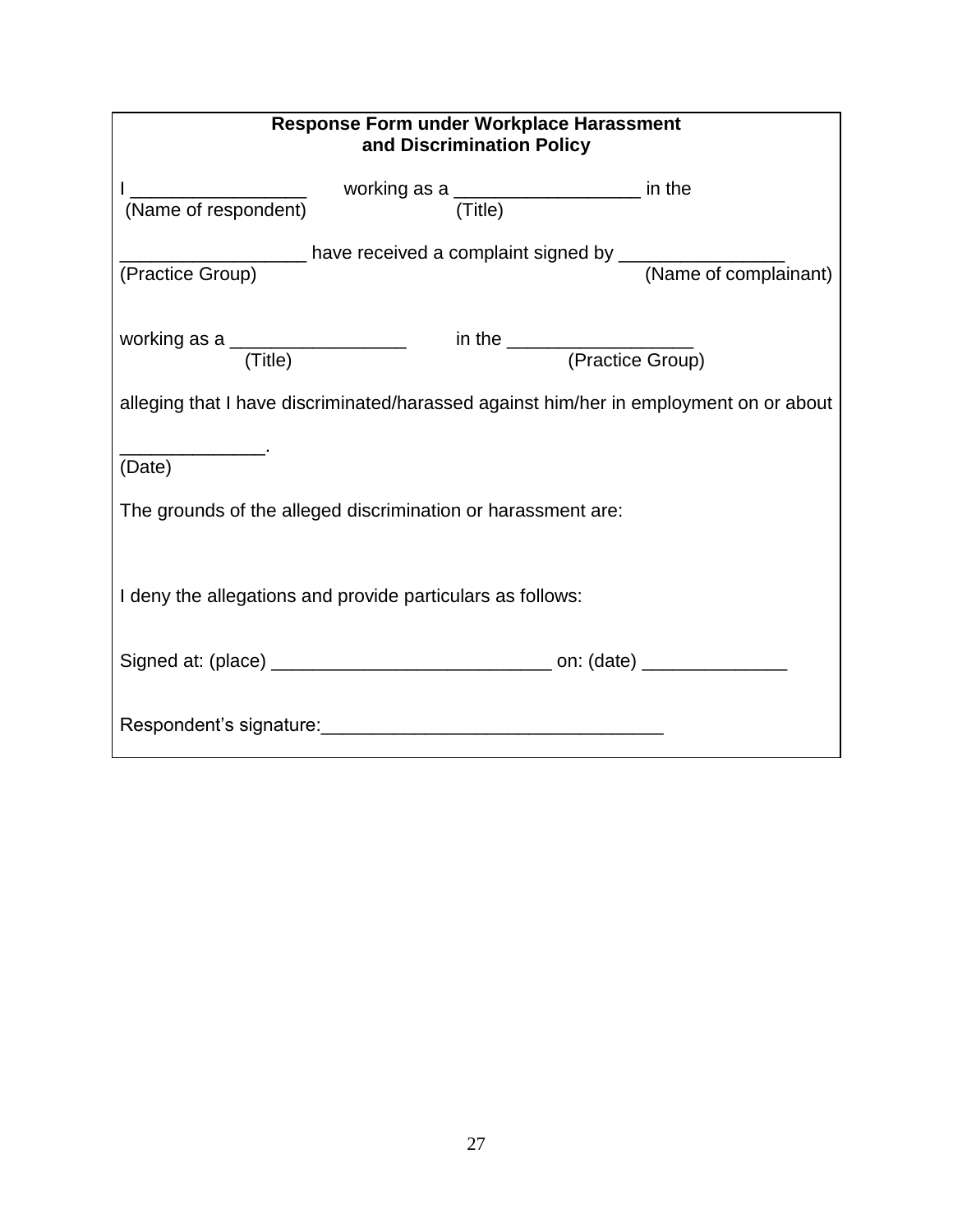**Response Form under Workplace Harassment and Discrimination Policy**

I _________________ working as a __________________ in the
(Name of respondent) (Title)

__________________ have received a complaint signed by ________________
(Practice Group) (Name of complainant)

working as a _________________ in the __________________
(Title) (Practice Group)

alleging that I have discriminated/harassed against him/her in employment on or about

______________.
(Date)

The grounds of the alleged discrimination or harassment are:

I deny the allegations and provide particulars as follows:

Signed at: (place) ___________________________ on: (date) ______________

Respondent's signature:_________________________________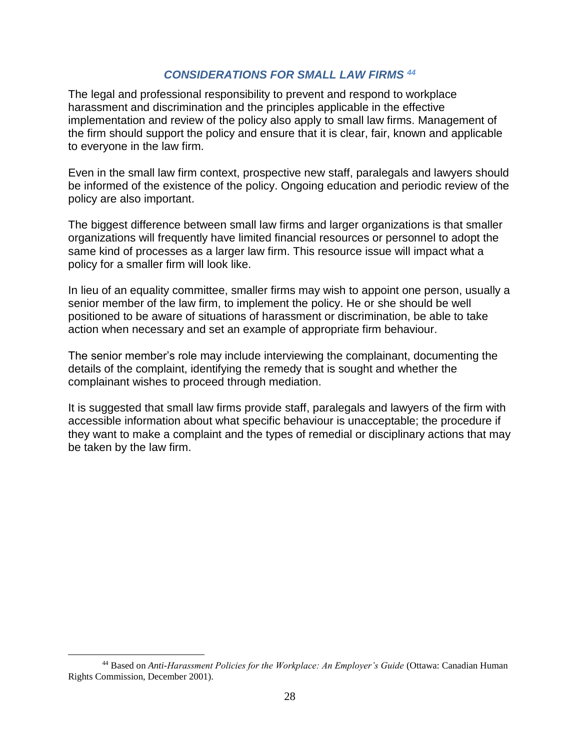### *CONSIDERATIONS FOR SMALL LAW FIRMS* [44]

The legal and professional responsibility to prevent and respond to workplace harassment and discrimination and the principles applicable in the effective implementation and review of the policy also apply to small law firms. Management of the firm should support the policy and ensure that it is clear, fair, known and applicable to everyone in the law firm.

Even in the small law firm context, prospective new staff, paralegals and lawyers should be informed of the existence of the policy. Ongoing education and periodic review of the policy are also important.

The biggest difference between small law firms and larger organizations is that smaller organizations will frequently have limited financial resources or personnel to adopt the same kind of processes as a larger law firm. This resource issue will impact what a policy for a smaller firm will look like.

In lieu of an equality committee, smaller firms may wish to appoint one person, usually a senior member of the law firm, to implement the policy. He or she should be well positioned to be aware of situations of harassment or discrimination, be able to take action when necessary and set an example of appropriate firm behaviour.

The senior member's role may include interviewing the complainant, documenting the details of the complaint, identifying the remedy that is sought and whether the complainant wishes to proceed through mediation.

It is suggested that small law firms provide staff, paralegals and lawyers of the firm with accessible information about what specific behaviour is unacceptable; the procedure if they want to make a complaint and the types of remedial or disciplinary actions that may be taken by the law firm.

---

[44] Based on *Anti-Harassment Policies for the Workplace: An Employer's Guide* (Ottawa: Canadian Human Rights Commission, December 2001).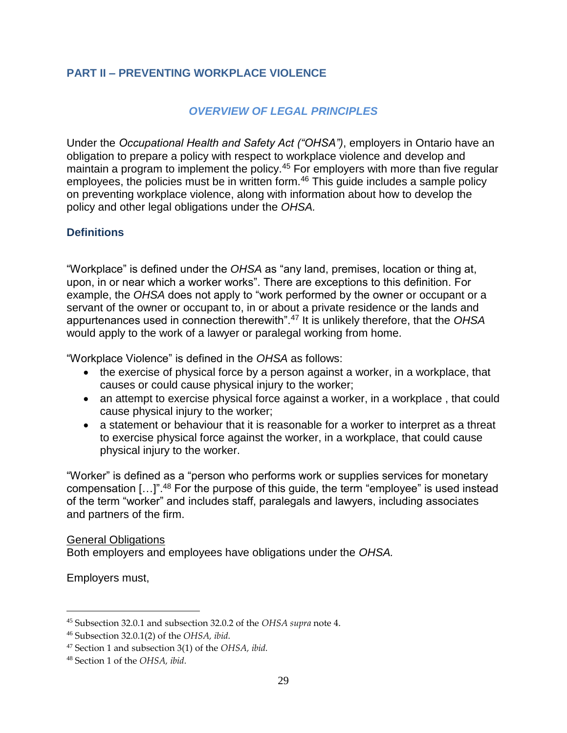## PART II – PREVENTING WORKPLACE VIOLENCE

### *OVERVIEW OF LEGAL PRINCIPLES*

Under the *Occupational Health and Safety Act ("OHSA")*, employers in Ontario have an obligation to prepare a policy with respect to workplace violence and develop and maintain a program to implement the policy.[45] For employers with more than five regular employees, the policies must be in written form.[46] This guide includes a sample policy on preventing workplace violence, along with information about how to develop the policy and other legal obligations under the *OHSA.*

### Definitions

"Workplace" is defined under the *OHSA* as "any land, premises, location or thing at, upon, in or near which a worker works". There are exceptions to this definition. For example, the *OHSA* does not apply to "work performed by the owner or occupant or a servant of the owner or occupant to, in or about a private residence or the lands and appurtenances used in connection therewith".[47] It is unlikely therefore, that the *OHSA* would apply to the work of a lawyer or paralegal working from home.

"Workplace Violence" is defined in the *OHSA* as follows:

- the exercise of physical force by a person against a worker, in a workplace, that causes or could cause physical injury to the worker;
- an attempt to exercise physical force against a worker, in a workplace , that could cause physical injury to the worker;
- a statement or behaviour that it is reasonable for a worker to interpret as a threat to exercise physical force against the worker, in a workplace, that could cause physical injury to the worker.

"Worker" is defined as a "person who performs work or supplies services for monetary compensation […]".[48] For the purpose of this guide, the term "employee" is used instead of the term "worker" and includes staff, paralegals and lawyers, including associates and partners of the firm.

<u>General Obligations</u>
Both employers and employees have obligations under the *OHSA.*

Employers must,

---

[45] Subsection 32.0.1 and subsection 32.0.2 of the *OHSA supra* note 4.

[46] Subsection 32.0.1(2) of the *OHSA, ibid.*

[47] Section 1 and subsection 3(1) of the *OHSA, ibid.*

[48] Section 1 of the *OHSA, ibid.*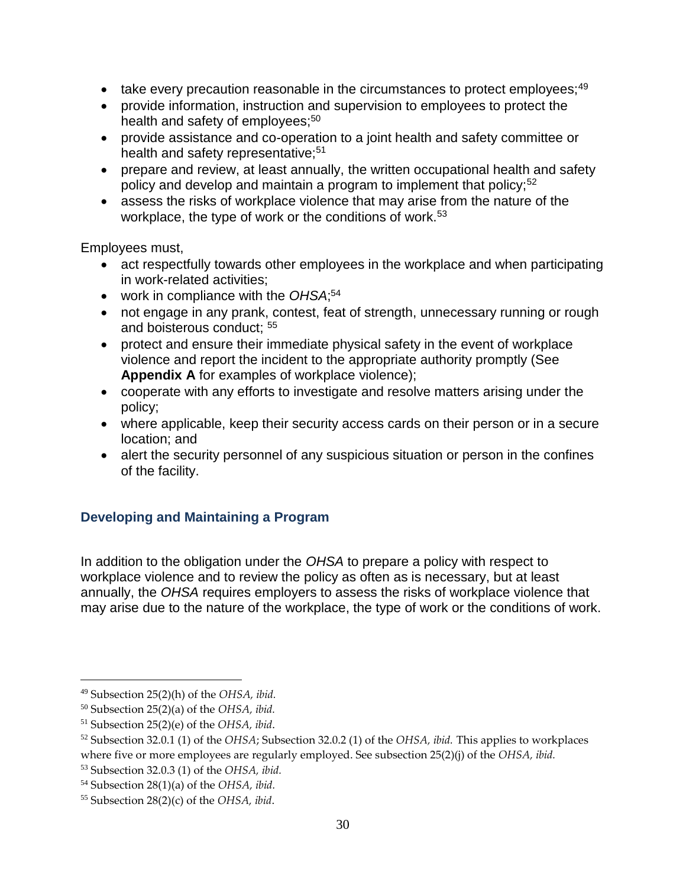- take every precaution reasonable in the circumstances to protect employees;[49]
- provide information, instruction and supervision to employees to protect the health and safety of employees;[50]
- provide assistance and co-operation to a joint health and safety committee or health and safety representative;[51]
- prepare and review, at least annually, the written occupational health and safety policy and develop and maintain a program to implement that policy;[52]
- assess the risks of workplace violence that may arise from the nature of the workplace, the type of work or the conditions of work.[53]

Employees must,

- act respectfully towards other employees in the workplace and when participating in work-related activities;
- work in compliance with the *OHSA*;[54]
- not engage in any prank, contest, feat of strength, unnecessary running or rough and boisterous conduct; [55]
- protect and ensure their immediate physical safety in the event of workplace violence and report the incident to the appropriate authority promptly (See **Appendix A** for examples of workplace violence);
- cooperate with any efforts to investigate and resolve matters arising under the policy;
- where applicable, keep their security access cards on their person or in a secure location; and
- alert the security personnel of any suspicious situation or person in the confines of the facility.

### Developing and Maintaining a Program

In addition to the obligation under the *OHSA* to prepare a policy with respect to workplace violence and to review the policy as often as is necessary, but at least annually, the *OHSA* requires employers to assess the risks of workplace violence that may arise due to the nature of the workplace, the type of work or the conditions of work.

---

[49] Subsection 25(2)(h) of the *OHSA, ibid.*

[50] Subsection 25(2)(a) of the *OHSA, ibid.*

[51] Subsection 25(2)(e) of the *OHSA, ibid*.

[52] Subsection 32.0.1 (1) of the *OHSA*; Subsection 32.0.2 (1) of the *OHSA, ibid.* This applies to workplaces where five or more employees are regularly employed. See subsection 25(2)(j) of the *OHSA, ibid.*

[53] Subsection 32.0.3 (1) of the *OHSA, ibid.*

[54] Subsection 28(1)(a) of the *OHSA, ibid.*

[55] Subsection 28(2)(c) of the *OHSA, ibid*.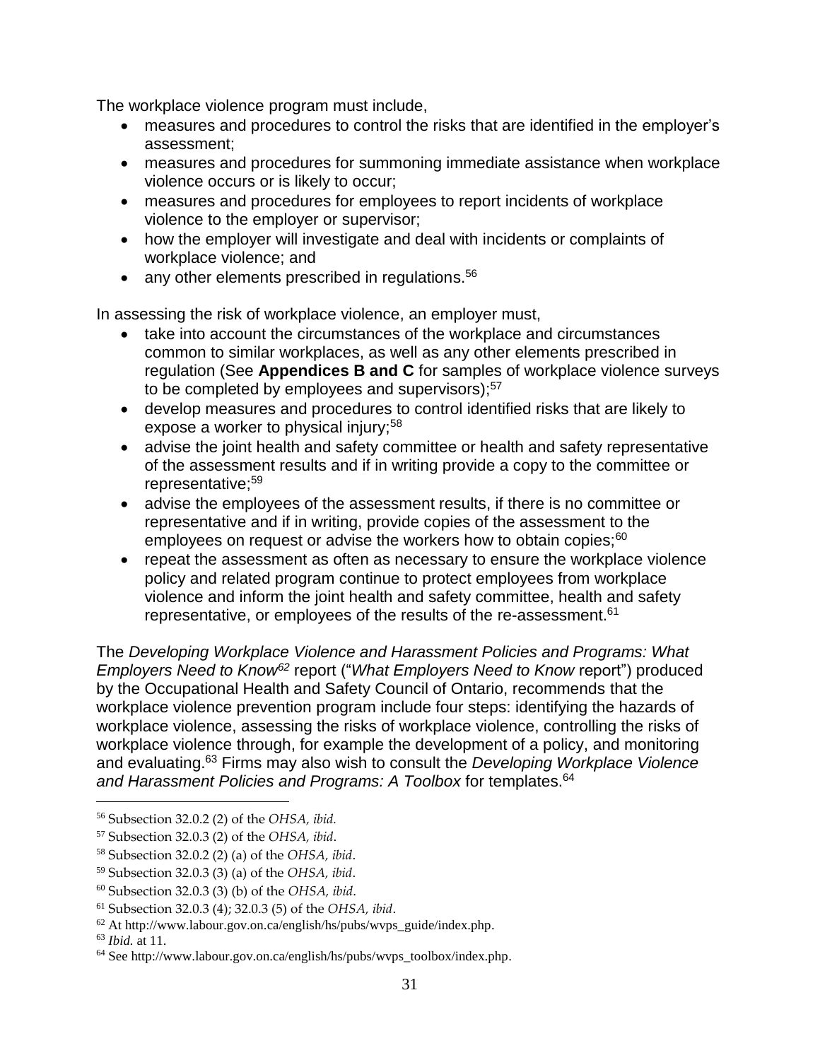The workplace violence program must include,

- measures and procedures to control the risks that are identified in the employer's assessment;
- measures and procedures for summoning immediate assistance when workplace violence occurs or is likely to occur;
- measures and procedures for employees to report incidents of workplace violence to the employer or supervisor;
- how the employer will investigate and deal with incidents or complaints of workplace violence; and
- any other elements prescribed in regulations.[56]

In assessing the risk of workplace violence, an employer must,

- take into account the circumstances of the workplace and circumstances common to similar workplaces, as well as any other elements prescribed in regulation (See **Appendices B and C** for samples of workplace violence surveys to be completed by employees and supervisors);[57]
- develop measures and procedures to control identified risks that are likely to expose a worker to physical injury;[58]
- advise the joint health and safety committee or health and safety representative of the assessment results and if in writing provide a copy to the committee or representative;[59]
- advise the employees of the assessment results, if there is no committee or representative and if in writing, provide copies of the assessment to the employees on request or advise the workers how to obtain copies;[60]
- repeat the assessment as often as necessary to ensure the workplace violence policy and related program continue to protect employees from workplace violence and inform the joint health and safety committee, health and safety representative, or employees of the results of the re-assessment.[61]

The *Developing Workplace Violence and Harassment Policies and Programs: What Employers Need to Know*[62] report ("*What Employers Need to Know* report") produced by the Occupational Health and Safety Council of Ontario, recommends that the workplace violence prevention program include four steps: identifying the hazards of workplace violence, assessing the risks of workplace violence, controlling the risks of workplace violence through, for example the development of a policy, and monitoring and evaluating.[63] Firms may also wish to consult the *Developing Workplace Violence and Harassment Policies and Programs: A Toolbox* for templates.[64]

---

[56] Subsection 32.0.2 (2) of the *OHSA, ibid.*

[57] Subsection 32.0.3 (2) of the *OHSA, ibid*.

[58] Subsection 32.0.2 (2) (a) of the *OHSA, ibid*.

[59] Subsection 32.0.3 (3) (a) of the *OHSA, ibid*.

[60] Subsection 32.0.3 (3) (b) of the *OHSA, ibid*.

[61] Subsection 32.0.3 (4); 32.0.3 (5) of the *OHSA, ibid*.

[62] At http://www.labour.gov.on.ca/english/hs/pubs/wvps_guide/index.php.

[63] *Ibid.* at 11.

[64] See http://www.labour.gov.on.ca/english/hs/pubs/wvps_toolbox/index.php.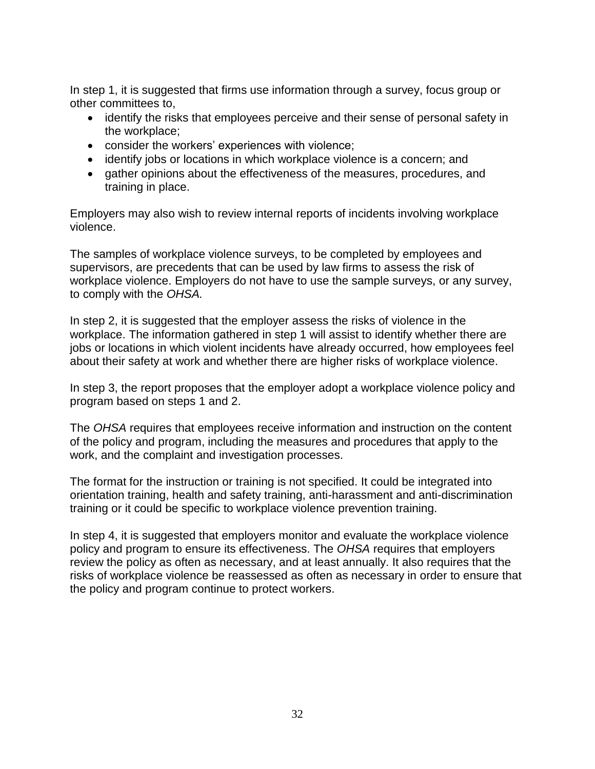In step 1, it is suggested that firms use information through a survey, focus group or other committees to,

- identify the risks that employees perceive and their sense of personal safety in the workplace;
- consider the workers' experiences with violence;
- identify jobs or locations in which workplace violence is a concern; and
- gather opinions about the effectiveness of the measures, procedures, and training in place.

Employers may also wish to review internal reports of incidents involving workplace violence.

The samples of workplace violence surveys, to be completed by employees and supervisors, are precedents that can be used by law firms to assess the risk of workplace violence. Employers do not have to use the sample surveys, or any survey, to comply with the *OHSA.*

In step 2, it is suggested that the employer assess the risks of violence in the workplace. The information gathered in step 1 will assist to identify whether there are jobs or locations in which violent incidents have already occurred, how employees feel about their safety at work and whether there are higher risks of workplace violence.

In step 3, the report proposes that the employer adopt a workplace violence policy and program based on steps 1 and 2.

The *OHSA* requires that employees receive information and instruction on the content of the policy and program, including the measures and procedures that apply to the work, and the complaint and investigation processes.

The format for the instruction or training is not specified. It could be integrated into orientation training, health and safety training, anti-harassment and anti-discrimination training or it could be specific to workplace violence prevention training.

In step 4, it is suggested that employers monitor and evaluate the workplace violence policy and program to ensure its effectiveness. The *OHSA* requires that employers review the policy as often as necessary, and at least annually. It also requires that the risks of workplace violence be reassessed as often as necessary in order to ensure that the policy and program continue to protect workers.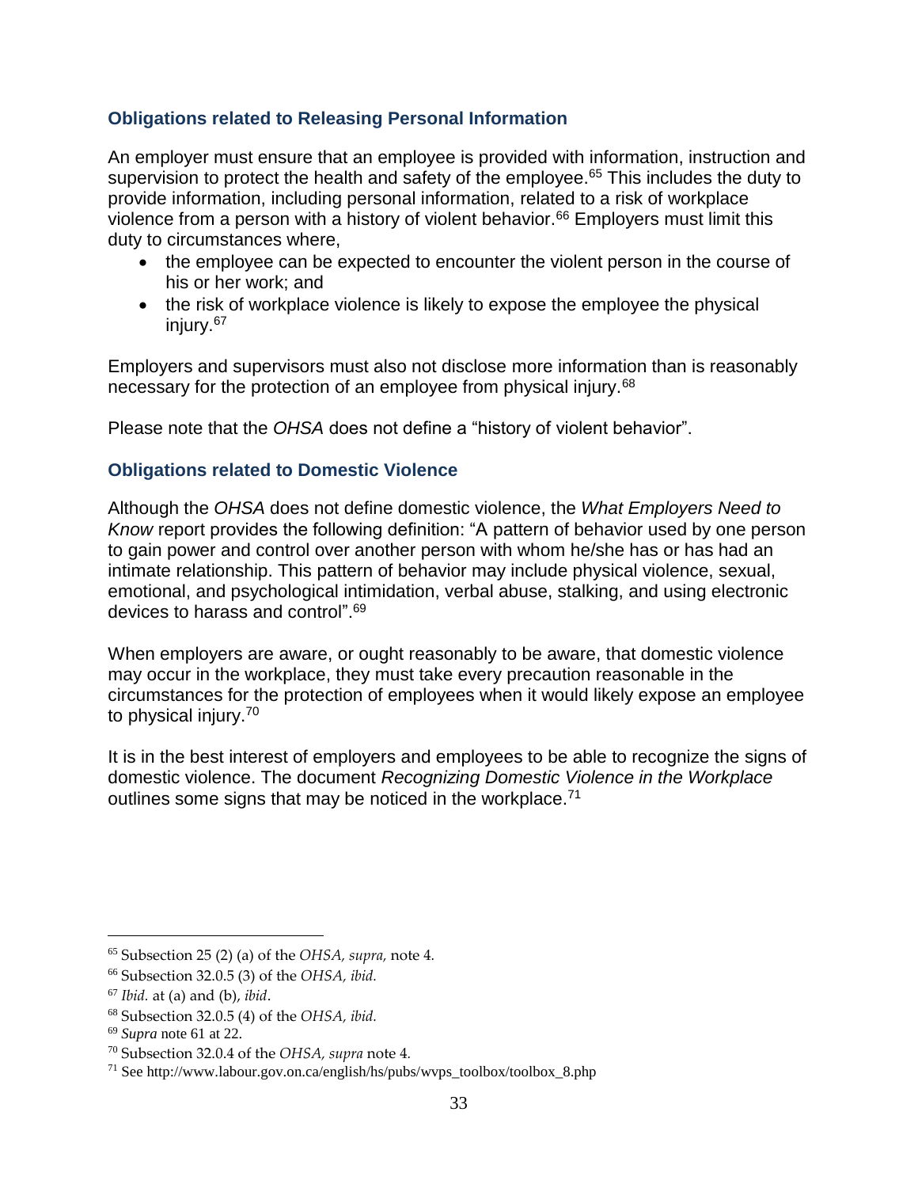### Obligations related to Releasing Personal Information

An employer must ensure that an employee is provided with information, instruction and supervision to protect the health and safety of the employee.[65] This includes the duty to provide information, including personal information, related to a risk of workplace violence from a person with a history of violent behavior.[66] Employers must limit this duty to circumstances where,

- the employee can be expected to encounter the violent person in the course of his or her work; and
- the risk of workplace violence is likely to expose the employee the physical injury.[67]

Employers and supervisors must also not disclose more information than is reasonably necessary for the protection of an employee from physical injury.[68]

Please note that the *OHSA* does not define a "history of violent behavior".

### Obligations related to Domestic Violence

Although the *OHSA* does not define domestic violence, the *What Employers Need to Know* report provides the following definition: "A pattern of behavior used by one person to gain power and control over another person with whom he/she has or has had an intimate relationship. This pattern of behavior may include physical violence, sexual, emotional, and psychological intimidation, verbal abuse, stalking, and using electronic devices to harass and control".[69]

When employers are aware, or ought reasonably to be aware, that domestic violence may occur in the workplace, they must take every precaution reasonable in the circumstances for the protection of employees when it would likely expose an employee to physical injury.[70]

It is in the best interest of employers and employees to be able to recognize the signs of domestic violence. The document *Recognizing Domestic Violence in the Workplace* outlines some signs that may be noticed in the workplace.[71]

---

[65] Subsection 25 (2) (a) of the *OHSA*, *supra*, note 4.

[66] Subsection 32.0.5 (3) of the *OHSA*, *ibid*.

[67] *Ibid.* at (a) and (b), *ibid*.

[68] Subsection 32.0.5 (4) of the *OHSA*, *ibid*.

[69] *Supra* note 61 at 22.

[70] Subsection 32.0.4 of the *OHSA*, *supra* note 4.

[71] See http://www.labour.gov.on.ca/english/hs/pubs/wvps_toolbox/toolbox_8.php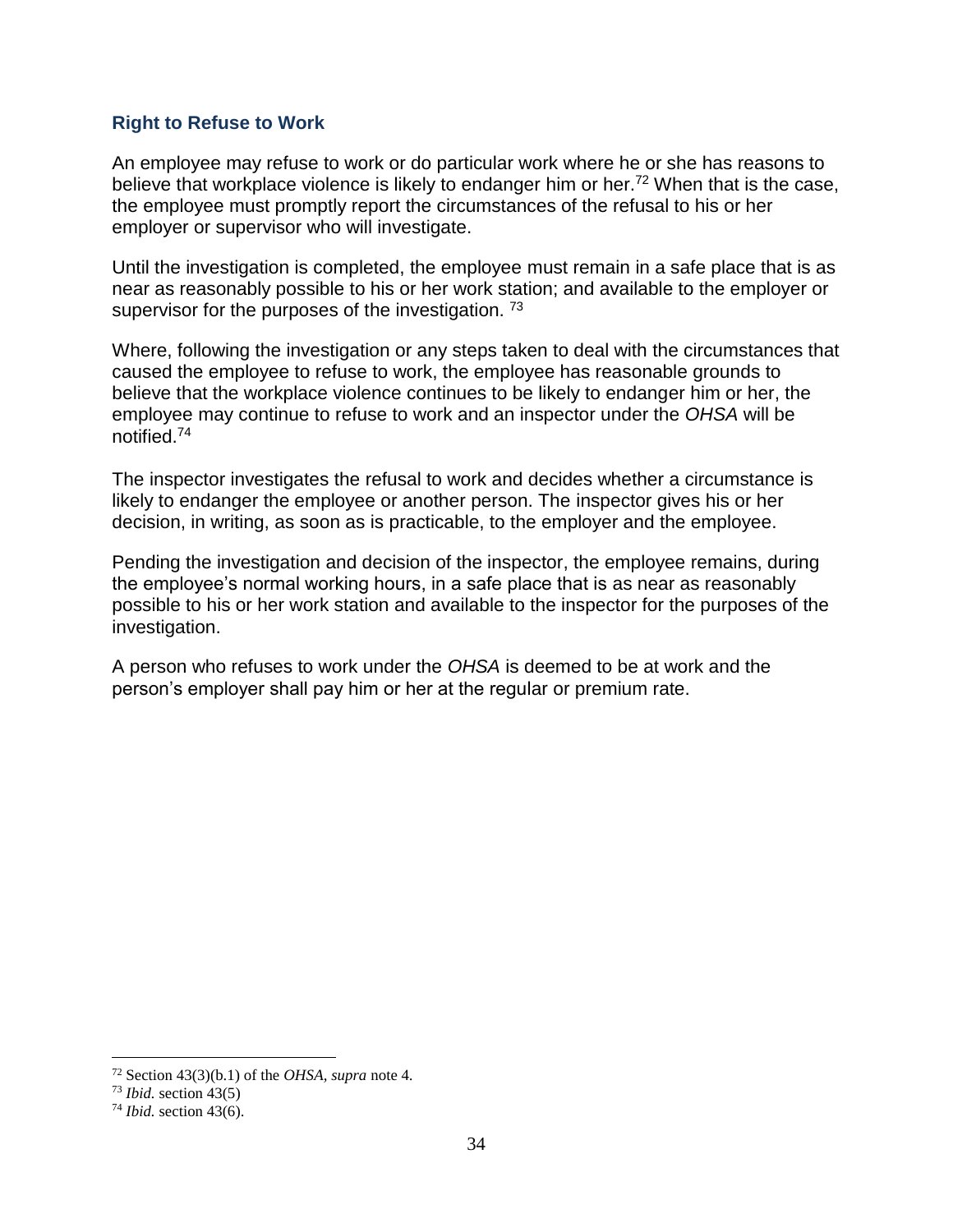### Right to Refuse to Work

An employee may refuse to work or do particular work where he or she has reasons to believe that workplace violence is likely to endanger him or her.[72] When that is the case, the employee must promptly report the circumstances of the refusal to his or her employer or supervisor who will investigate.

Until the investigation is completed, the employee must remain in a safe place that is as near as reasonably possible to his or her work station; and available to the employer or supervisor for the purposes of the investigation. [73]

Where, following the investigation or any steps taken to deal with the circumstances that caused the employee to refuse to work, the employee has reasonable grounds to believe that the workplace violence continues to be likely to endanger him or her, the employee may continue to refuse to work and an inspector under the *OHSA* will be notified.[74]

The inspector investigates the refusal to work and decides whether a circumstance is likely to endanger the employee or another person. The inspector gives his or her decision, in writing, as soon as is practicable, to the employer and the employee.

Pending the investigation and decision of the inspector, the employee remains, during the employee's normal working hours, in a safe place that is as near as reasonably possible to his or her work station and available to the inspector for the purposes of the investigation.

A person who refuses to work under the *OHSA* is deemed to be at work and the person's employer shall pay him or her at the regular or premium rate.

---

[72] Section 43(3)(b.1) of the *OHSA*, *supra* note 4.

[73] *Ibid.* section 43(5)

[74] *Ibid.* section 43(6).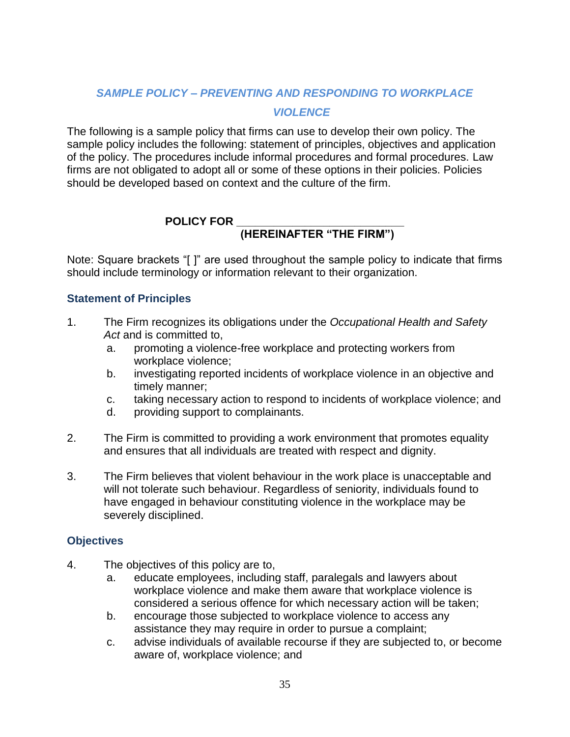## *SAMPLE POLICY – PREVENTING AND RESPONDING TO WORKPLACE VIOLENCE*

The following is a sample policy that firms can use to develop their own policy. The sample policy includes the following: statement of principles, objectives and application of the policy. The procedures include informal procedures and formal procedures. Law firms are not obligated to adopt all or some of these options in their policies. Policies should be developed based on context and the culture of the firm.

**POLICY FOR \_\_\_\_\_\_\_\_\_\_\_\_\_\_\_\_\_\_\_\_\_\_\_\_\_\_\_\_**
**(HEREINAFTER "THE FIRM")**

Note: Square brackets "[ ]" are used throughout the sample policy to indicate that firms should include terminology or information relevant to their organization.

### Statement of Principles

1. The Firm recognizes its obligations under the *Occupational Health and Safety Act* and is committed to,
   a. promoting a violence-free workplace and protecting workers from workplace violence;
   b. investigating reported incidents of workplace violence in an objective and timely manner;
   c. taking necessary action to respond to incidents of workplace violence; and
   d. providing support to complainants.

2. The Firm is committed to providing a work environment that promotes equality and ensures that all individuals are treated with respect and dignity.

3. The Firm believes that violent behaviour in the work place is unacceptable and will not tolerate such behaviour. Regardless of seniority, individuals found to have engaged in behaviour constituting violence in the workplace may be severely disciplined.

### Objectives

4. The objectives of this policy are to,
   a. educate employees, including staff, paralegals and lawyers about workplace violence and make them aware that workplace violence is considered a serious offence for which necessary action will be taken;
   b. encourage those subjected to workplace violence to access any assistance they may require in order to pursue a complaint;
   c. advise individuals of available recourse if they are subjected to, or become aware of, workplace violence; and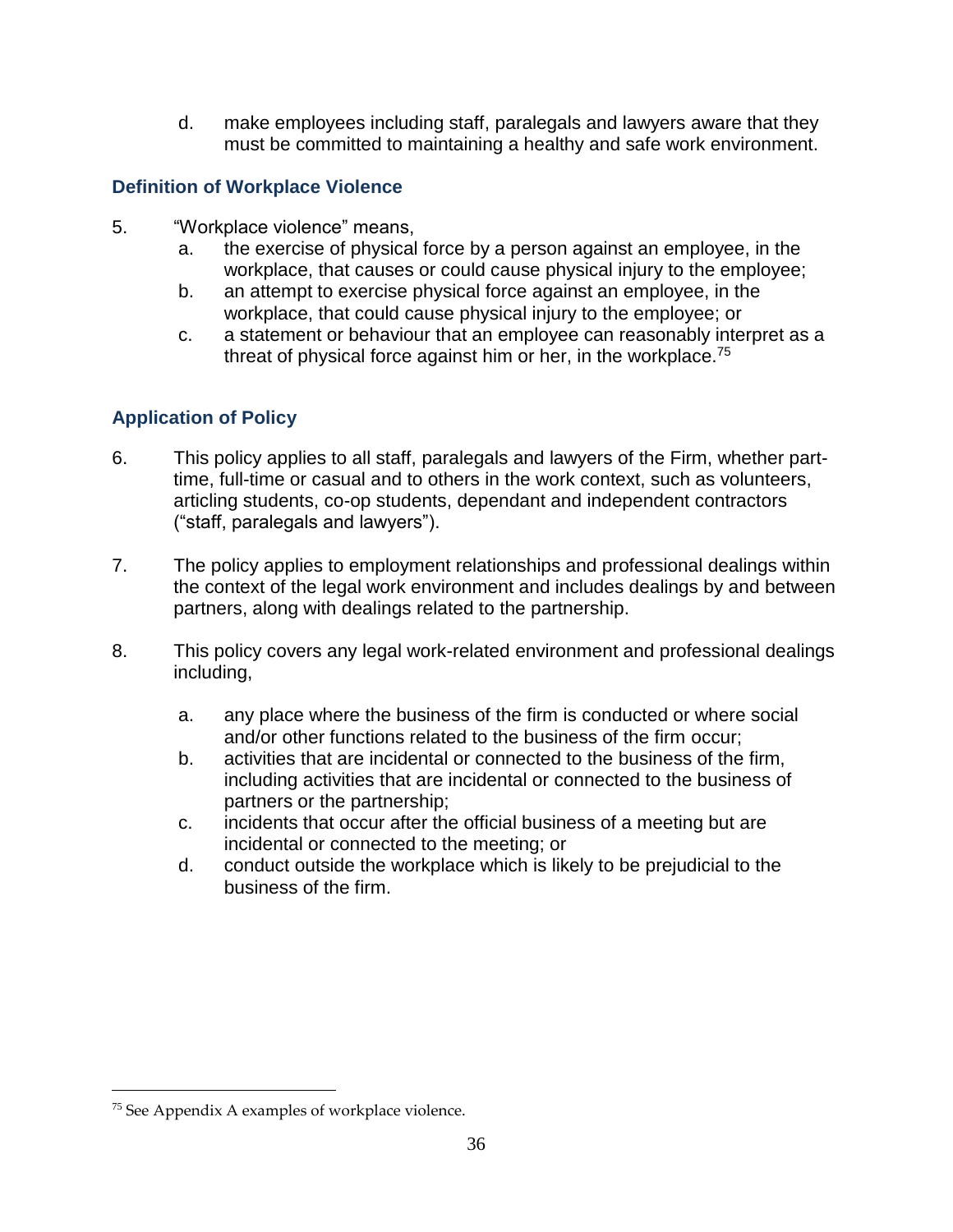d. make employees including staff, paralegals and lawyers aware that they must be committed to maintaining a healthy and safe work environment.

### Definition of Workplace Violence

5. "Workplace violence" means,
   a. the exercise of physical force by a person against an employee, in the workplace, that causes or could cause physical injury to the employee;
   b. an attempt to exercise physical force against an employee, in the workplace, that could cause physical injury to the employee; or
   c. a statement or behaviour that an employee can reasonably interpret as a threat of physical force against him or her, in the workplace.[75]

### Application of Policy

6. This policy applies to all staff, paralegals and lawyers of the Firm, whether part-time, full-time or casual and to others in the work context, such as volunteers, articling students, co-op students, dependant and independent contractors ("staff, paralegals and lawyers").

7. The policy applies to employment relationships and professional dealings within the context of the legal work environment and includes dealings by and between partners, along with dealings related to the partnership.

8. This policy covers any legal work-related environment and professional dealings including,

   a. any place where the business of the firm is conducted or where social and/or other functions related to the business of the firm occur;
   b. activities that are incidental or connected to the business of the firm, including activities that are incidental or connected to the business of partners or the partnership;
   c. incidents that occur after the official business of a meeting but are incidental or connected to the meeting; or
   d. conduct outside the workplace which is likely to be prejudicial to the business of the firm.

---

[75] See Appendix A examples of workplace violence.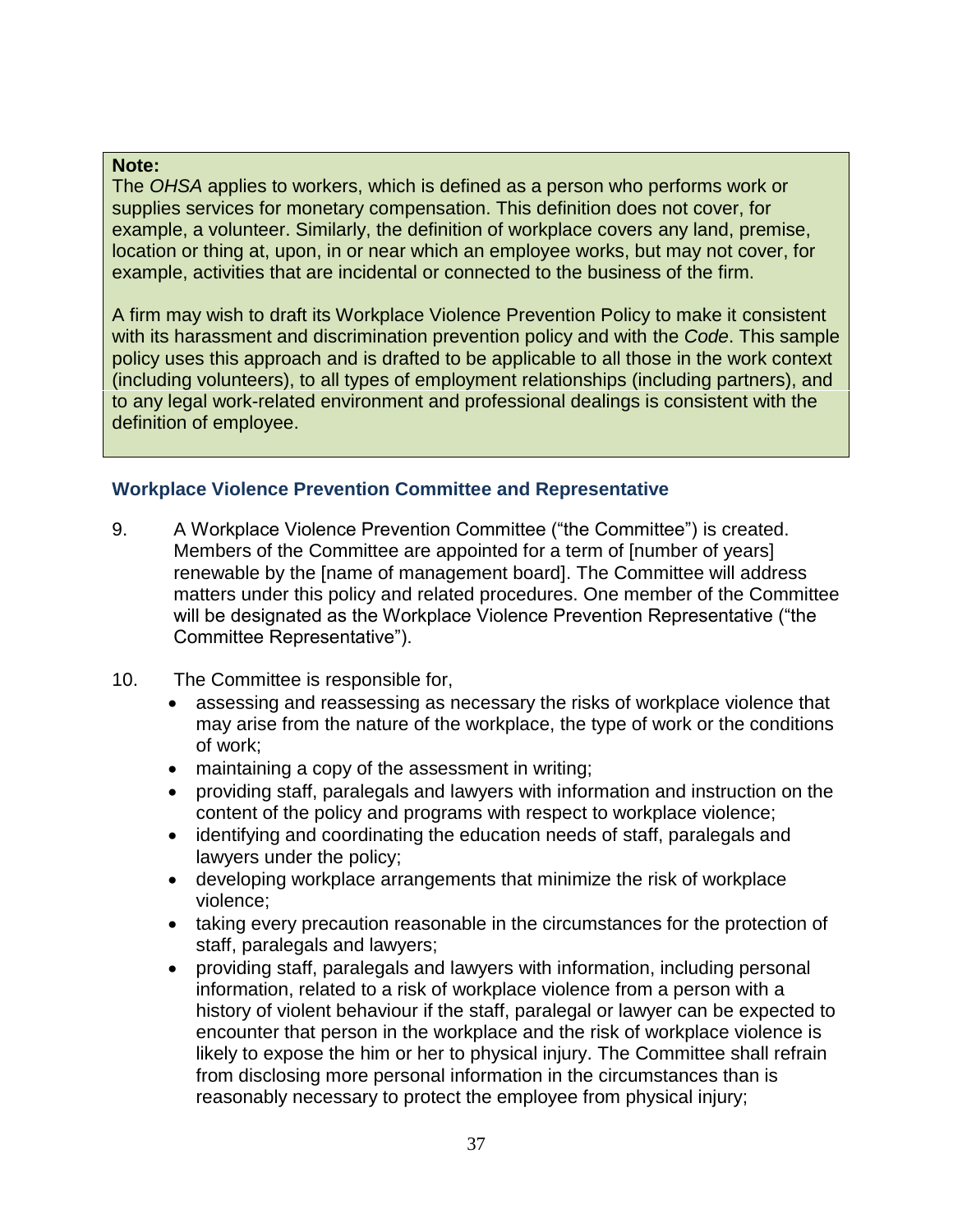**Note:**
The *OHSA* applies to workers, which is defined as a person who performs work or supplies services for monetary compensation. This definition does not cover, for example, a volunteer. Similarly, the definition of workplace covers any land, premise, location or thing at, upon, in or near which an employee works, but may not cover, for example, activities that are incidental or connected to the business of the firm.

A firm may wish to draft its Workplace Violence Prevention Policy to make it consistent with its harassment and discrimination prevention policy and with the *Code*. This sample policy uses this approach and is drafted to be applicable to all those in the work context (including volunteers), to all types of employment relationships (including partners), and to any legal work-related environment and professional dealings is consistent with the definition of employee.

### Workplace Violence Prevention Committee and Representative

9. A Workplace Violence Prevention Committee ("the Committee") is created. Members of the Committee are appointed for a term of [number of years] renewable by the [name of management board]. The Committee will address matters under this policy and related procedures. One member of the Committee will be designated as the Workplace Violence Prevention Representative ("the Committee Representative").

10. The Committee is responsible for,
    - assessing and reassessing as necessary the risks of workplace violence that may arise from the nature of the workplace, the type of work or the conditions of work;
    - maintaining a copy of the assessment in writing;
    - providing staff, paralegals and lawyers with information and instruction on the content of the policy and programs with respect to workplace violence;
    - identifying and coordinating the education needs of staff, paralegals and lawyers under the policy;
    - developing workplace arrangements that minimize the risk of workplace violence;
    - taking every precaution reasonable in the circumstances for the protection of staff, paralegals and lawyers;
    - providing staff, paralegals and lawyers with information, including personal information, related to a risk of workplace violence from a person with a history of violent behaviour if the staff, paralegal or lawyer can be expected to encounter that person in the workplace and the risk of workplace violence is likely to expose the him or her to physical injury. The Committee shall refrain from disclosing more personal information in the circumstances than is reasonably necessary to protect the employee from physical injury;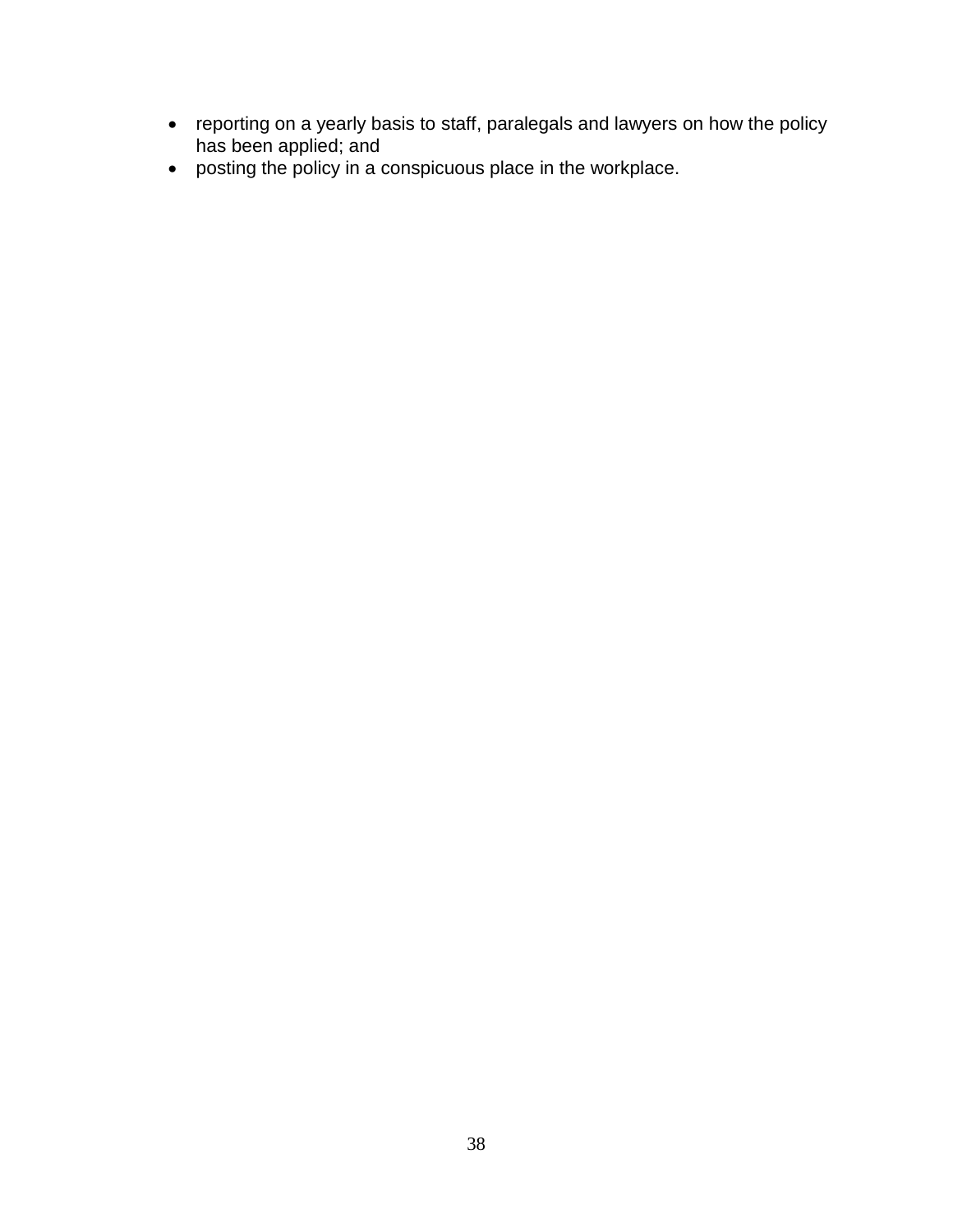- reporting on a yearly basis to staff, paralegals and lawyers on how the policy has been applied; and
- posting the policy in a conspicuous place in the workplace.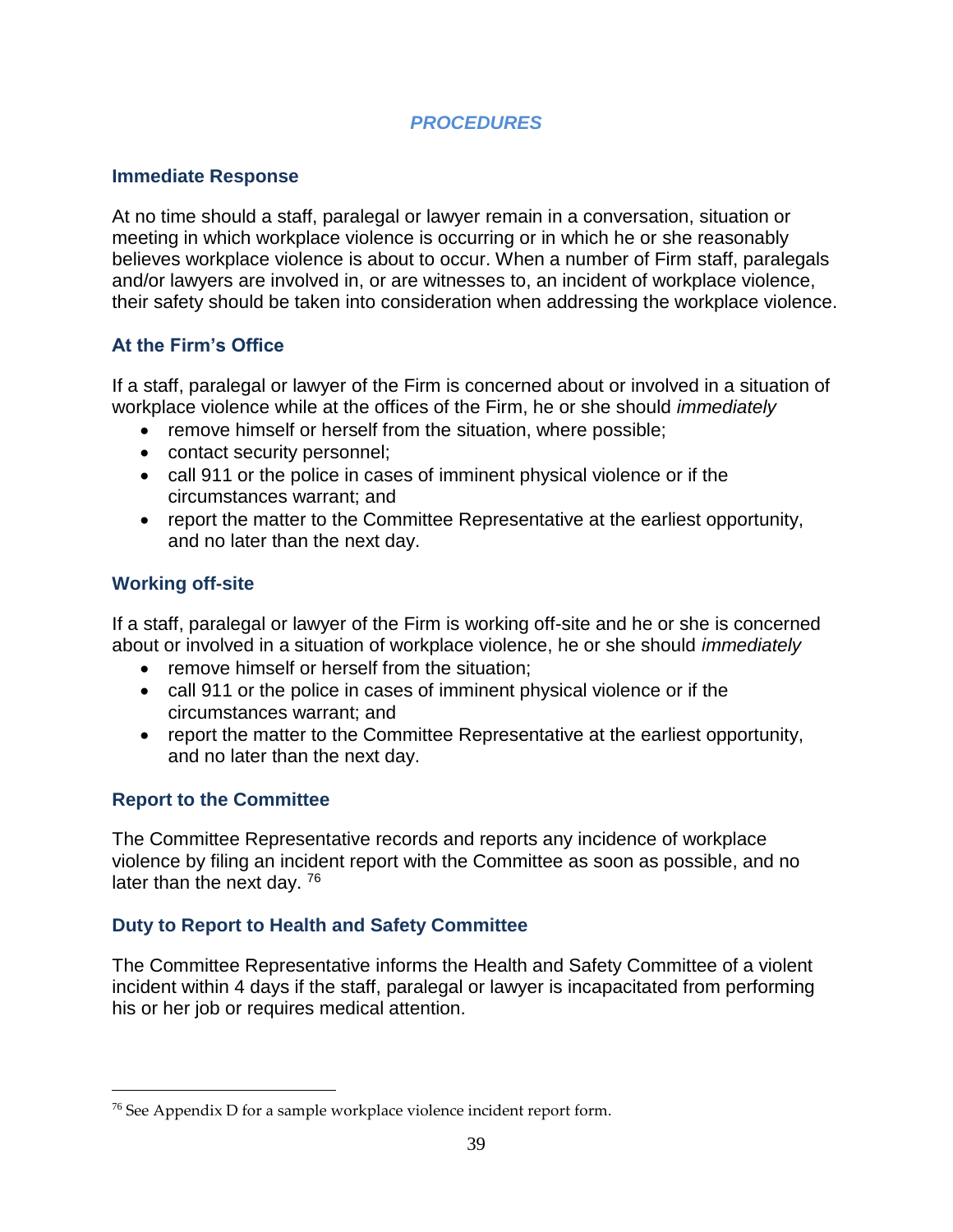## *PROCEDURES*

### Immediate Response

At no time should a staff, paralegal or lawyer remain in a conversation, situation or meeting in which workplace violence is occurring or in which he or she reasonably believes workplace violence is about to occur. When a number of Firm staff, paralegals and/or lawyers are involved in, or are witnesses to, an incident of workplace violence, their safety should be taken into consideration when addressing the workplace violence.

### At the Firm's Office

If a staff, paralegal or lawyer of the Firm is concerned about or involved in a situation of workplace violence while at the offices of the Firm, he or she should *immediately*

- remove himself or herself from the situation, where possible;
- contact security personnel;
- call 911 or the police in cases of imminent physical violence or if the circumstances warrant; and
- report the matter to the Committee Representative at the earliest opportunity, and no later than the next day.

### Working off-site

If a staff, paralegal or lawyer of the Firm is working off-site and he or she is concerned about or involved in a situation of workplace violence, he or she should *immediately*

- remove himself or herself from the situation;
- call 911 or the police in cases of imminent physical violence or if the circumstances warrant; and
- report the matter to the Committee Representative at the earliest opportunity, and no later than the next day.

### Report to the Committee

The Committee Representative records and reports any incidence of workplace violence by filing an incident report with the Committee as soon as possible, and no later than the next day. [76]

### Duty to Report to Health and Safety Committee

The Committee Representative informs the Health and Safety Committee of a violent incident within 4 days if the staff, paralegal or lawyer is incapacitated from performing his or her job or requires medical attention.

---

[76] See Appendix D for a sample workplace violence incident report form.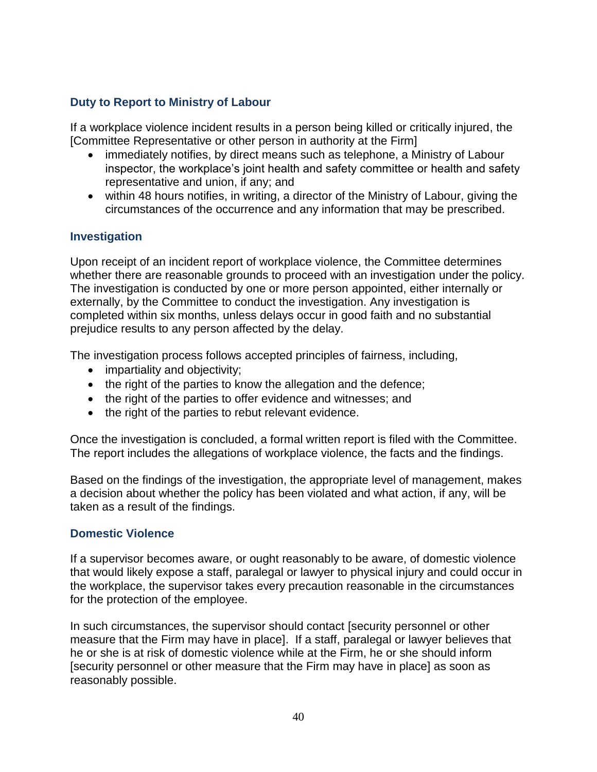### Duty to Report to Ministry of Labour

If a workplace violence incident results in a person being killed or critically injured, the [Committee Representative or other person in authority at the Firm]

- immediately notifies, by direct means such as telephone, a Ministry of Labour inspector, the workplace's joint health and safety committee or health and safety representative and union, if any; and
- within 48 hours notifies, in writing, a director of the Ministry of Labour, giving the circumstances of the occurrence and any information that may be prescribed.

### Investigation

Upon receipt of an incident report of workplace violence, the Committee determines whether there are reasonable grounds to proceed with an investigation under the policy. The investigation is conducted by one or more person appointed, either internally or externally, by the Committee to conduct the investigation. Any investigation is completed within six months, unless delays occur in good faith and no substantial prejudice results to any person affected by the delay.

The investigation process follows accepted principles of fairness, including,

- impartiality and objectivity;
- the right of the parties to know the allegation and the defence;
- the right of the parties to offer evidence and witnesses; and
- the right of the parties to rebut relevant evidence.

Once the investigation is concluded, a formal written report is filed with the Committee. The report includes the allegations of workplace violence, the facts and the findings.

Based on the findings of the investigation, the appropriate level of management, makes a decision about whether the policy has been violated and what action, if any, will be taken as a result of the findings.

### Domestic Violence

If a supervisor becomes aware, or ought reasonably to be aware, of domestic violence that would likely expose a staff, paralegal or lawyer to physical injury and could occur in the workplace, the supervisor takes every precaution reasonable in the circumstances for the protection of the employee.

In such circumstances, the supervisor should contact [security personnel or other measure that the Firm may have in place]. If a staff, paralegal or lawyer believes that he or she is at risk of domestic violence while at the Firm, he or she should inform [security personnel or other measure that the Firm may have in place] as soon as reasonably possible.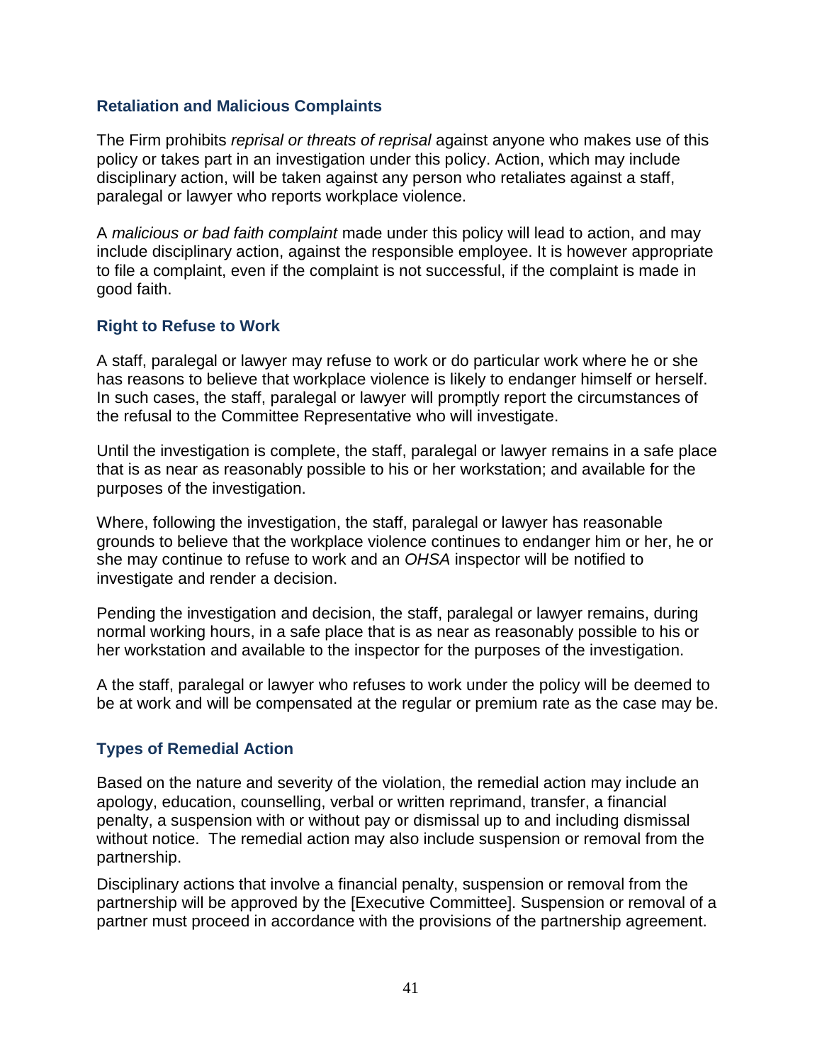### Retaliation and Malicious Complaints

The Firm prohibits *reprisal or threats of reprisal* against anyone who makes use of this policy or takes part in an investigation under this policy. Action, which may include disciplinary action, will be taken against any person who retaliates against a staff, paralegal or lawyer who reports workplace violence.

A *malicious or bad faith complaint* made under this policy will lead to action, and may include disciplinary action, against the responsible employee. It is however appropriate to file a complaint, even if the complaint is not successful, if the complaint is made in good faith.

### Right to Refuse to Work

A staff, paralegal or lawyer may refuse to work or do particular work where he or she has reasons to believe that workplace violence is likely to endanger himself or herself. In such cases, the staff, paralegal or lawyer will promptly report the circumstances of the refusal to the Committee Representative who will investigate.

Until the investigation is complete, the staff, paralegal or lawyer remains in a safe place that is as near as reasonably possible to his or her workstation; and available for the purposes of the investigation.

Where, following the investigation, the staff, paralegal or lawyer has reasonable grounds to believe that the workplace violence continues to endanger him or her, he or she may continue to refuse to work and an *OHSA* inspector will be notified to investigate and render a decision.

Pending the investigation and decision, the staff, paralegal or lawyer remains, during normal working hours, in a safe place that is as near as reasonably possible to his or her workstation and available to the inspector for the purposes of the investigation.

A the staff, paralegal or lawyer who refuses to work under the policy will be deemed to be at work and will be compensated at the regular or premium rate as the case may be.

### Types of Remedial Action

Based on the nature and severity of the violation, the remedial action may include an apology, education, counselling, verbal or written reprimand, transfer, a financial penalty, a suspension with or without pay or dismissal up to and including dismissal without notice. The remedial action may also include suspension or removal from the partnership.

Disciplinary actions that involve a financial penalty, suspension or removal from the partnership will be approved by the [Executive Committee]. Suspension or removal of a partner must proceed in accordance with the provisions of the partnership agreement.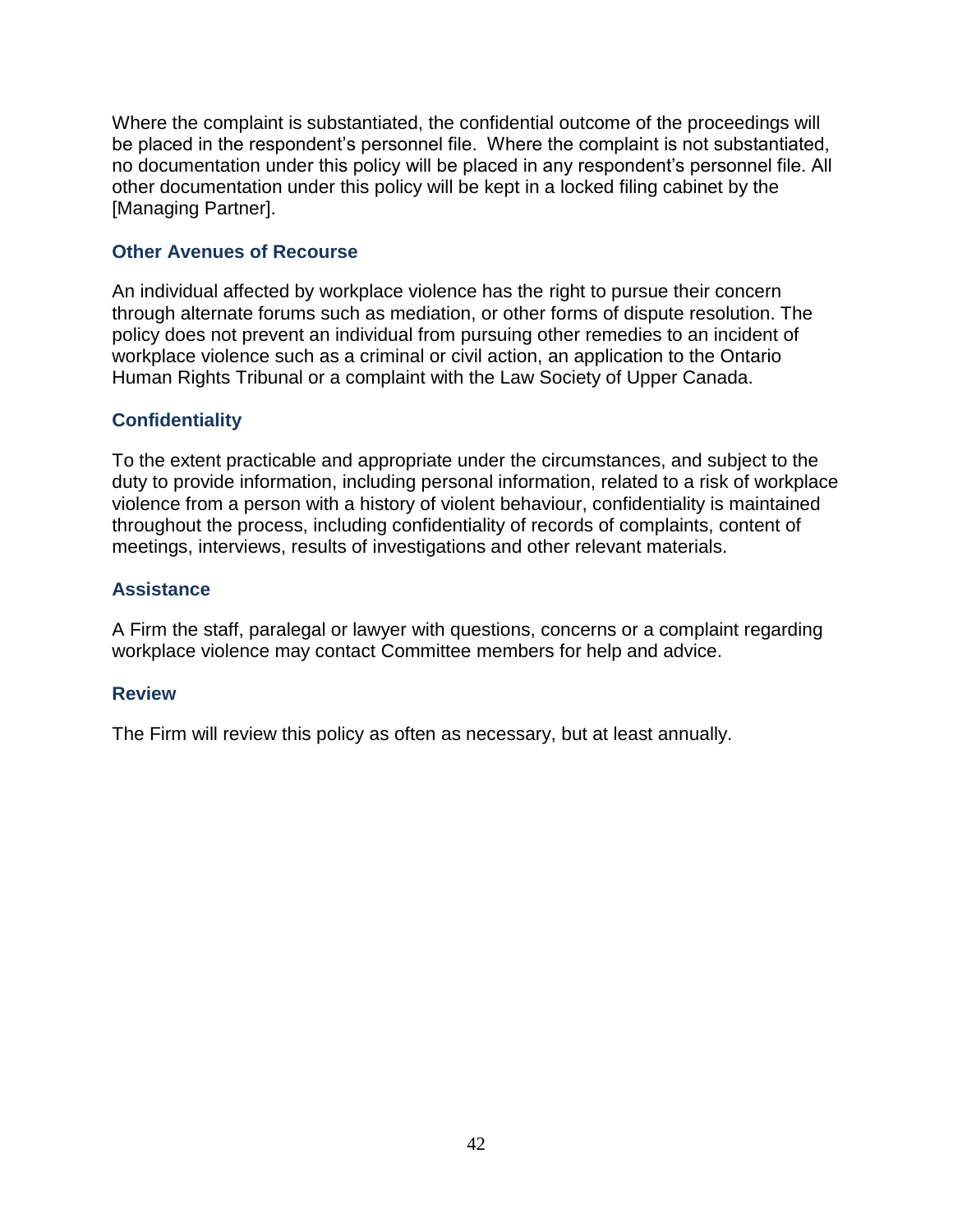Where the complaint is substantiated, the confidential outcome of the proceedings will be placed in the respondent's personnel file. Where the complaint is not substantiated, no documentation under this policy will be placed in any respondent's personnel file. All other documentation under this policy will be kept in a locked filing cabinet by the [Managing Partner].

### Other Avenues of Recourse

An individual affected by workplace violence has the right to pursue their concern through alternate forums such as mediation, or other forms of dispute resolution. The policy does not prevent an individual from pursuing other remedies to an incident of workplace violence such as a criminal or civil action, an application to the Ontario Human Rights Tribunal or a complaint with the Law Society of Upper Canada.

### Confidentiality

To the extent practicable and appropriate under the circumstances, and subject to the duty to provide information, including personal information, related to a risk of workplace violence from a person with a history of violent behaviour, confidentiality is maintained throughout the process, including confidentiality of records of complaints, content of meetings, interviews, results of investigations and other relevant materials.

### Assistance

A Firm the staff, paralegal or lawyer with questions, concerns or a complaint regarding workplace violence may contact Committee members for help and advice.

### Review

The Firm will review this policy as often as necessary, but at least annually.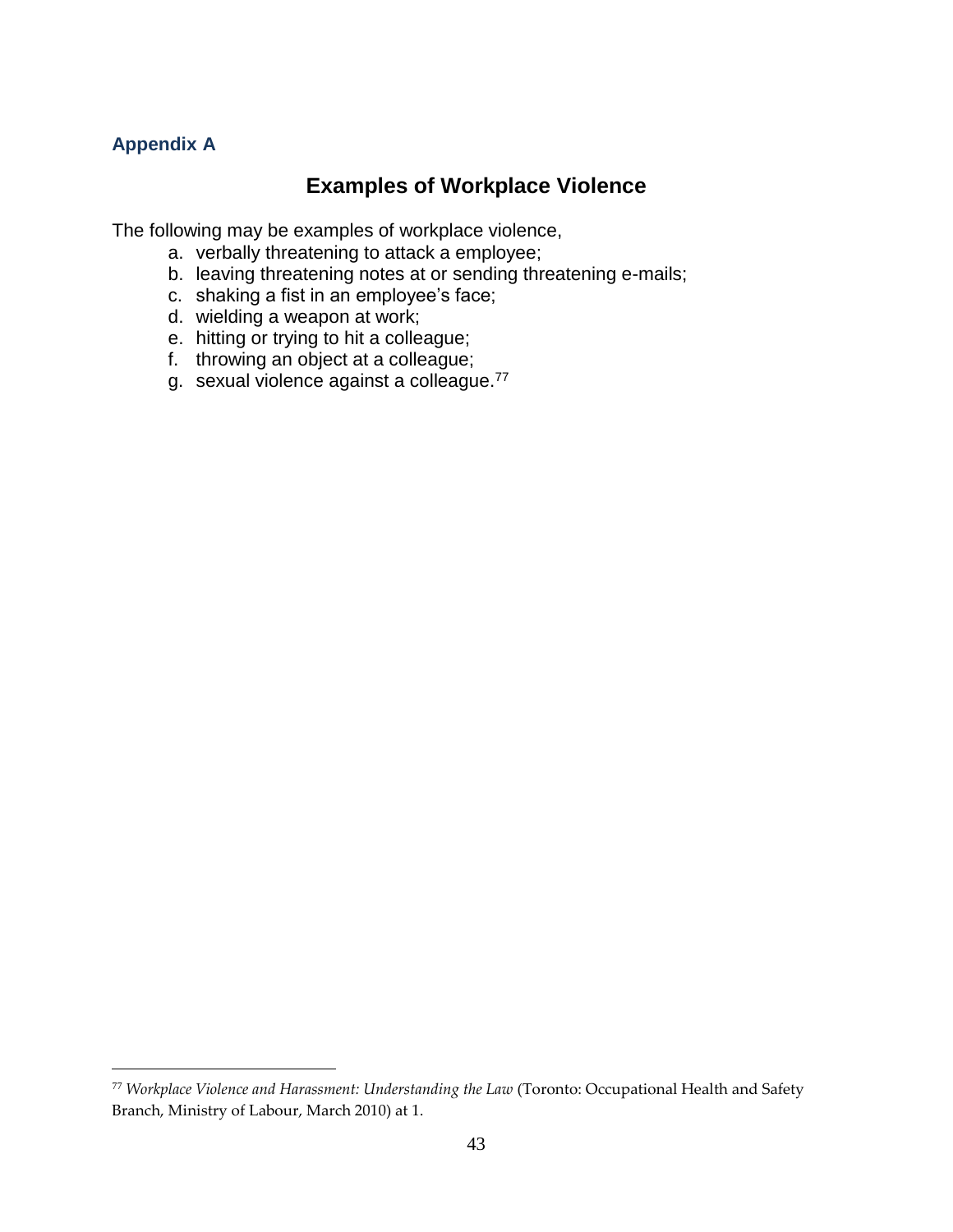**Appendix A**

## Examples of Workplace Violence

The following may be examples of workplace violence,

a. verbally threatening to attack a employee;
b. leaving threatening notes at or sending threatening e-mails;
c. shaking a fist in an employee's face;
d. wielding a weapon at work;
e. hitting or trying to hit a colleague;
f. throwing an object at a colleague;
g. sexual violence against a colleague.[77]

---

[77] *Workplace Violence and Harassment: Understanding the Law* (Toronto: Occupational Health and Safety Branch, Ministry of Labour, March 2010) at 1.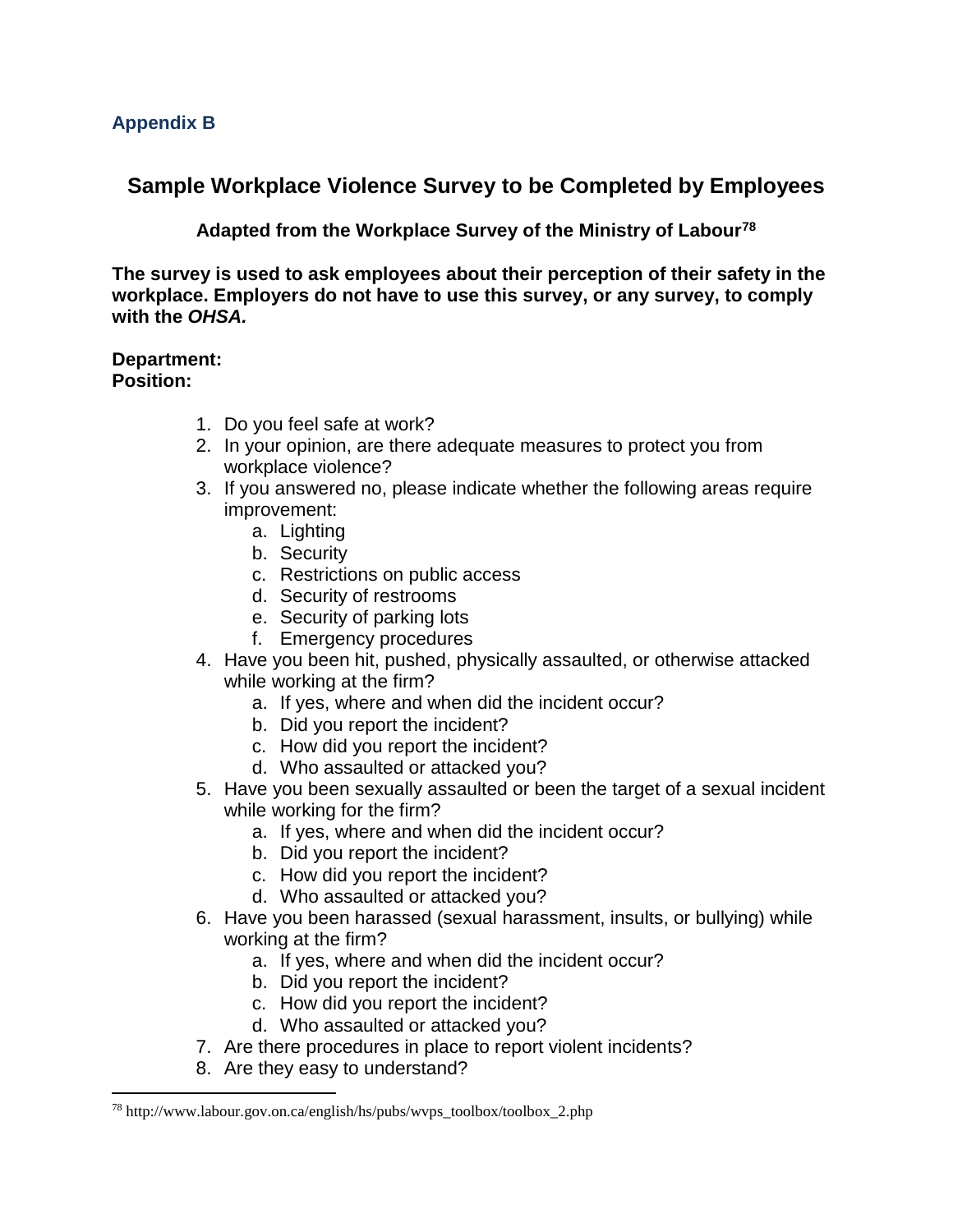## Appendix B

# Sample Workplace Violence Survey to be Completed by Employees

**Adapted from the Workplace Survey of the Ministry of Labour[78]**

**The survey is used to ask employees about their perception of their safety in the workplace. Employers do not have to use this survey, or any survey, to comply with the *OHSA.***

**Department:**
**Position:**

1. Do you feel safe at work?
2. In your opinion, are there adequate measures to protect you from workplace violence?
3. If you answered no, please indicate whether the following areas require improvement:
   a. Lighting
   b. Security
   c. Restrictions on public access
   d. Security of restrooms
   e. Security of parking lots
   f. Emergency procedures
4. Have you been hit, pushed, physically assaulted, or otherwise attacked while working at the firm?
   a. If yes, where and when did the incident occur?
   b. Did you report the incident?
   c. How did you report the incident?
   d. Who assaulted or attacked you?
5. Have you been sexually assaulted or been the target of a sexual incident while working for the firm?
   a. If yes, where and when did the incident occur?
   b. Did you report the incident?
   c. How did you report the incident?
   d. Who assaulted or attacked you?
6. Have you been harassed (sexual harassment, insults, or bullying) while working at the firm?
   a. If yes, where and when did the incident occur?
   b. Did you report the incident?
   c. How did you report the incident?
   d. Who assaulted or attacked you?
7. Are there procedures in place to report violent incidents?
8. Are they easy to understand?

[78] http://www.labour.gov.on.ca/english/hs/pubs/wvps_toolbox/toolbox_2.php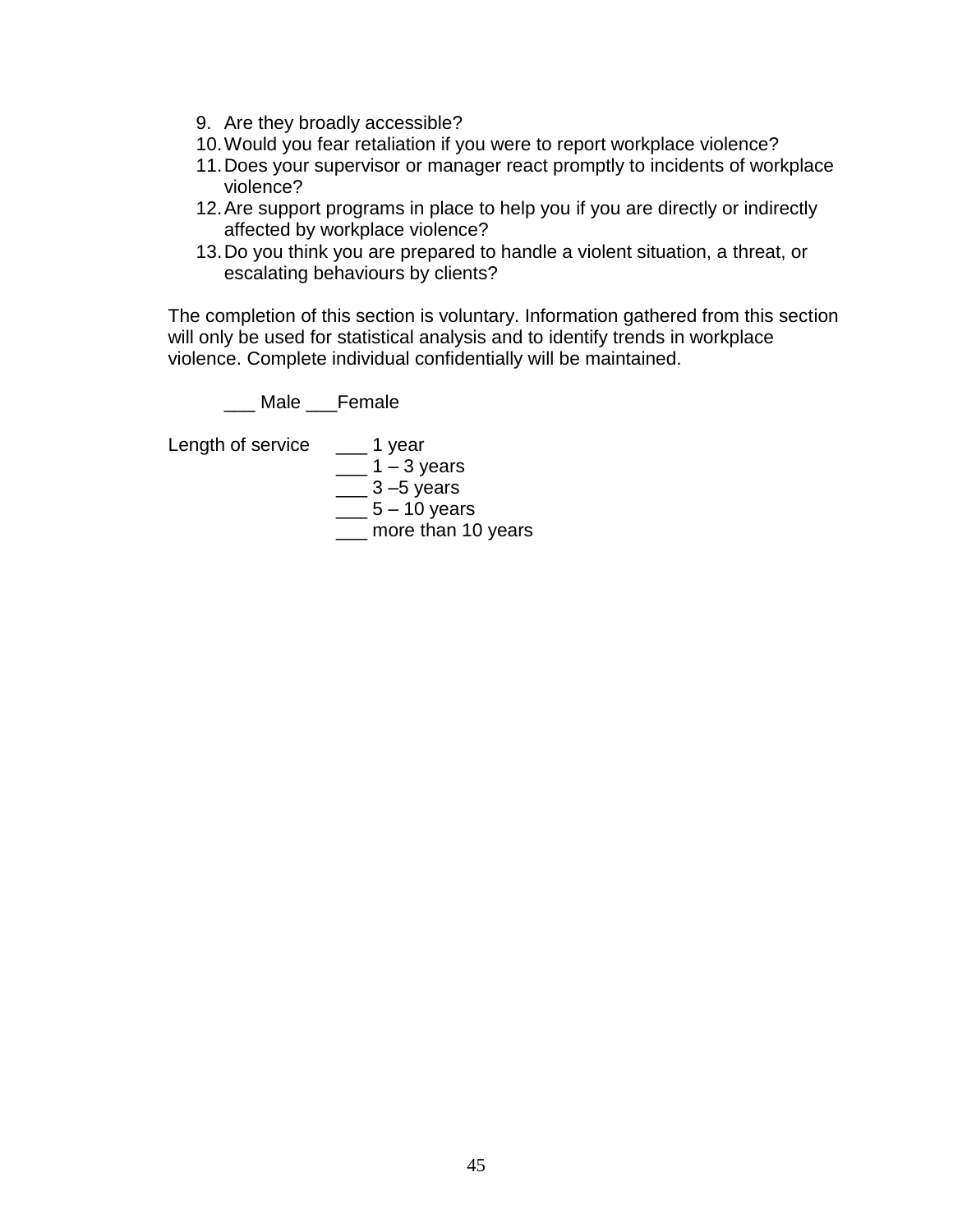9. Are they broadly accessible?
10. Would you fear retaliation if you were to report workplace violence?
11. Does your supervisor or manager react promptly to incidents of workplace violence?
12. Are support programs in place to help you if you are directly or indirectly affected by workplace violence?
13. Do you think you are prepared to handle a violent situation, a threat, or escalating behaviours by clients?

The completion of this section is voluntary. Information gathered from this section will only be used for statistical analysis and to identify trends in workplace violence. Complete individual confidentially will be maintained.

___ Male ___Female

Length of service
___ 1 year
___ 1 – 3 years
___ 3 –5 years
___ 5 – 10 years
___ more than 10 years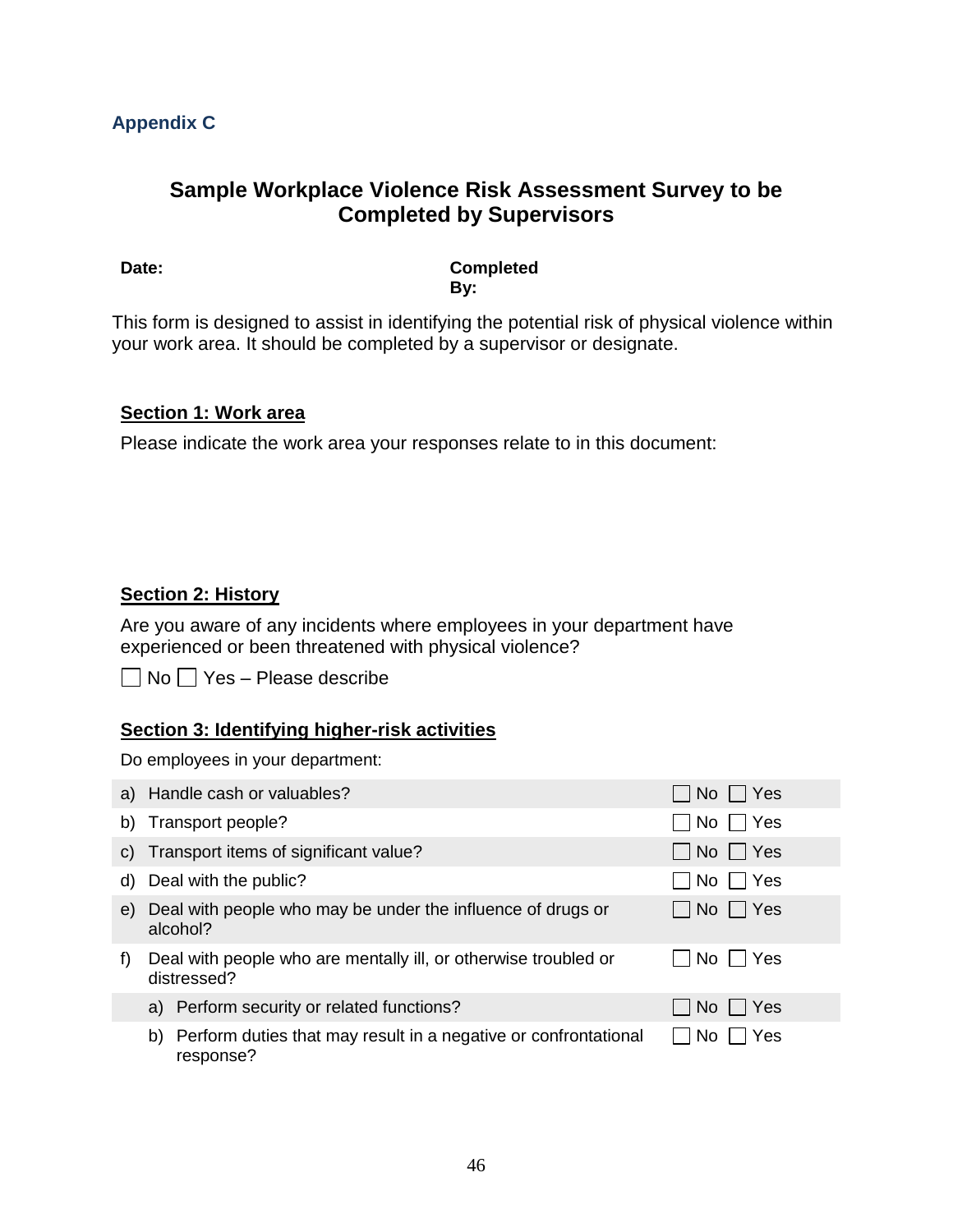**Appendix C**

## Sample Workplace Violence Risk Assessment Survey to be Completed by Supervisors

**Date:** **Completed By:**

This form is designed to assist in identifying the potential risk of physical violence within your work area. It should be completed by a supervisor or designate.

### Section 1: Work area

Please indicate the work area your responses relate to in this document:

### Section 2: History

Are you aware of any incidents where employees in your department have experienced or been threatened with physical violence?

☐ No ☐ Yes – Please describe

### Section 3: Identifying higher-risk activities

Do employees in your department:

| | | |
|---|---|---|
| a) | Handle cash or valuables? | ☐ No ☐ Yes |
| b) | Transport people? | ☐ No ☐ Yes |
| c) | Transport items of significant value? | ☐ No ☐ Yes |
| d) | Deal with the public? | ☐ No ☐ Yes |
| e) | Deal with people who may be under the influence of drugs or alcohol? | ☐ No ☐ Yes |
| f) | Deal with people who are mentally ill, or otherwise troubled or distressed? | ☐ No ☐ Yes |
| | a) Perform security or related functions? | ☐ No ☐ Yes |
| | b) Perform duties that may result in a negative or confrontational response? | ☐ No ☐ Yes |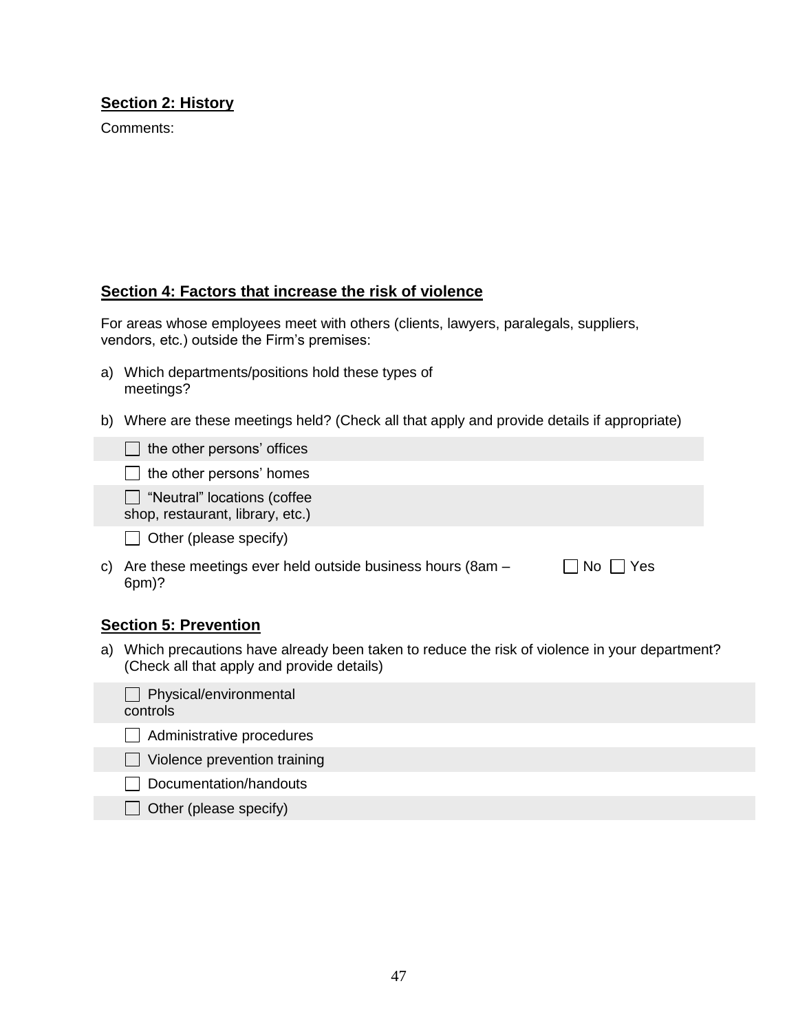**Section 2: History**

Comments:

**Section 4: Factors that increase the risk of violence**

For areas whose employees meet with others (clients, lawyers, paralegals, suppliers, vendors, etc.) outside the Firm's premises:

a) Which departments/positions hold these types of meetings?

b) Where are these meetings held? (Check all that apply and provide details if appropriate)

- ☐ the other persons' offices
- ☐ the other persons' homes
- ☐ "Neutral" locations (coffee shop, restaurant, library, etc.)
- ☐ Other (please specify)

c) Are these meetings ever held outside business hours (8am – 6pm)? ☐ No ☐ Yes

**Section 5: Prevention**

a) Which precautions have already been taken to reduce the risk of violence in your department? (Check all that apply and provide details)

- ☐ Physical/environmental controls
- ☐ Administrative procedures
- ☐ Violence prevention training
- ☐ Documentation/handouts
- ☐ Other (please specify)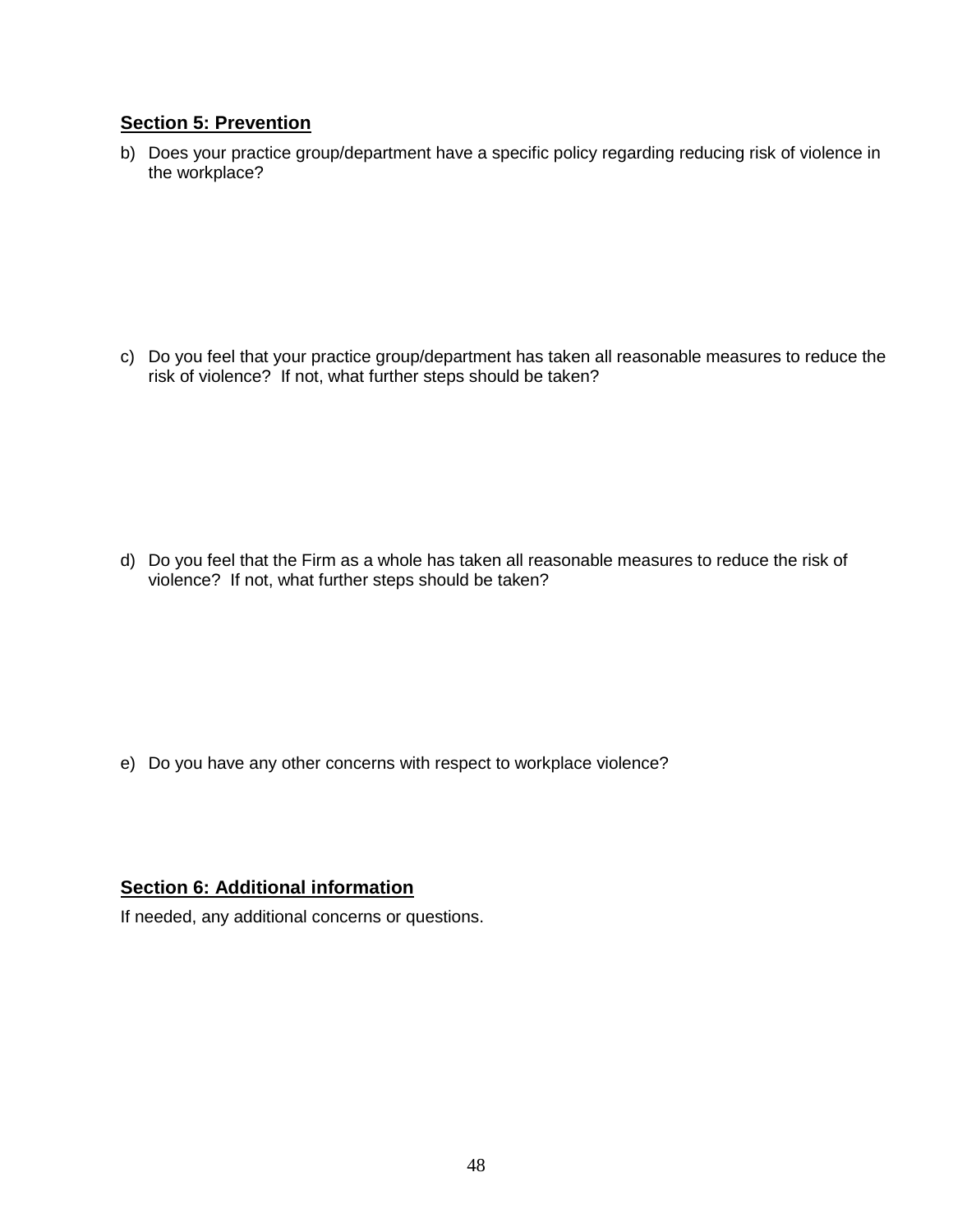## Section 5: Prevention

b) Does your practice group/department have a specific policy regarding reducing risk of violence in the workplace?

c) Do you feel that your practice group/department has taken all reasonable measures to reduce the risk of violence? If not, what further steps should be taken?

d) Do you feel that the Firm as a whole has taken all reasonable measures to reduce the risk of violence? If not, what further steps should be taken?

e) Do you have any other concerns with respect to workplace violence?

## Section 6: Additional information

If needed, any additional concerns or questions.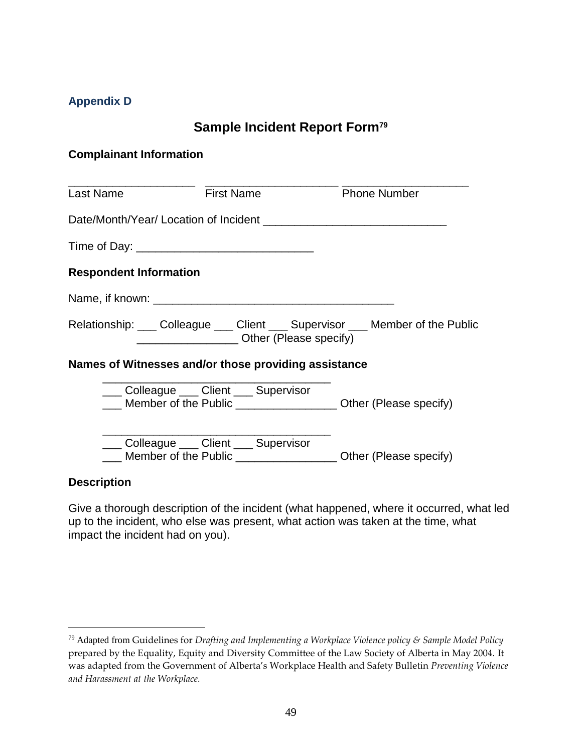### Appendix D

## Sample Incident Report Form[79]

**Complainant Information**

____________________ ____________________ ____________________
Last Name First Name Phone Number

Date/Month/Year/ Location of Incident _____________________________

Time of Day: ____________________________

**Respondent Information**

Name, if known: ______________________________________

Relationship: ___ Colleague ___ Client ___ Supervisor ___ Member of the Public
________________ Other (Please specify)

**Names of Witnesses and/or those providing assistance**

____________________________________
___ Colleague ___ Client ___ Supervisor
___ Member of the Public ________________ Other (Please specify)

____________________________________
___ Colleague ___ Client ___ Supervisor
___ Member of the Public ________________ Other (Please specify)

**Description**

Give a thorough description of the incident (what happened, where it occurred, what led up to the incident, who else was present, what action was taken at the time, what impact the incident had on you).

---

[79] Adapted from Guidelines for *Drafting and Implementing a Workplace Violence policy & Sample Model Policy* prepared by the Equality, Equity and Diversity Committee of the Law Society of Alberta in May 2004. It was adapted from the Government of Alberta's Workplace Health and Safety Bulletin *Preventing Violence and Harassment at the Workplace.*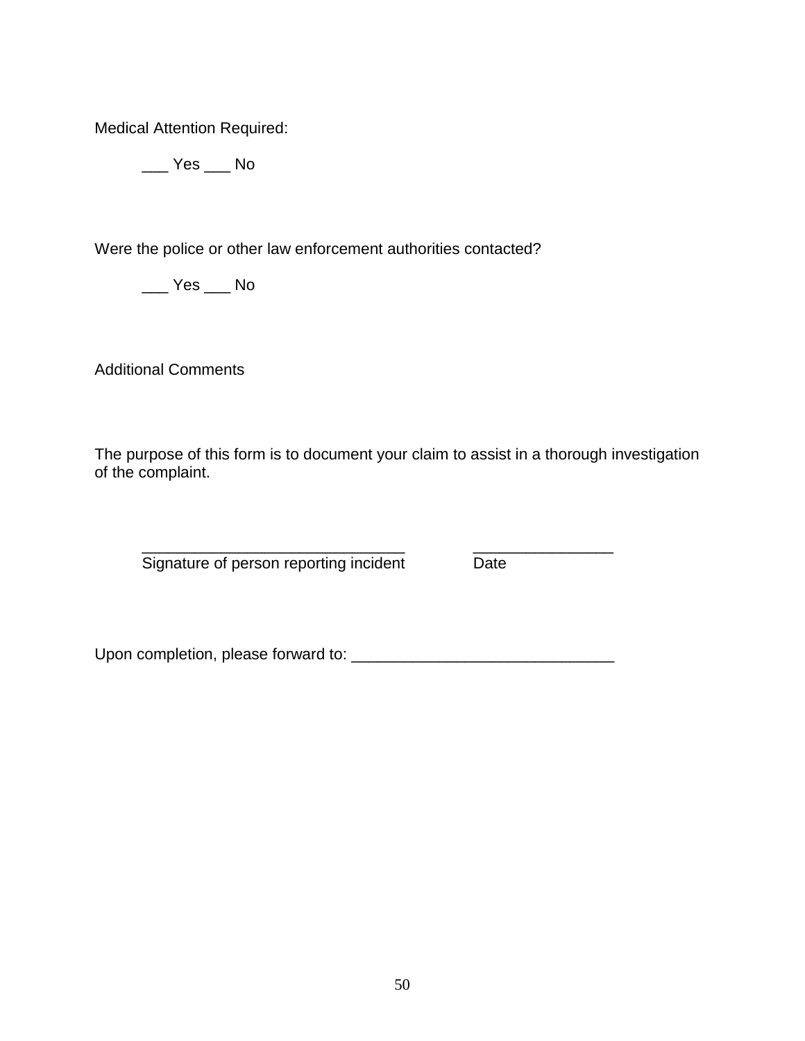Medical Attention Required:

___ Yes ___ No

Were the police or other law enforcement authorities contacted?

___ Yes ___ No

Additional Comments

The purpose of this form is to document your claim to assist in a thorough investigation of the complaint.

______________________________ ________________
Signature of person reporting incident Date

Upon completion, please forward to: ______________________________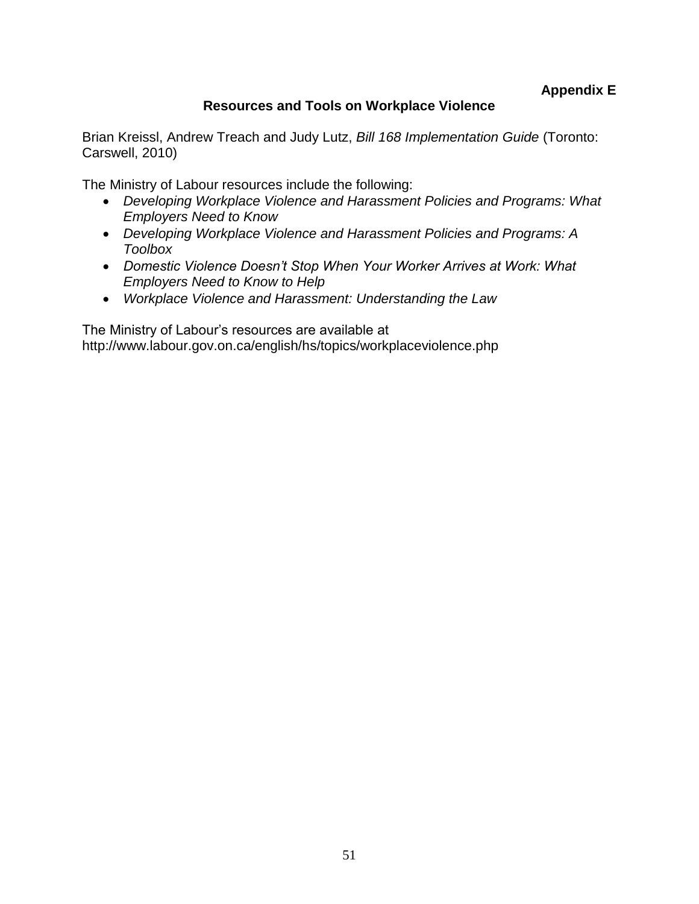**Appendix E**

## Resources and Tools on Workplace Violence

Brian Kreissl, Andrew Treach and Judy Lutz, *Bill 168 Implementation Guide* (Toronto: Carswell, 2010)

The Ministry of Labour resources include the following:

- *Developing Workplace Violence and Harassment Policies and Programs: What Employers Need to Know*
- *Developing Workplace Violence and Harassment Policies and Programs: A Toolbox*
- *Domestic Violence Doesn't Stop When Your Worker Arrives at Work: What Employers Need to Know to Help*
- *Workplace Violence and Harassment: Understanding the Law*

The Ministry of Labour's resources are available at http://www.labour.gov.on.ca/english/hs/topics/workplaceviolence.php